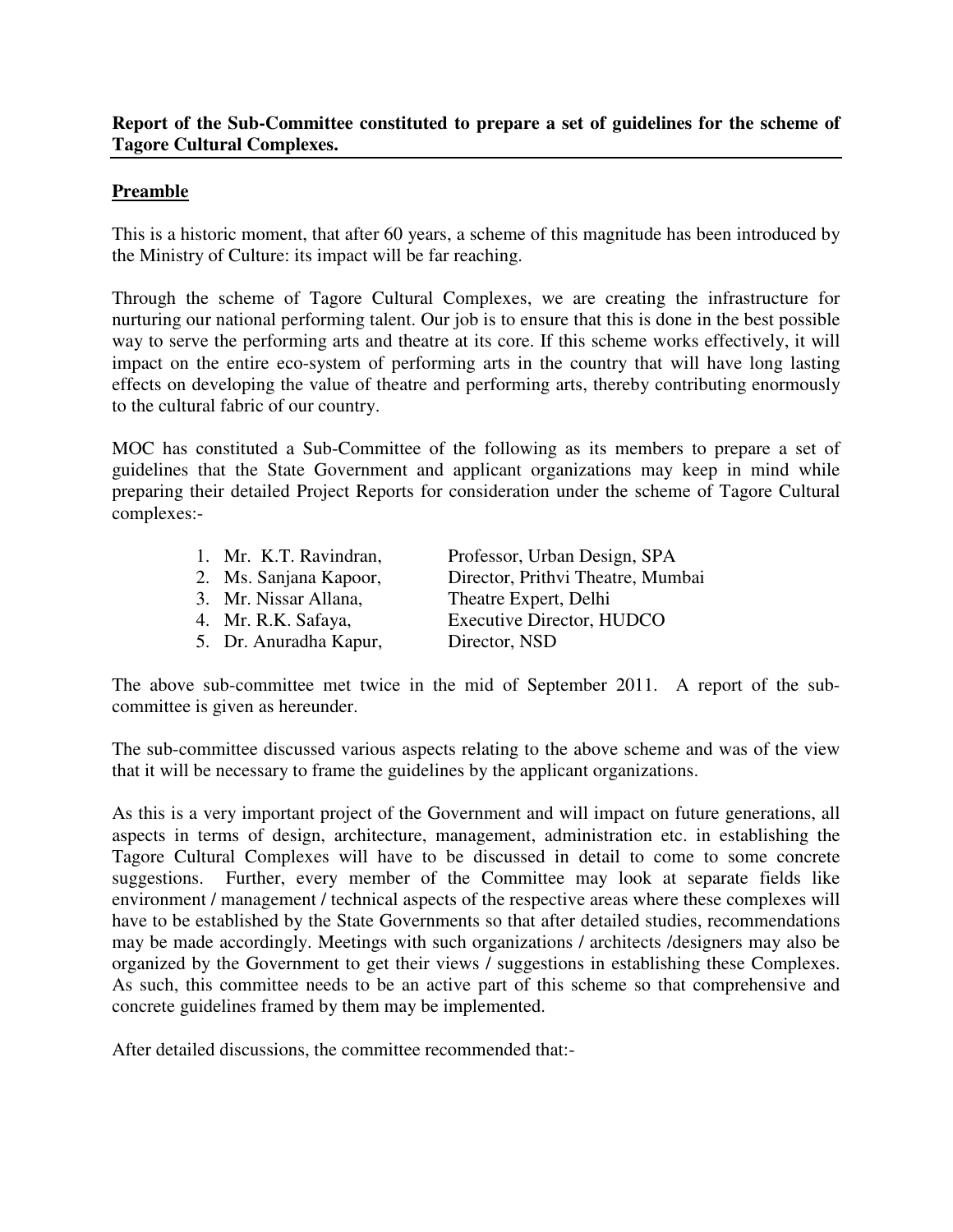**Report of the Sub-Committee constituted to prepare a set of guidelines for the scheme of Tagore Cultural Complexes.**

## Preamble

This is a historic moment, that after 60 years, a scheme of this magnitude has been introduced by the Ministry of Culture: its impact will be far reaching.

Through the scheme of Tagore Cultural Complexes, we are creating the infrastructure for nurturing our national performing talent. Our job is to ensure that this is done in the best possible way to serve the performing arts and theatre at its core. If this scheme works effectively, it will impact on the entire eco-system of performing arts in the country that will have long lasting effects on developing the value of theatre and performing arts, thereby contributing enormously to the cultural fabric of our country.

MOC has constituted a Sub-Committee of the following as its members to prepare a set of guidelines that the State Government and applicant organizations may keep in mind while preparing their detailed Project Reports for consideration under the scheme of Tagore Cultural complexes:-

1. Mr. K.T. Ravindran, Professor, Urban Design, SPA
2. Ms. Sanjana Kapoor, Director, Prithvi Theatre, Mumbai
3. Mr. Nissar Allana, Theatre Expert, Delhi
4. Mr. R.K. Safaya, Executive Director, HUDCO
5. Dr. Anuradha Kapur, Director, NSD

The above sub-committee met twice in the mid of September 2011. A report of the sub-committee is given as hereunder.

The sub-committee discussed various aspects relating to the above scheme and was of the view that it will be necessary to frame the guidelines by the applicant organizations.

As this is a very important project of the Government and will impact on future generations, all aspects in terms of design, architecture, management, administration etc. in establishing the Tagore Cultural Complexes will have to be discussed in detail to come to some concrete suggestions. Further, every member of the Committee may look at separate fields like environment / management / technical aspects of the respective areas where these complexes will have to be established by the State Governments so that after detailed studies, recommendations may be made accordingly. Meetings with such organizations / architects /designers may also be organized by the Government to get their views / suggestions in establishing these Complexes. As such, this committee needs to be an active part of this scheme so that comprehensive and concrete guidelines framed by them may be implemented.

After detailed discussions, the committee recommended that:-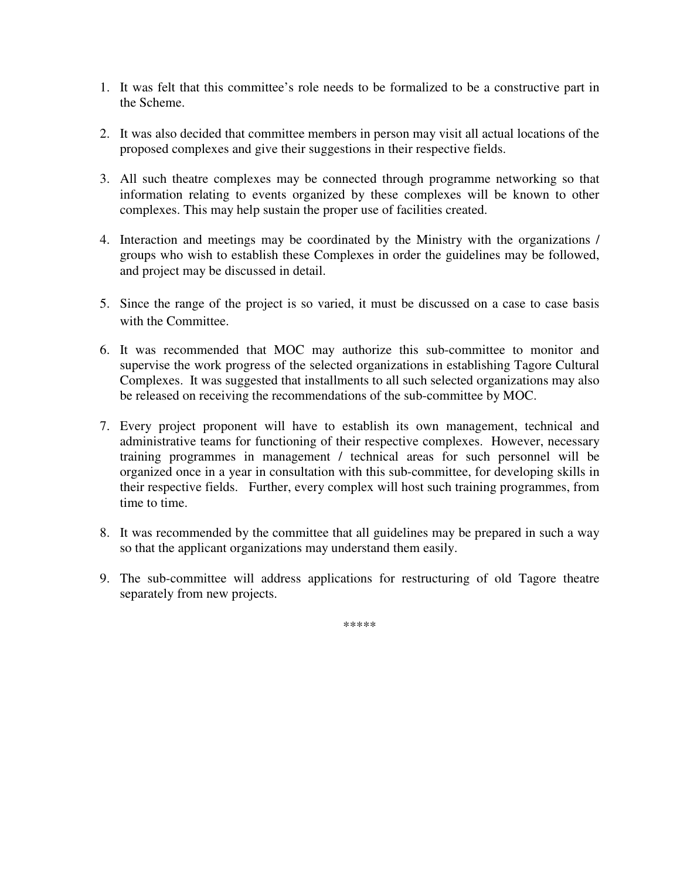1. It was felt that this committee's role needs to be formalized to be a constructive part in the Scheme.

2. It was also decided that committee members in person may visit all actual locations of the proposed complexes and give their suggestions in their respective fields.

3. All such theatre complexes may be connected through programme networking so that information relating to events organized by these complexes will be known to other complexes. This may help sustain the proper use of facilities created.

4. Interaction and meetings may be coordinated by the Ministry with the organizations / groups who wish to establish these Complexes in order the guidelines may be followed, and project may be discussed in detail.

5. Since the range of the project is so varied, it must be discussed on a case to case basis with the Committee.

6. It was recommended that MOC may authorize this sub-committee to monitor and supervise the work progress of the selected organizations in establishing Tagore Cultural Complexes. It was suggested that installments to all such selected organizations may also be released on receiving the recommendations of the sub-committee by MOC.

7. Every project proponent will have to establish its own management, technical and administrative teams for functioning of their respective complexes. However, necessary training programmes in management / technical areas for such personnel will be organized once in a year in consultation with this sub-committee, for developing skills in their respective fields. Further, every complex will host such training programmes, from time to time.

8. It was recommended by the committee that all guidelines may be prepared in such a way so that the applicant organizations may understand them easily.

9. The sub-committee will address applications for restructuring of old Tagore theatre separately from new projects.

*****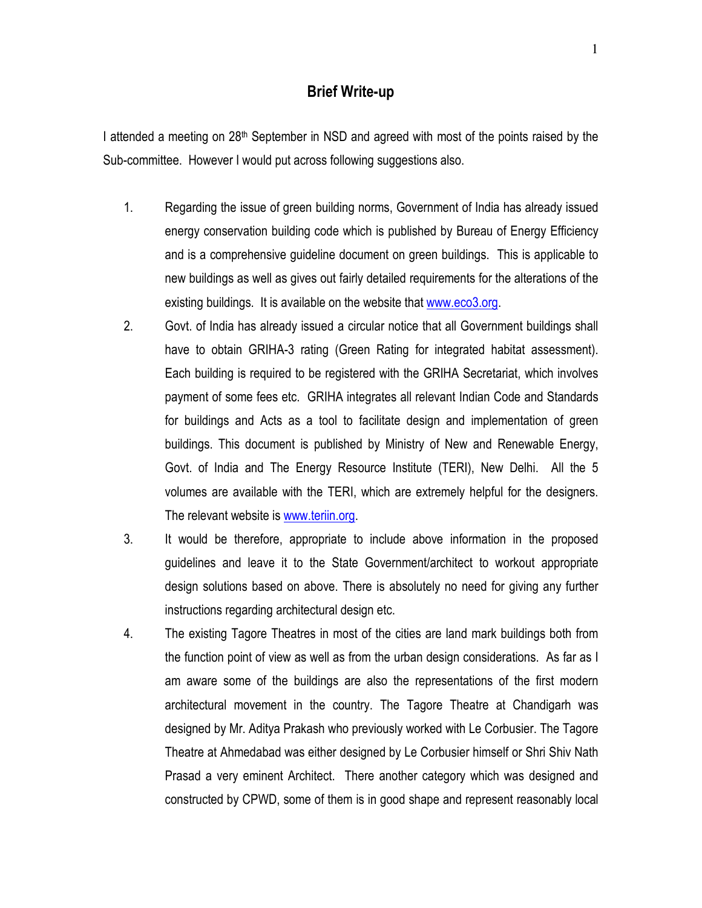## Brief Write-up

I attended a meeting on 28th September in NSD and agreed with most of the points raised by the Sub-committee. However I would put across following suggestions also.

1. Regarding the issue of green building norms, Government of India has already issued energy conservation building code which is published by Bureau of Energy Efficiency and is a comprehensive guideline document on green buildings. This is applicable to new buildings as well as gives out fairly detailed requirements for the alterations of the existing buildings. It is available on the website that www.eco3.org.
2. Govt. of India has already issued a circular notice that all Government buildings shall have to obtain GRIHA-3 rating (Green Rating for integrated habitat assessment). Each building is required to be registered with the GRIHA Secretariat, which involves payment of some fees etc. GRIHA integrates all relevant Indian Code and Standards for buildings and Acts as a tool to facilitate design and implementation of green buildings. This document is published by Ministry of New and Renewable Energy, Govt. of India and The Energy Resource Institute (TERI), New Delhi. All the 5 volumes are available with the TERI, which are extremely helpful for the designers. The relevant website is www.teriin.org.
3. It would be therefore, appropriate to include above information in the proposed guidelines and leave it to the State Government/architect to workout appropriate design solutions based on above. There is absolutely no need for giving any further instructions regarding architectural design etc.
4. The existing Tagore Theatres in most of the cities are land mark buildings both from the function point of view as well as from the urban design considerations. As far as I am aware some of the buildings are also the representations of the first modern architectural movement in the country. The Tagore Theatre at Chandigarh was designed by Mr. Aditya Prakash who previously worked with Le Corbusier. The Tagore Theatre at Ahmedabad was either designed by Le Corbusier himself or Shri Shiv Nath Prasad a very eminent Architect. There another category which was designed and constructed by CPWD, some of them is in good shape and represent reasonably local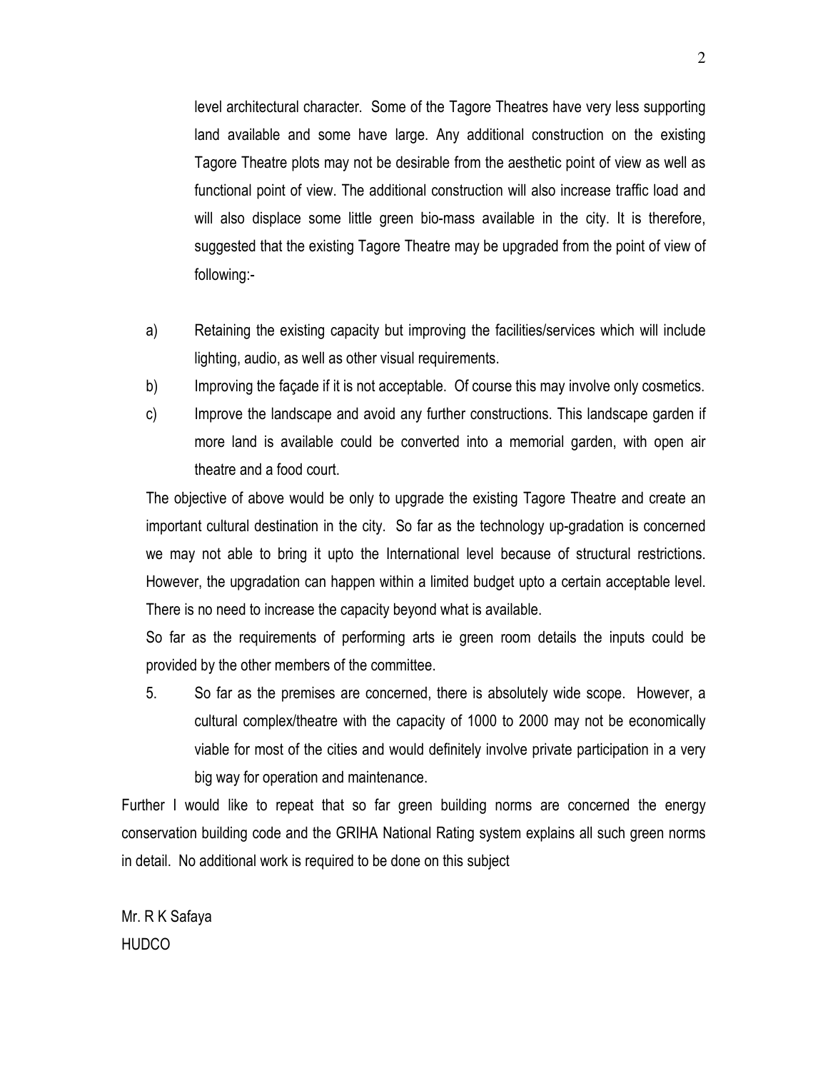level architectural character. Some of the Tagore Theatres have very less supporting land available and some have large. Any additional construction on the existing Tagore Theatre plots may not be desirable from the aesthetic point of view as well as functional point of view. The additional construction will also increase traffic load and will also displace some little green bio-mass available in the city. It is therefore, suggested that the existing Tagore Theatre may be upgraded from the point of view of following:-

a) Retaining the existing capacity but improving the facilities/services which will include lighting, audio, as well as other visual requirements.

b) Improving the façade if it is not acceptable. Of course this may involve only cosmetics.

c) Improve the landscape and avoid any further constructions. This landscape garden if more land is available could be converted into a memorial garden, with open air theatre and a food court.

The objective of above would be only to upgrade the existing Tagore Theatre and create an important cultural destination in the city. So far as the technology up-gradation is concerned we may not able to bring it upto the International level because of structural restrictions. However, the upgradation can happen within a limited budget upto a certain acceptable level. There is no need to increase the capacity beyond what is available.

So far as the requirements of performing arts ie green room details the inputs could be provided by the other members of the committee.

5. So far as the premises are concerned, there is absolutely wide scope. However, a cultural complex/theatre with the capacity of 1000 to 2000 may not be economically viable for most of the cities and would definitely involve private participation in a very big way for operation and maintenance.

Further I would like to repeat that so far green building norms are concerned the energy conservation building code and the GRIHA National Rating system explains all such green norms in detail. No additional work is required to be done on this subject

Mr. R K Safaya
HUDCO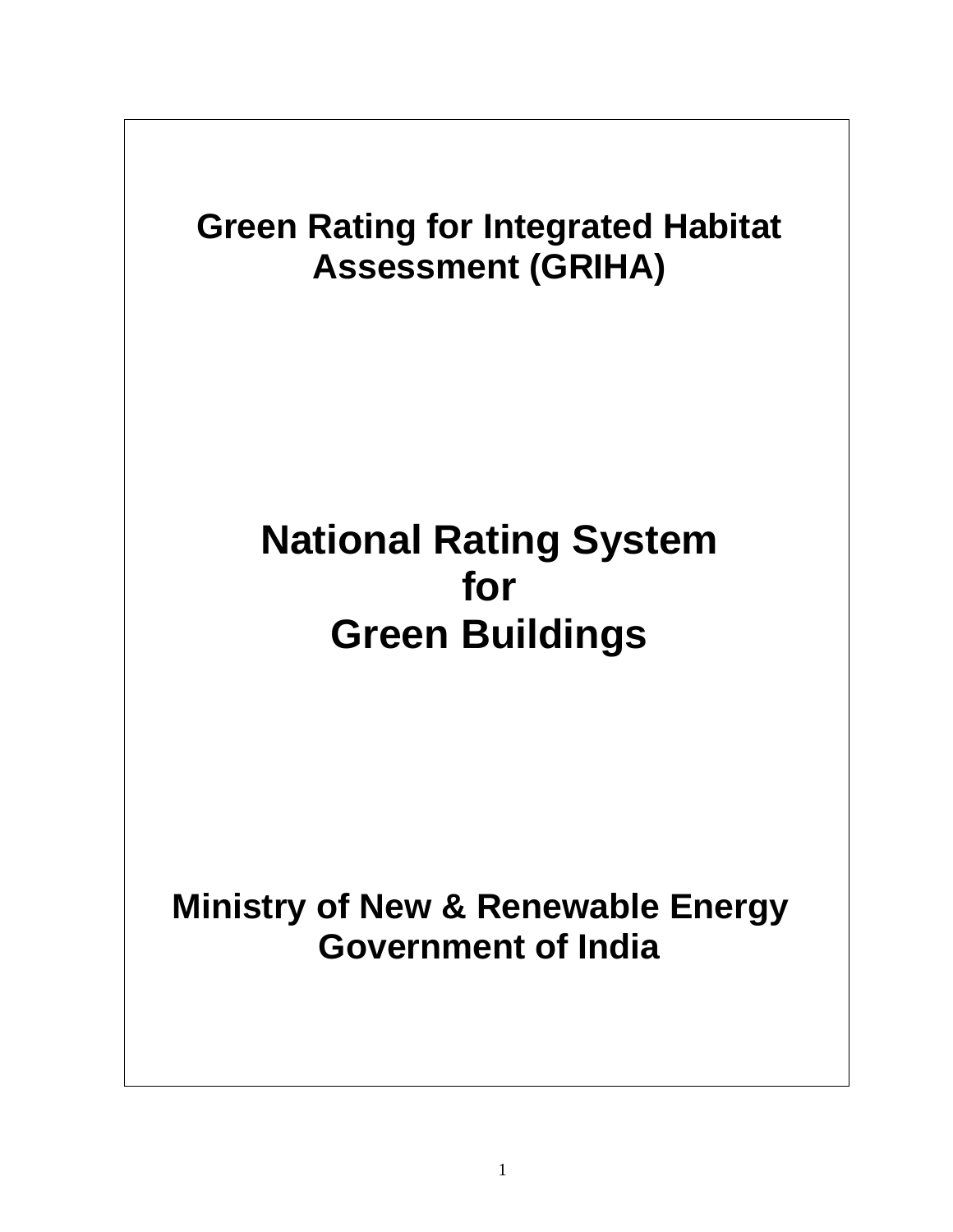# Green Rating for Integrated Habitat Assessment (GRIHA)

# National Rating System for Green Buildings

**Ministry of New & Renewable Energy**
**Government of India**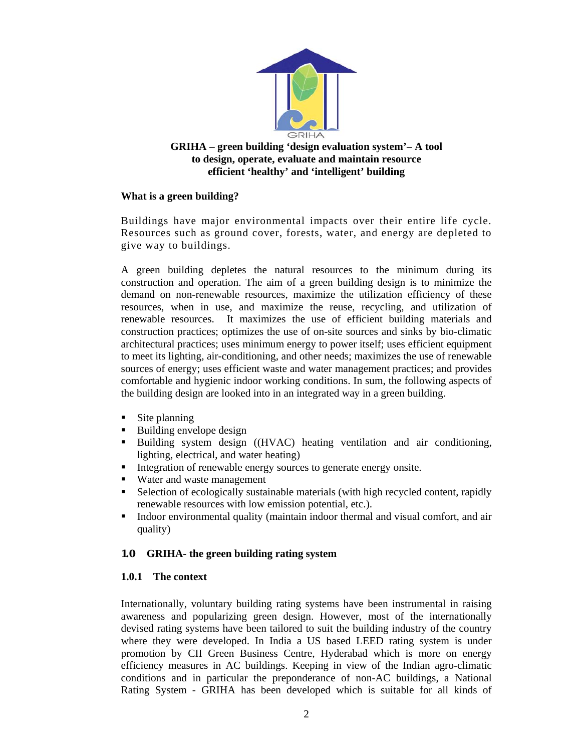GRIHA

**GRIHA – green building 'design evaluation system'– A tool to design, operate, evaluate and maintain resource efficient 'healthy' and 'intelligent' building**

**What is a green building?**

Buildings have major environmental impacts over their entire life cycle. Resources such as ground cover, forests, water, and energy are depleted to give way to buildings.

A green building depletes the natural resources to the minimum during its construction and operation. The aim of a green building design is to minimize the demand on non-renewable resources, maximize the utilization efficiency of these resources, when in use, and maximize the reuse, recycling, and utilization of renewable resources. It maximizes the use of efficient building materials and construction practices; optimizes the use of on-site sources and sinks by bio-climatic architectural practices; uses minimum energy to power itself; uses efficient equipment to meet its lighting, air-conditioning, and other needs; maximizes the use of renewable sources of energy; uses efficient waste and water management practices; and provides comfortable and hygienic indoor working conditions. In sum, the following aspects of the building design are looked into in an integrated way in a green building.

- Site planning
- Building envelope design
- Building system design ((HVAC) heating ventilation and air conditioning, lighting, electrical, and water heating)
- Integration of renewable energy sources to generate energy onsite.
- Water and waste management
- Selection of ecologically sustainable materials (with high recycled content, rapidly renewable resources with low emission potential, etc.).
- Indoor environmental quality (maintain indoor thermal and visual comfort, and air quality)

## 1.0 GRIHA- the green building rating system

### 1.0.1 The context

Internationally, voluntary building rating systems have been instrumental in raising awareness and popularizing green design. However, most of the internationally devised rating systems have been tailored to suit the building industry of the country where they were developed. In India a US based LEED rating system is under promotion by CII Green Business Centre, Hyderabad which is more on energy efficiency measures in AC buildings. Keeping in view of the Indian agro-climatic conditions and in particular the preponderance of non-AC buildings, a National Rating System - GRIHA has been developed which is suitable for all kinds of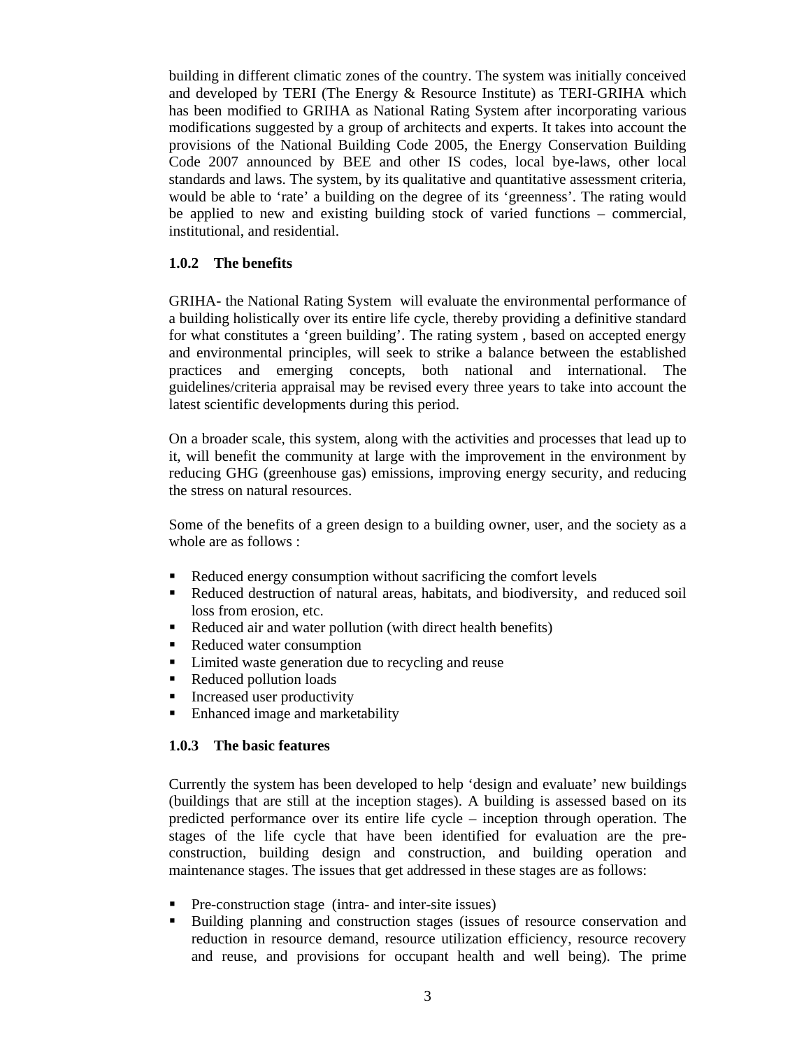building in different climatic zones of the country. The system was initially conceived and developed by TERI (The Energy & Resource Institute) as TERI-GRIHA which has been modified to GRIHA as National Rating System after incorporating various modifications suggested by a group of architects and experts. It takes into account the provisions of the National Building Code 2005, the Energy Conservation Building Code 2007 announced by BEE and other IS codes, local bye-laws, other local standards and laws. The system, by its qualitative and quantitative assessment criteria, would be able to 'rate' a building on the degree of its 'greenness'. The rating would be applied to new and existing building stock of varied functions – commercial, institutional, and residential.

### 1.0.2 The benefits

GRIHA- the National Rating System will evaluate the environmental performance of a building holistically over its entire life cycle, thereby providing a definitive standard for what constitutes a 'green building'. The rating system , based on accepted energy and environmental principles, will seek to strike a balance between the established practices and emerging concepts, both national and international. The guidelines/criteria appraisal may be revised every three years to take into account the latest scientific developments during this period.

On a broader scale, this system, along with the activities and processes that lead up to it, will benefit the community at large with the improvement in the environment by reducing GHG (greenhouse gas) emissions, improving energy security, and reducing the stress on natural resources.

Some of the benefits of a green design to a building owner, user, and the society as a whole are as follows :

- Reduced energy consumption without sacrificing the comfort levels
- Reduced destruction of natural areas, habitats, and biodiversity, and reduced soil loss from erosion, etc.
- Reduced air and water pollution (with direct health benefits)
- Reduced water consumption
- Limited waste generation due to recycling and reuse
- Reduced pollution loads
- Increased user productivity
- Enhanced image and marketability

### 1.0.3 The basic features

Currently the system has been developed to help 'design and evaluate' new buildings (buildings that are still at the inception stages). A building is assessed based on its predicted performance over its entire life cycle – inception through operation. The stages of the life cycle that have been identified for evaluation are the pre-construction, building design and construction, and building operation and maintenance stages. The issues that get addressed in these stages are as follows:

- Pre-construction stage (intra- and inter-site issues)
- Building planning and construction stages (issues of resource conservation and reduction in resource demand, resource utilization efficiency, resource recovery and reuse, and provisions for occupant health and well being). The prime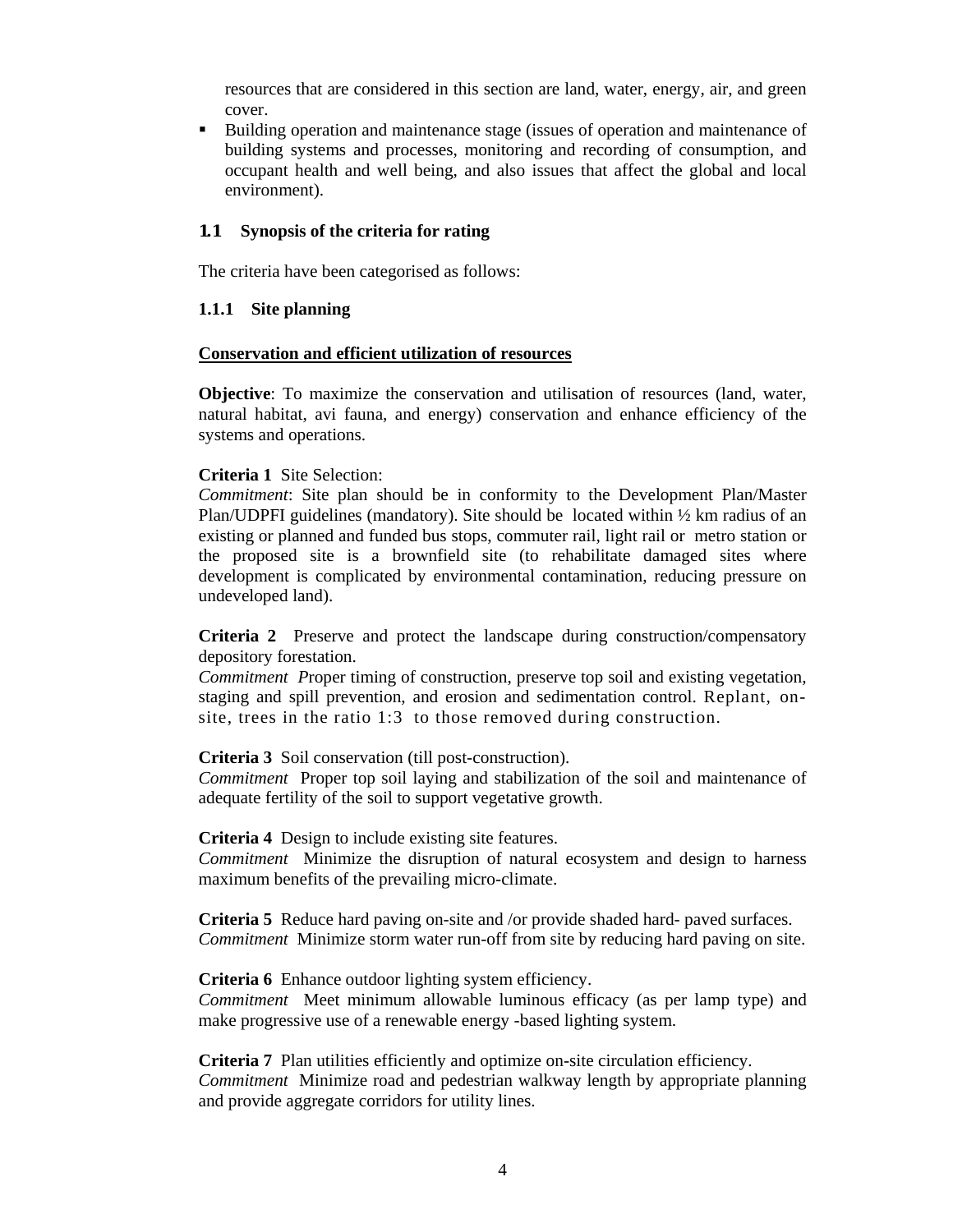resources that are considered in this section are land, water, energy, air, and green cover.

- Building operation and maintenance stage (issues of operation and maintenance of building systems and processes, monitoring and recording of consumption, and occupant health and well being, and also issues that affect the global and local environment).

## 1.1 Synopsis of the criteria for rating

The criteria have been categorised as follows:

### 1.1.1 Site planning

**Conservation and efficient utilization of resources**

**Objective**: To maximize the conservation and utilisation of resources (land, water, natural habitat, avi fauna, and energy) conservation and enhance efficiency of the systems and operations.

**Criteria 1** Site Selection:
*Commitment*: Site plan should be in conformity to the Development Plan/Master Plan/UDPFI guidelines (mandatory). Site should be located within ½ km radius of an existing or planned and funded bus stops, commuter rail, light rail or metro station or the proposed site is a brownfield site (to rehabilitate damaged sites where development is complicated by environmental contamination, reducing pressure on undeveloped land).

**Criteria 2** Preserve and protect the landscape during construction/compensatory depository forestation.
*Commitment* *P*roper timing of construction, preserve top soil and existing vegetation, staging and spill prevention, and erosion and sedimentation control. Replant, on-site, trees in the ratio 1:3 to those removed during construction.

**Criteria 3** Soil conservation (till post-construction).
*Commitment* Proper top soil laying and stabilization of the soil and maintenance of adequate fertility of the soil to support vegetative growth.

**Criteria 4** Design to include existing site features.
*Commitment* Minimize the disruption of natural ecosystem and design to harness maximum benefits of the prevailing micro-climate.

**Criteria 5** Reduce hard paving on-site and /or provide shaded hard- paved surfaces.
*Commitment* Minimize storm water run-off from site by reducing hard paving on site.

**Criteria 6** Enhance outdoor lighting system efficiency.
*Commitment* Meet minimum allowable luminous efficacy (as per lamp type) and make progressive use of a renewable energy -based lighting system.

**Criteria 7** Plan utilities efficiently and optimize on-site circulation efficiency.
*Commitment* Minimize road and pedestrian walkway length by appropriate planning and provide aggregate corridors for utility lines.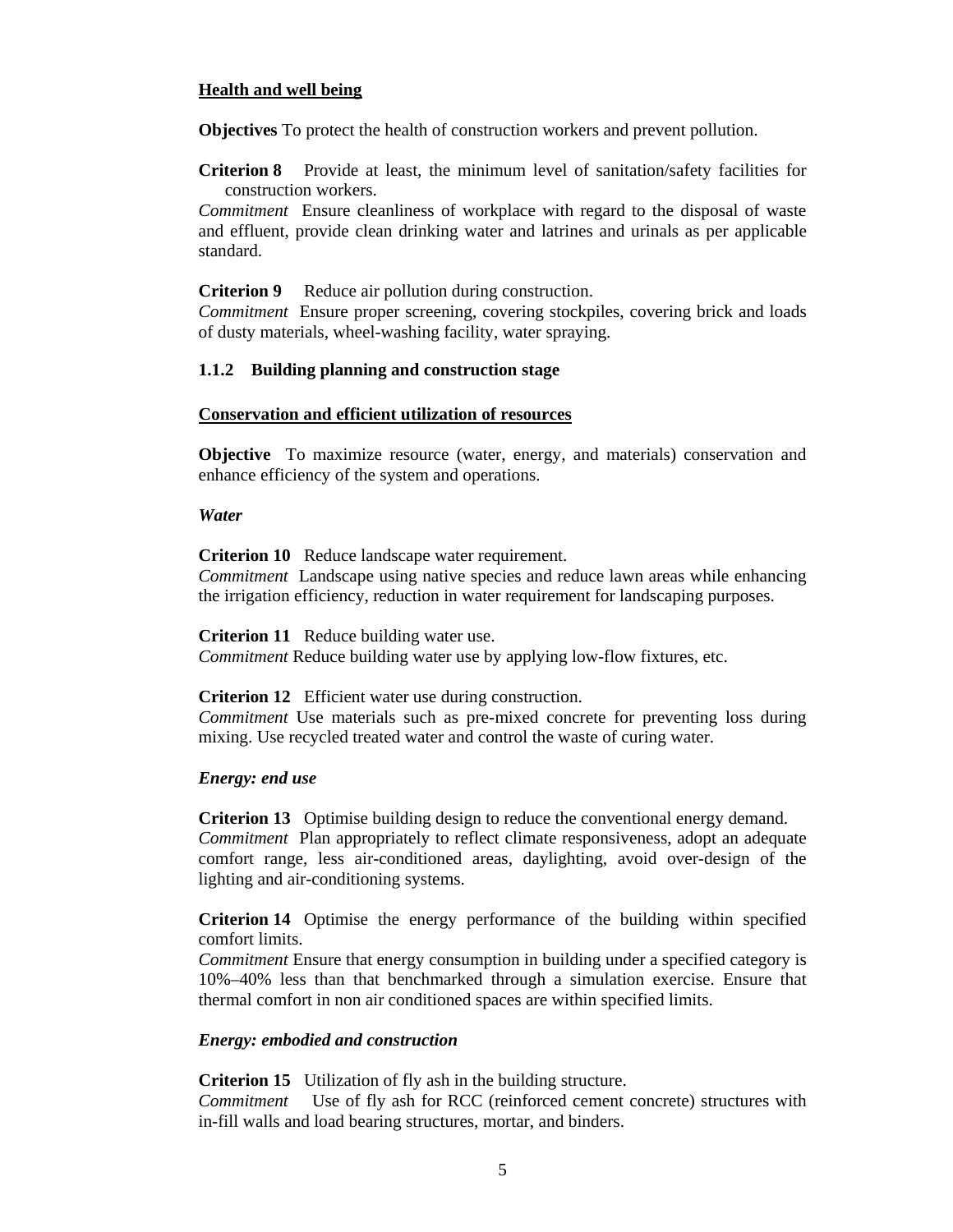**Health and well being**

**Objectives** To protect the health of construction workers and prevent pollution.

**Criterion 8** Provide at least, the minimum level of sanitation/safety facilities for construction workers.
*Commitment* Ensure cleanliness of workplace with regard to the disposal of waste and effluent, provide clean drinking water and latrines and urinals as per applicable standard.

**Criterion 9** Reduce air pollution during construction.
*Commitment* Ensure proper screening, covering stockpiles, covering brick and loads of dusty materials, wheel-washing facility, water spraying.

### 1.1.2 Building planning and construction stage

**Conservation and efficient utilization of resources**

**Objective** To maximize resource (water, energy, and materials) conservation and enhance efficiency of the system and operations.

***Water***

**Criterion 10** Reduce landscape water requirement.
*Commitment* Landscape using native species and reduce lawn areas while enhancing the irrigation efficiency, reduction in water requirement for landscaping purposes.

**Criterion 11** Reduce building water use.
*Commitment* Reduce building water use by applying low-flow fixtures, etc.

**Criterion 12** Efficient water use during construction.
*Commitment* Use materials such as pre-mixed concrete for preventing loss during mixing. Use recycled treated water and control the waste of curing water.

***Energy: end use***

**Criterion 13** Optimise building design to reduce the conventional energy demand.
*Commitment* Plan appropriately to reflect climate responsiveness, adopt an adequate comfort range, less air-conditioned areas, daylighting, avoid over-design of the lighting and air-conditioning systems.

**Criterion 14** Optimise the energy performance of the building within specified comfort limits.
*Commitment* Ensure that energy consumption in building under a specified category is 10%–40% less than that benchmarked through a simulation exercise. Ensure that thermal comfort in non air conditioned spaces are within specified limits.

***Energy: embodied and construction***

**Criterion 15** Utilization of fly ash in the building structure.
*Commitment* Use of fly ash for RCC (reinforced cement concrete) structures with in-fill walls and load bearing structures, mortar, and binders.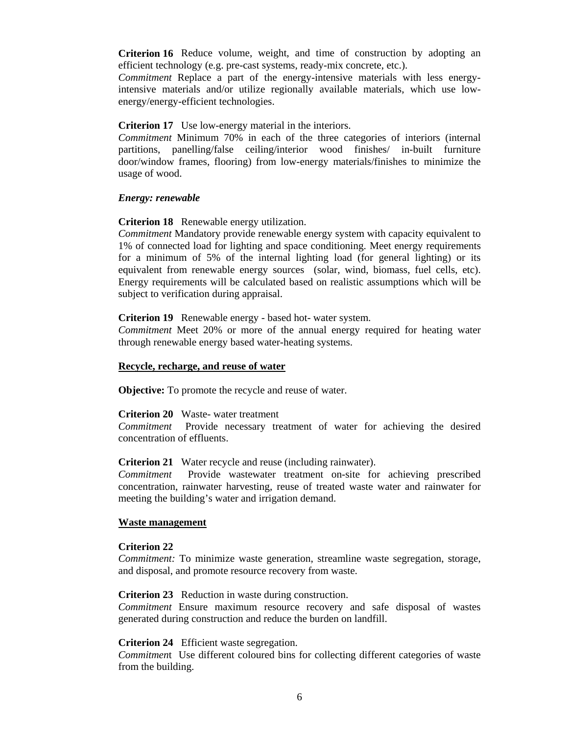**Criterion 16** Reduce volume, weight, and time of construction by adopting an efficient technology (e.g. pre-cast systems, ready-mix concrete, etc.).
*Commitment* Replace a part of the energy-intensive materials with less energy-intensive materials and/or utilize regionally available materials, which use low-energy/energy-efficient technologies.

**Criterion 17** Use low-energy material in the interiors.
*Commitment* Minimum 70% in each of the three categories of interiors (internal partitions, panelling/false ceiling/interior wood finishes/ in-built furniture door/window frames, flooring) from low-energy materials/finishes to minimize the usage of wood.

***Energy: renewable***

**Criterion 18** Renewable energy utilization.
*Commitment* Mandatory provide renewable energy system with capacity equivalent to 1% of connected load for lighting and space conditioning. Meet energy requirements for a minimum of 5% of the internal lighting load (for general lighting) or its equivalent from renewable energy sources (solar, wind, biomass, fuel cells, etc). Energy requirements will be calculated based on realistic assumptions which will be subject to verification during appraisal.

**Criterion 19** Renewable energy - based hot- water system.
*Commitment* Meet 20% or more of the annual energy required for heating water through renewable energy based water-heating systems.

**<u>Recycle, recharge, and reuse of water</u>**

**Objective:** To promote the recycle and reuse of water.

**Criterion 20** Waste- water treatment
*Commitment* Provide necessary treatment of water for achieving the desired concentration of effluents.

**Criterion 21** Water recycle and reuse (including rainwater).
*Commitment* Provide wastewater treatment on-site for achieving prescribed concentration, rainwater harvesting, reuse of treated waste water and rainwater for meeting the building's water and irrigation demand.

**<u>Waste management</u>**

**Criterion 22**
*Commitment:* To minimize waste generation, streamline waste segregation, storage, and disposal, and promote resource recovery from waste.

**Criterion 23** Reduction in waste during construction.
*Commitment* Ensure maximum resource recovery and safe disposal of wastes generated during construction and reduce the burden on landfill.

**Criterion 24** Efficient waste segregation.
*Commitment* Use different coloured bins for collecting different categories of waste from the building.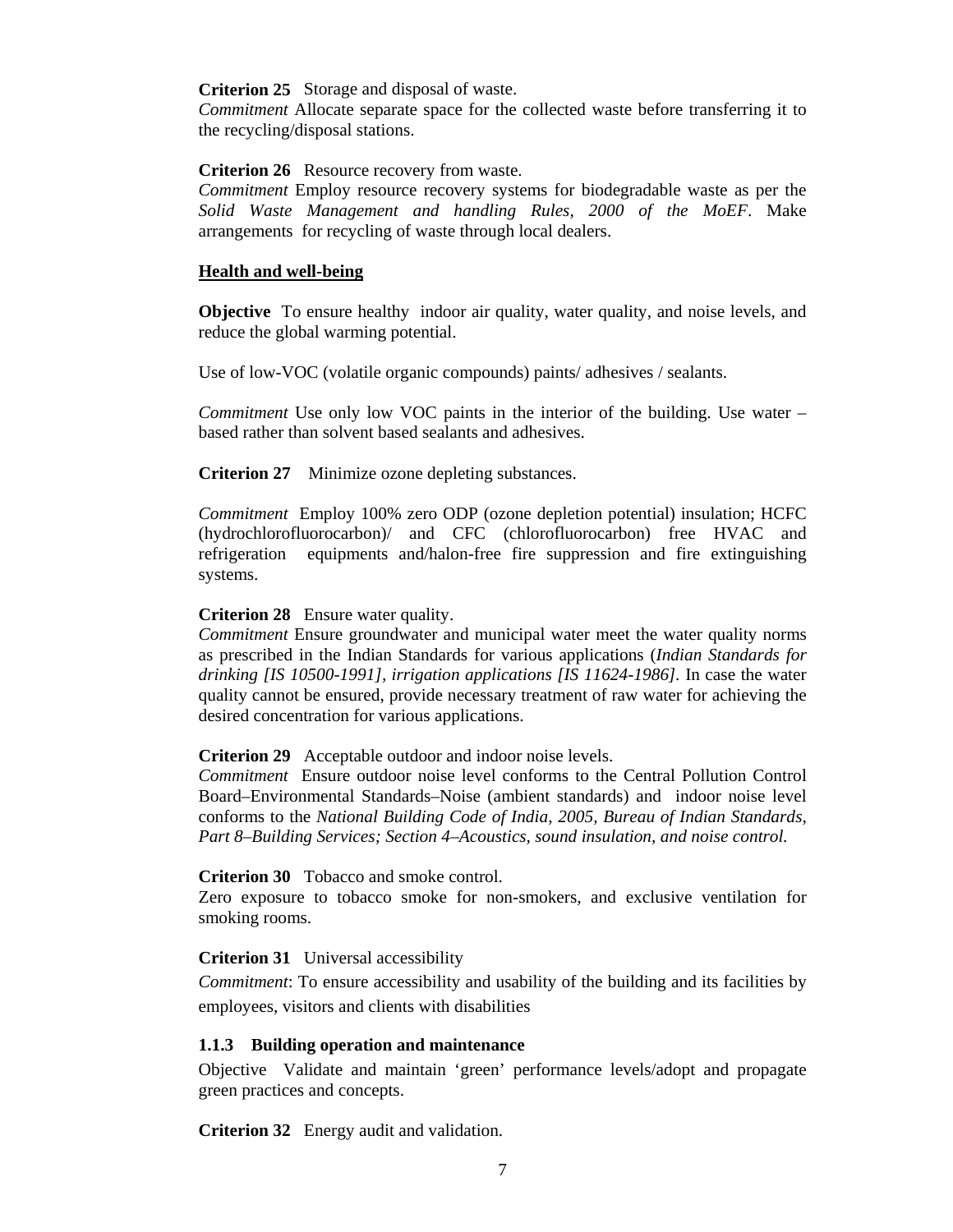**Criterion 25** Storage and disposal of waste.
*Commitment* Allocate separate space for the collected waste before transferring it to the recycling/disposal stations.

**Criterion 26** Resource recovery from waste.
*Commitment* Employ resource recovery systems for biodegradable waste as per the *Solid Waste Management and handling Rules, 2000 of the MoEF*. Make arrangements for recycling of waste through local dealers.

**Health and well-being**

**Objective** To ensure healthy indoor air quality, water quality, and noise levels, and reduce the global warming potential.

Use of low-VOC (volatile organic compounds) paints/ adhesives / sealants.

*Commitment* Use only low VOC paints in the interior of the building. Use water – based rather than solvent based sealants and adhesives.

**Criterion 27** Minimize ozone depleting substances.

*Commitment* Employ 100% zero ODP (ozone depletion potential) insulation; HCFC (hydrochlorofluorocarbon)/ and CFC (chlorofluorocarbon) free HVAC and refrigeration equipments and/halon-free fire suppression and fire extinguishing systems.

**Criterion 28** Ensure water quality.
*Commitment* Ensure groundwater and municipal water meet the water quality norms as prescribed in the Indian Standards for various applications (*Indian Standards for drinking [IS 10500-1991], irrigation applications [IS 11624-1986]*. In case the water quality cannot be ensured, provide necessary treatment of raw water for achieving the desired concentration for various applications.

**Criterion 29** Acceptable outdoor and indoor noise levels.
*Commitment* Ensure outdoor noise level conforms to the Central Pollution Control Board–Environmental Standards–Noise (ambient standards) and indoor noise level conforms to the *National Building Code of India, 2005, Bureau of Indian Standards, Part 8–Building Services; Section 4–Acoustics, sound insulation, and noise control.*

**Criterion 30** Tobacco and smoke control.
Zero exposure to tobacco smoke for non-smokers, and exclusive ventilation for smoking rooms.

**Criterion 31** Universal accessibility

*Commitment*: To ensure accessibility and usability of the building and its facilities by employees, visitors and clients with disabilities

### 1.1.3 Building operation and maintenance

Objective Validate and maintain 'green' performance levels/adopt and propagate green practices and concepts.

**Criterion 32** Energy audit and validation.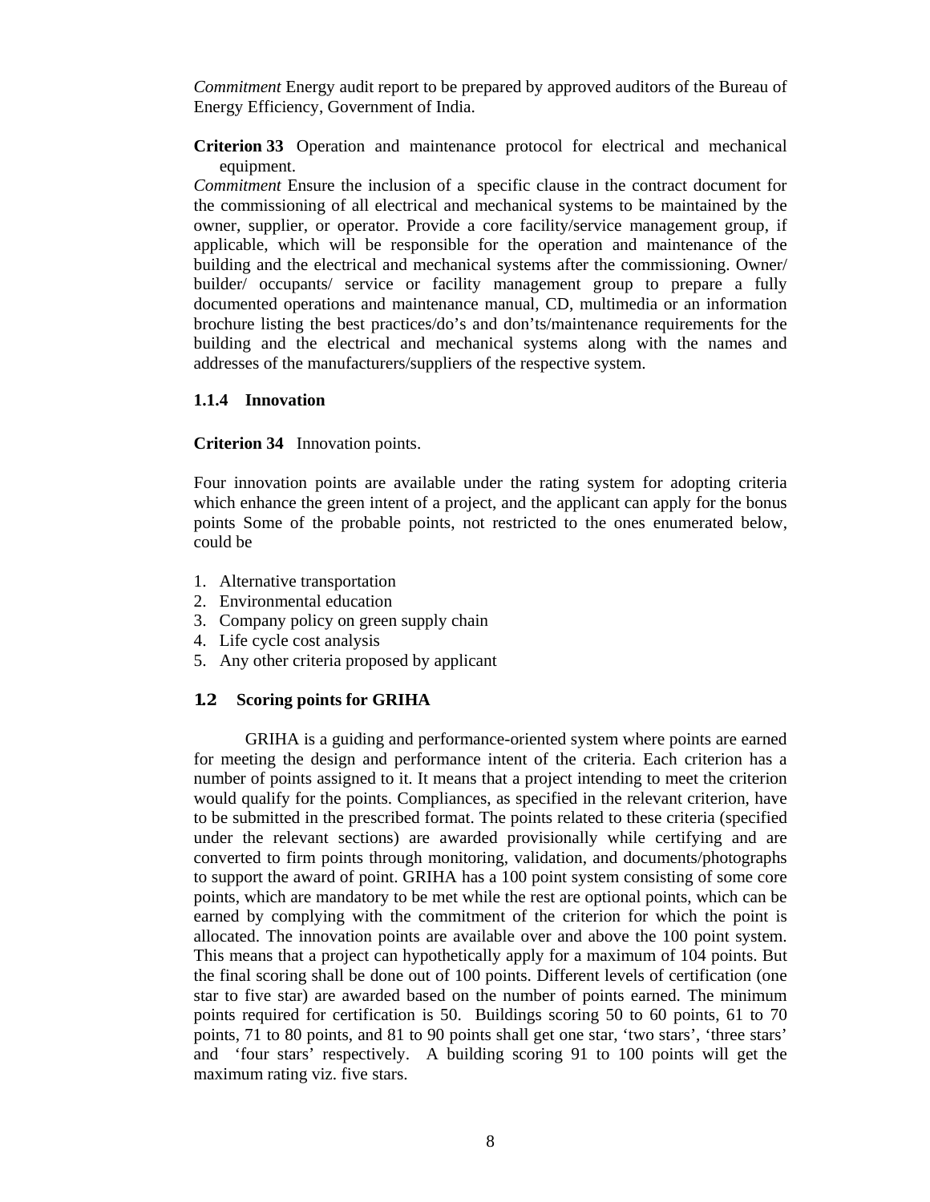*Commitment* Energy audit report to be prepared by approved auditors of the Bureau of Energy Efficiency, Government of India.

**Criterion 33** Operation and maintenance protocol for electrical and mechanical equipment.

*Commitment* Ensure the inclusion of a specific clause in the contract document for the commissioning of all electrical and mechanical systems to be maintained by the owner, supplier, or operator. Provide a core facility/service management group, if applicable, which will be responsible for the operation and maintenance of the building and the electrical and mechanical systems after the commissioning. Owner/ builder/ occupants/ service or facility management group to prepare a fully documented operations and maintenance manual, CD, multimedia or an information brochure listing the best practices/do's and don'ts/maintenance requirements for the building and the electrical and mechanical systems along with the names and addresses of the manufacturers/suppliers of the respective system.

### 1.1.4 Innovation

**Criterion 34** Innovation points.

Four innovation points are available under the rating system for adopting criteria which enhance the green intent of a project, and the applicant can apply for the bonus points Some of the probable points, not restricted to the ones enumerated below, could be

1. Alternative transportation
2. Environmental education
3. Company policy on green supply chain
4. Life cycle cost analysis
5. Any other criteria proposed by applicant

## 1.2 Scoring points for GRIHA

GRIHA is a guiding and performance-oriented system where points are earned for meeting the design and performance intent of the criteria. Each criterion has a number of points assigned to it. It means that a project intending to meet the criterion would qualify for the points. Compliances, as specified in the relevant criterion, have to be submitted in the prescribed format. The points related to these criteria (specified under the relevant sections) are awarded provisionally while certifying and are converted to firm points through monitoring, validation, and documents/photographs to support the award of point. GRIHA has a 100 point system consisting of some core points, which are mandatory to be met while the rest are optional points, which can be earned by complying with the commitment of the criterion for which the point is allocated. The innovation points are available over and above the 100 point system. This means that a project can hypothetically apply for a maximum of 104 points. But the final scoring shall be done out of 100 points. Different levels of certification (one star to five star) are awarded based on the number of points earned. The minimum points required for certification is 50. Buildings scoring 50 to 60 points, 61 to 70 points, 71 to 80 points, and 81 to 90 points shall get one star, 'two stars', 'three stars' and 'four stars' respectively. A building scoring 91 to 100 points will get the maximum rating viz. five stars.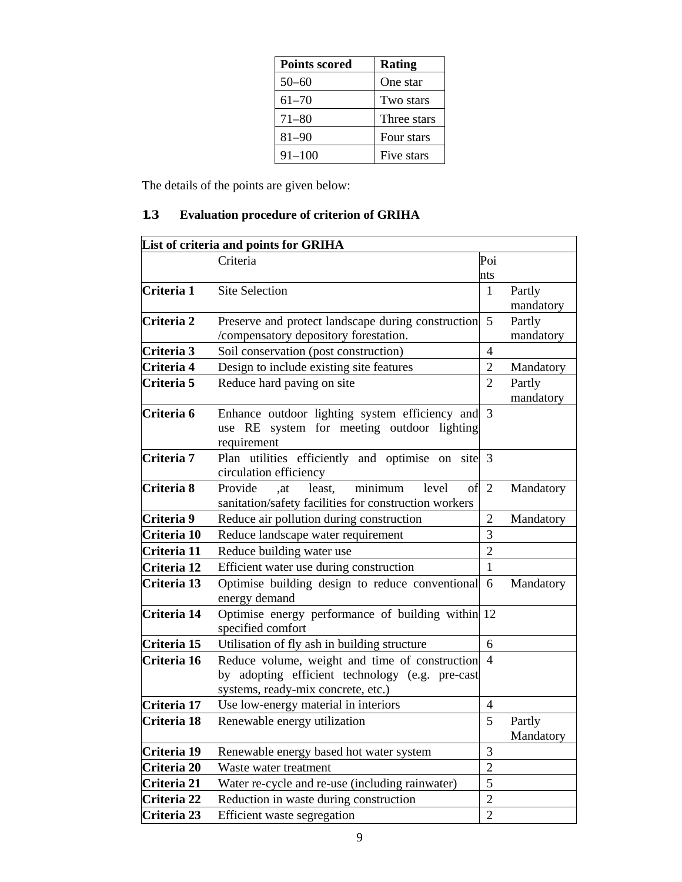| Points scored | Rating |
|---|---|
| 50–60 | One star |
| 61–70 | Two stars |
| 71–80 | Three stars |
| 81–90 | Four stars |
| 91–100 | Five stars |

The details of the points are given below:

## 1.3 Evaluation procedure of criterion of GRIHA

| List of criteria and points for GRIHA | | | |
|---|---|---|---|
| | Criteria | Points | |
| **Criteria 1** | Site Selection | 1 | Partly mandatory |
| **Criteria 2** | Preserve and protect landscape during construction /compensatory depository forestation. | 5 | Partly mandatory |
| **Criteria 3** | Soil conservation (post construction) | 4 | |
| **Criteria 4** | Design to include existing site features | 2 | Mandatory |
| **Criteria 5** | Reduce hard paving on site | 2 | Partly mandatory |
| **Criteria 6** | Enhance outdoor lighting system efficiency and use RE system for meeting outdoor lighting requirement | 3 | |
| **Criteria 7** | Plan utilities efficiently and optimise on site circulation efficiency | 3 | |
| **Criteria 8** | Provide ,at least, minimum level of sanitation/safety facilities for construction workers | 2 | Mandatory |
| **Criteria 9** | Reduce air pollution during construction | 2 | Mandatory |
| **Criteria 10** | Reduce landscape water requirement | 3 | |
| **Criteria 11** | Reduce building water use | 2 | |
| **Criteria 12** | Efficient water use during construction | 1 | |
| **Criteria 13** | Optimise building design to reduce conventional energy demand | 6 | Mandatory |
| **Criteria 14** | Optimise energy performance of building within specified comfort | 12 | |
| **Criteria 15** | Utilisation of fly ash in building structure | 6 | |
| **Criteria 16** | Reduce volume, weight and time of construction by adopting efficient technology (e.g. pre-cast systems, ready-mix concrete, etc.) | 4 | |
| **Criteria 17** | Use low-energy material in interiors | 4 | |
| **Criteria 18** | Renewable energy utilization | 5 | Partly Mandatory |
| **Criteria 19** | Renewable energy based hot water system | 3 | |
| **Criteria 20** | Waste water treatment | 2 | |
| **Criteria 21** | Water re-cycle and re-use (including rainwater) | 5 | |
| **Criteria 22** | Reduction in waste during construction | 2 | |
| **Criteria 23** | Efficient waste segregation | 2 | |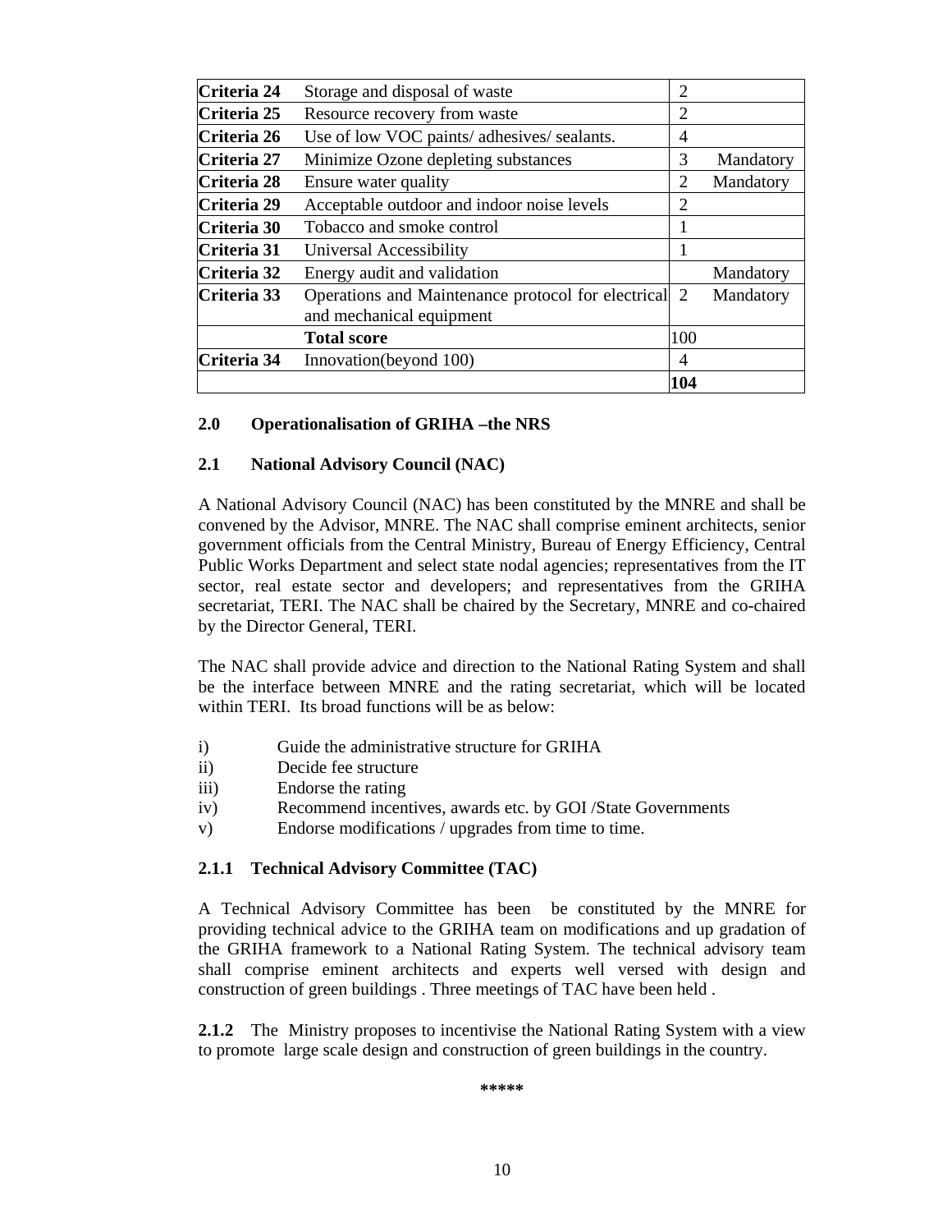| Criteria 24 | Storage and disposal of waste | 2 | |
|---|---|---|---|
| Criteria 25 | Resource recovery from waste | 2 | |
| Criteria 26 | Use of low VOC paints/ adhesives/ sealants. | 4 | |
| Criteria 27 | Minimize Ozone depleting substances | 3 | Mandatory |
| Criteria 28 | Ensure water quality | 2 | Mandatory |
| Criteria 29 | Acceptable outdoor and indoor noise levels | 2 | |
| Criteria 30 | Tobacco and smoke control | 1 | |
| Criteria 31 | Universal Accessibility | 1 | |
| Criteria 32 | Energy audit and validation | | Mandatory |
| Criteria 33 | Operations and Maintenance protocol for electrical and mechanical equipment | 2 | Mandatory |
| | **Total score** | 100 | |
| Criteria 34 | Innovation(beyond 100) | 4 | |
| | | **104** | |

## 2.0 Operationalisation of GRIHA –the NRS

### 2.1 National Advisory Council (NAC)

A National Advisory Council (NAC) has been constituted by the MNRE and shall be convened by the Advisor, MNRE. The NAC shall comprise eminent architects, senior government officials from the Central Ministry, Bureau of Energy Efficiency, Central Public Works Department and select state nodal agencies; representatives from the IT sector, real estate sector and developers; and representatives from the GRIHA secretariat, TERI. The NAC shall be chaired by the Secretary, MNRE and co-chaired by the Director General, TERI.

The NAC shall provide advice and direction to the National Rating System and shall be the interface between MNRE and the rating secretariat, which will be located within TERI. Its broad functions will be as below:

i) Guide the administrative structure for GRIHA
ii) Decide fee structure
iii) Endorse the rating
iv) Recommend incentives, awards etc. by GOI /State Governments
v) Endorse modifications / upgrades from time to time.

#### 2.1.1 Technical Advisory Committee (TAC)

A Technical Advisory Committee has been be constituted by the MNRE for providing technical advice to the GRIHA team on modifications and up gradation of the GRIHA framework to a National Rating System. The technical advisory team shall comprise eminent architects and experts well versed with design and construction of green buildings . Three meetings of TAC have been held .

**2.1.2** The Ministry proposes to incentivise the National Rating System with a view to promote large scale design and construction of green buildings in the country.

*****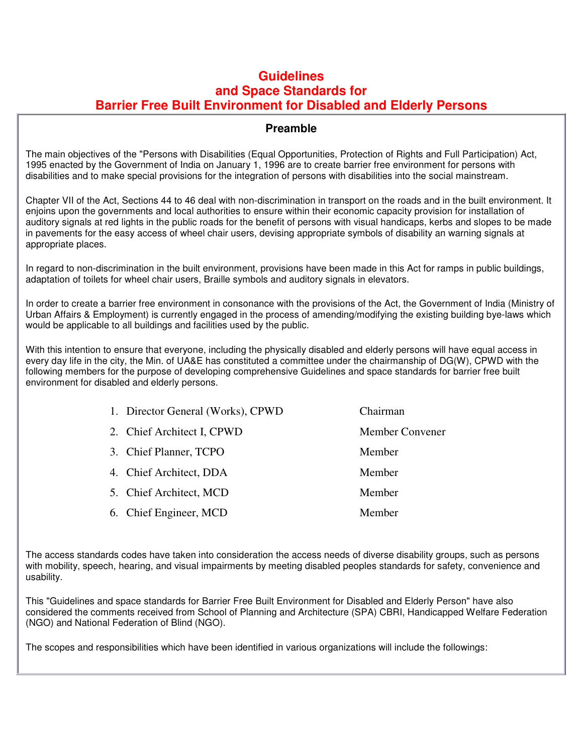# Guidelines and Space Standards for Barrier Free Built Environment for Disabled and Elderly Persons

## Preamble

The main objectives of the "Persons with Disabilities (Equal Opportunities, Protection of Rights and Full Participation) Act, 1995 enacted by the Government of India on January 1, 1996 are to create barrier free environment for persons with disabilities and to make special provisions for the integration of persons with disabilities into the social mainstream.

Chapter VII of the Act, Sections 44 to 46 deal with non-discrimination in transport on the roads and in the built environment. It enjoins upon the governments and local authorities to ensure within their economic capacity provision for installation of auditory signals at red lights in the public roads for the benefit of persons with visual handicaps, kerbs and slopes to be made in pavements for the easy access of wheel chair users, devising appropriate symbols of disability an warning signals at appropriate places.

In regard to non-discrimination in the built environment, provisions have been made in this Act for ramps in public buildings, adaptation of toilets for wheel chair users, Braille symbols and auditory signals in elevators.

In order to create a barrier free environment in consonance with the provisions of the Act, the Government of India (Ministry of Urban Affairs & Employment) is currently engaged in the process of amending/modifying the existing building bye-laws which would be applicable to all buildings and facilities used by the public.

With this intention to ensure that everyone, including the physically disabled and elderly persons will have equal access in every day life in the city, the Min. of UA&E has constituted a committee under the chairmanship of DG(W), CPWD with the following members for the purpose of developing comprehensive Guidelines and space standards for barrier free built environment for disabled and elderly persons.

1. Director General (Works), CPWD — Chairman
2. Chief Architect I, CPWD — Member Convener
3. Chief Planner, TCPO — Member
4. Chief Architect, DDA — Member
5. Chief Architect, MCD — Member
6. Chief Engineer, MCD — Member

The access standards codes have taken into consideration the access needs of diverse disability groups, such as persons with mobility, speech, hearing, and visual impairments by meeting disabled peoples standards for safety, convenience and usability.

This "Guidelines and space standards for Barrier Free Built Environment for Disabled and Elderly Person" have also considered the comments received from School of Planning and Architecture (SPA) CBRI, Handicapped Welfare Federation (NGO) and National Federation of Blind (NGO).

The scopes and responsibilities which have been identified in various organizations will include the followings: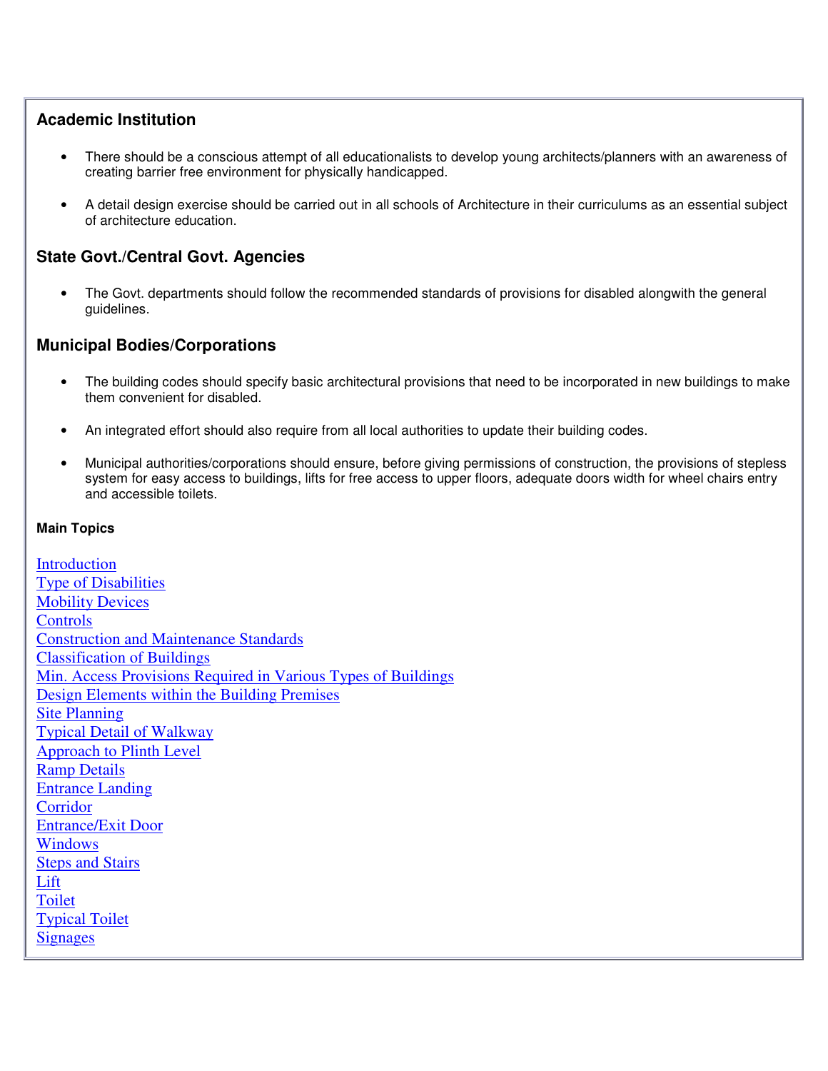## Academic Institution

- There should be a conscious attempt of all educationalists to develop young architects/planners with an awareness of creating barrier free environment for physically handicapped.
- A detail design exercise should be carried out in all schools of Architecture in their curriculums as an essential subject of architecture education.

## State Govt./Central Govt. Agencies

- The Govt. departments should follow the recommended standards of provisions for disabled alongwith the general guidelines.

## Municipal Bodies/Corporations

- The building codes should specify basic architectural provisions that need to be incorporated in new buildings to make them convenient for disabled.
- An integrated effort should also require from all local authorities to update their building codes.
- Municipal authorities/corporations should ensure, before giving permissions of construction, the provisions of stepless system for easy access to buildings, lifts for free access to upper floors, adequate doors width for wheel chairs entry and accessible toilets.

**Main Topics**

Introduction
Type of Disabilities
Mobility Devices
Controls
Construction and Maintenance Standards
Classification of Buildings
Min. Access Provisions Required in Various Types of Buildings
Design Elements within the Building Premises
Site Planning
Typical Detail of Walkway
Approach to Plinth Level
Ramp Details
Entrance Landing
Corridor
Entrance/Exit Door
Windows
Steps and Stairs
Lift
Toilet
Typical Toilet
Signages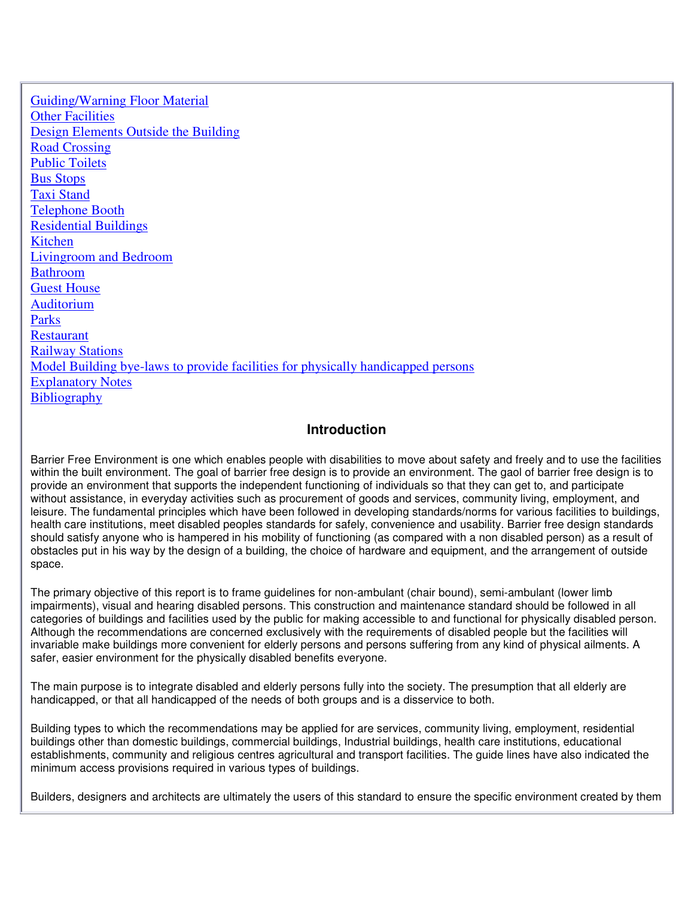[Guiding/Warning Floor Material](#)
[Other Facilities](#)
[Design Elements Outside the Building](#)
[Road Crossing](#)
[Public Toilets](#)
[Bus Stops](#)
[Taxi Stand](#)
[Telephone Booth](#)
[Residential Buildings](#)
[Kitchen](#)
[Livingroom and Bedroom](#)
[Bathroom](#)
[Guest House](#)
[Auditorium](#)
[Parks](#)
[Restaurant](#)
[Railway Stations](#)
[Model Building bye-laws to provide facilities for physically handicapped persons](#)
[Explanatory Notes](#)
[Bibliography](#)

## Introduction

Barrier Free Environment is one which enables people with disabilities to move about safety and freely and to use the facilities within the built environment. The goal of barrier free design is to provide an environment. The gaol of barrier free design is to provide an environment that supports the independent functioning of individuals so that they can get to, and participate without assistance, in everyday activities such as procurement of goods and services, community living, employment, and leisure. The fundamental principles which have been followed in developing standards/norms for various facilities to buildings, health care institutions, meet disabled peoples standards for safely, convenience and usability. Barrier free design standards should satisfy anyone who is hampered in his mobility of functioning (as compared with a non disabled person) as a result of obstacles put in his way by the design of a building, the choice of hardware and equipment, and the arrangement of outside space.

The primary objective of this report is to frame guidelines for non-ambulant (chair bound), semi-ambulant (lower limb impairments), visual and hearing disabled persons. This construction and maintenance standard should be followed in all categories of buildings and facilities used by the public for making accessible to and functional for physically disabled person. Although the recommendations are concerned exclusively with the requirements of disabled people but the facilities will invariable make buildings more convenient for elderly persons and persons suffering from any kind of physical ailments. A safer, easier environment for the physically disabled benefits everyone.

The main purpose is to integrate disabled and elderly persons fully into the society. The presumption that all elderly are handicapped, or that all handicapped of the needs of both groups and is a disservice to both.

Building types to which the recommendations may be applied for are services, community living, employment, residential buildings other than domestic buildings, commercial buildings, Industrial buildings, health care institutions, educational establishments, community and religious centres agricultural and transport facilities. The guide lines have also indicated the minimum access provisions required in various types of buildings.

Builders, designers and architects are ultimately the users of this standard to ensure the specific environment created by them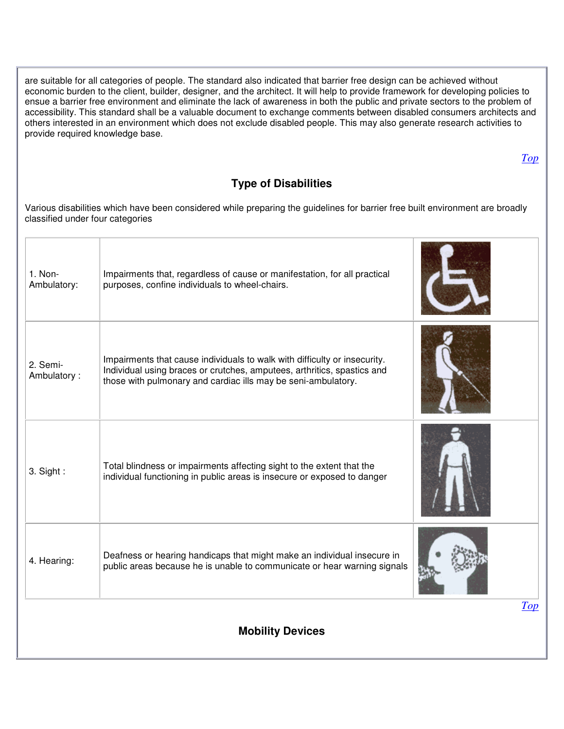are suitable for all categories of people. The standard also indicated that barrier free design can be achieved without economic burden to the client, builder, designer, and the architect. It will help to provide framework for developing policies to ensue a barrier free environment and eliminate the lack of awareness in both the public and private sectors to the problem of accessibility. This standard shall be a valuable document to exchange comments between disabled consumers architects and others interested in an environment which does not exclude disabled people. This may also generate research activities to provide required knowledge base.

*Top*

## Type of Disabilities

Various disabilities which have been considered while preparing the guidelines for barrier free built environment are broadly classified under four categories

| | | |
|---|---|---|
| 1. Non-Ambulatory: | Impairments that, regardless of cause or manifestation, for all practical purposes, confine individuals to wheel-chairs. | |
| 2. Semi-Ambulatory : | Impairments that cause individuals to walk with difficulty or insecurity. Individual using braces or crutches, amputees, arthritics, spastics and those with pulmonary and cardiac ills may be seni-ambulatory. | |
| 3. Sight : | Total blindness or impairments affecting sight to the extent that the individual functioning in public areas is insecure or exposed to danger | |
| 4. Hearing: | Deafness or hearing handicaps that might make an individual insecure in public areas because he is unable to communicate or hear warning signals | |

*Top*

## Mobility Devices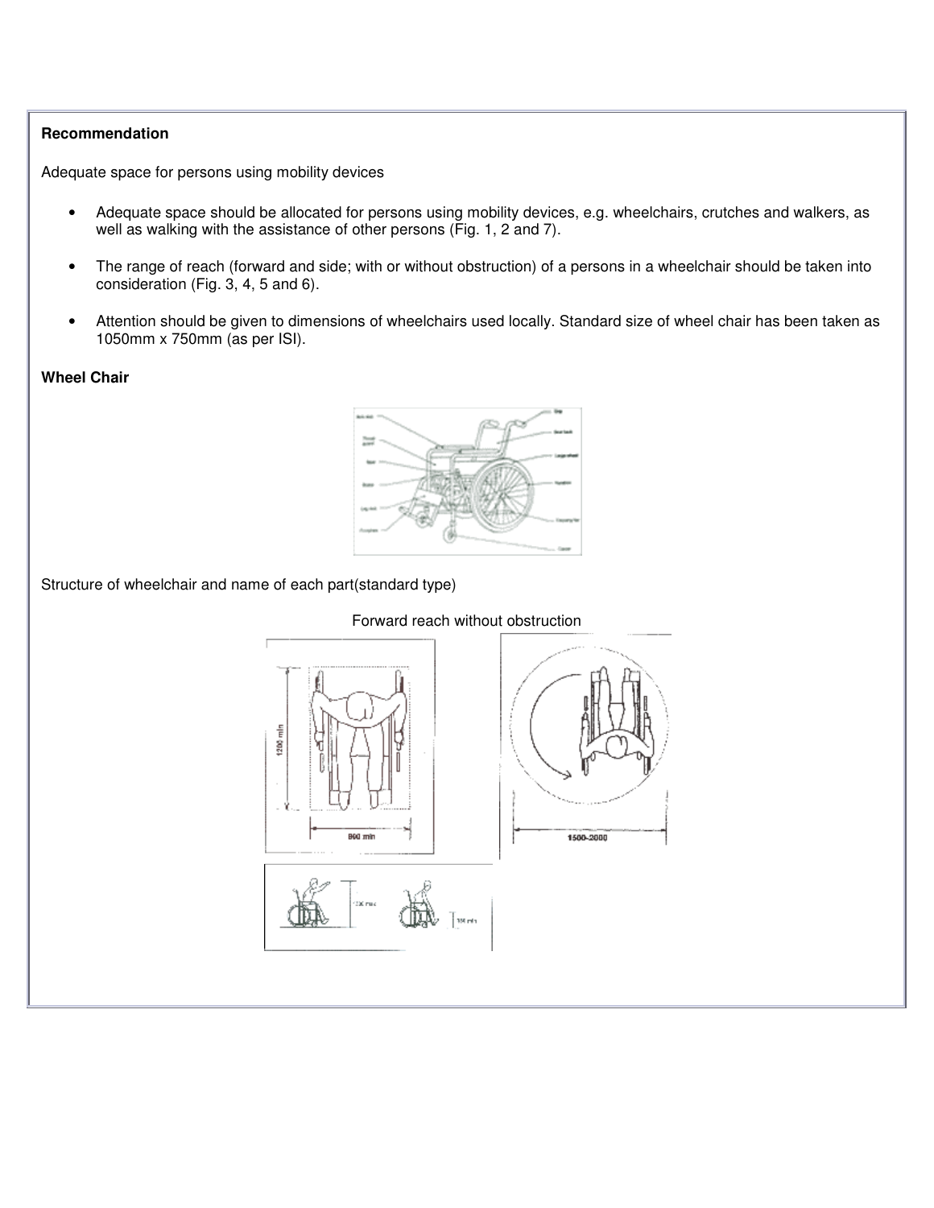**Recommendation**

Adequate space for persons using mobility devices

- Adequate space should be allocated for persons using mobility devices, e.g. wheelchairs, crutches and walkers, as well as walking with the assistance of other persons (Fig. 1, 2 and 7).
- The range of reach (forward and side; with or without obstruction) of a persons in a wheelchair should be taken into consideration (Fig. 3, 4, 5 and 6).
- Attention should be given to dimensions of wheelchairs used locally. Standard size of wheel chair has been taken as 1050mm x 750mm (as per ISI).

**Wheel Chair**

Structure of wheelchair and name of each part(standard type)

Forward reach without obstruction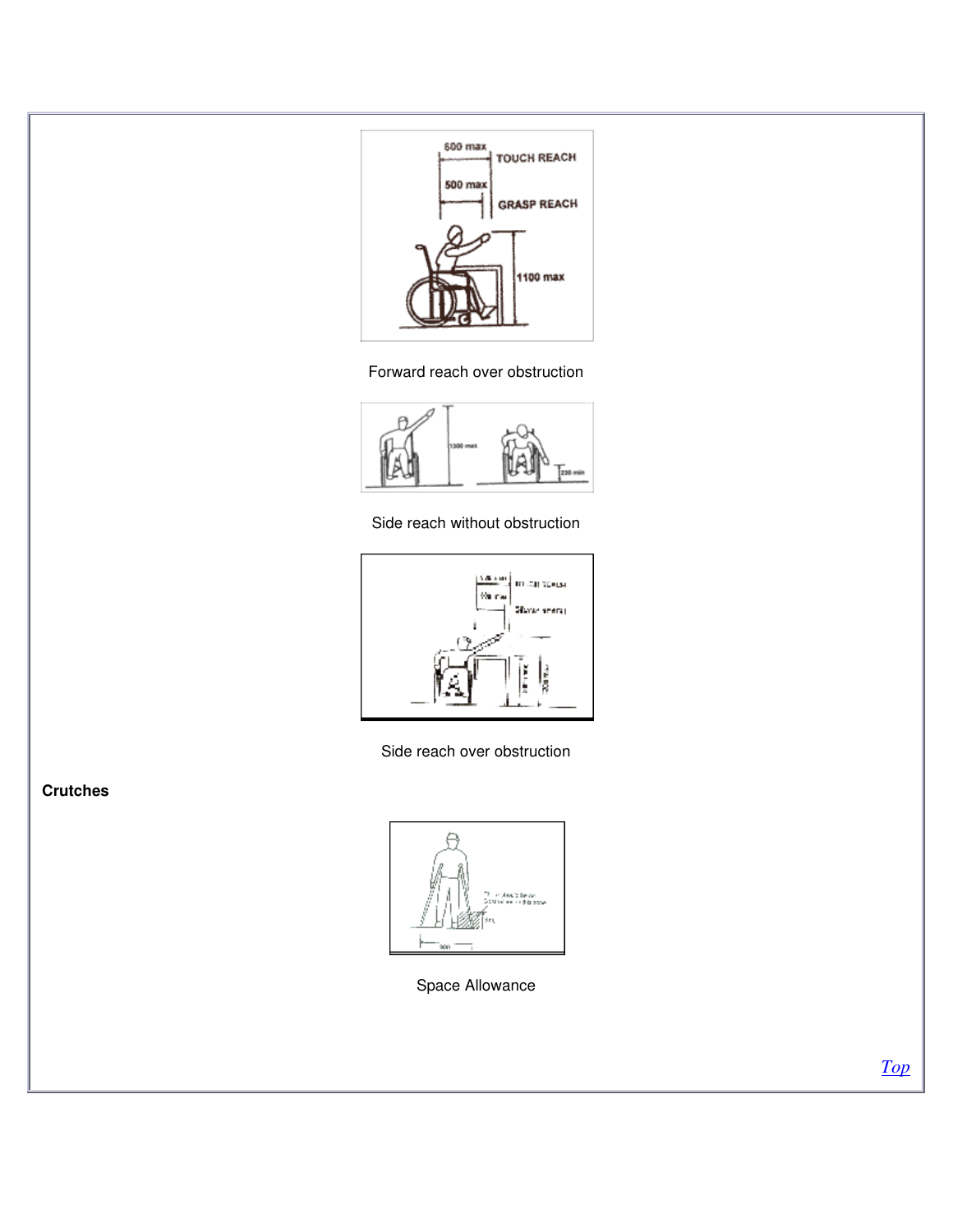Forward reach over obstruction

Side reach without obstruction

Side reach over obstruction

**Crutches**

Space Allowance

[Top](#)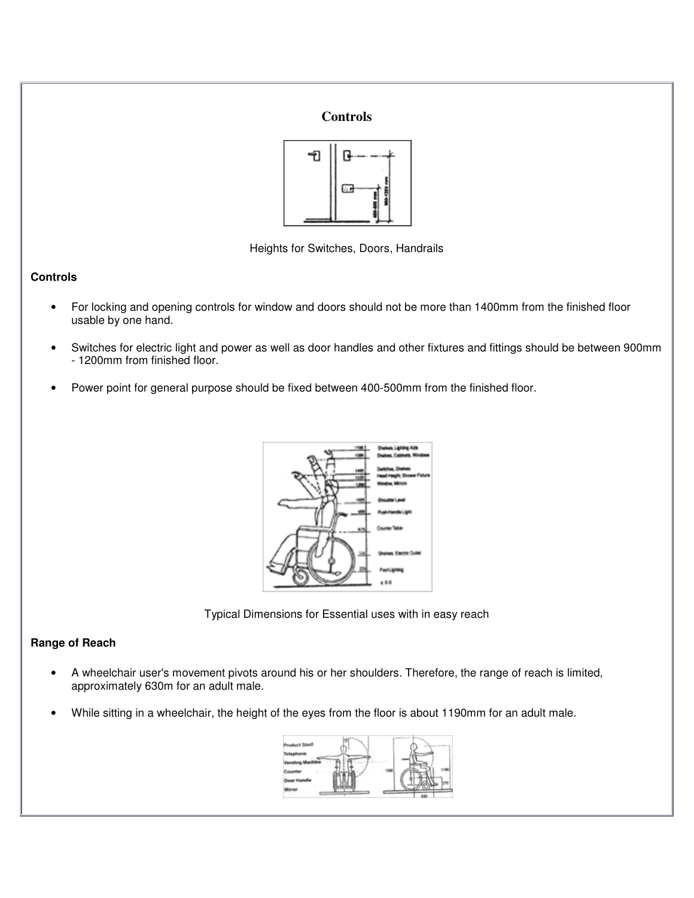# Controls

Heights for Switches, Doors, Handrails

**Controls**

- For locking and opening controls for window and doors should not be more than 1400mm from the finished floor usable by one hand.
- Switches for electric light and power as well as door handles and other fixtures and fittings should be between 900mm - 1200mm from finished floor.
- Power point for general purpose should be fixed between 400-500mm from the finished floor.

Typical Dimensions for Essential uses with in easy reach

**Range of Reach**

- A wheelchair user's movement pivots around his or her shoulders. Therefore, the range of reach is limited, approximately 630m for an adult male.
- While sitting in a wheelchair, the height of the eyes from the floor is about 1190mm for an adult male.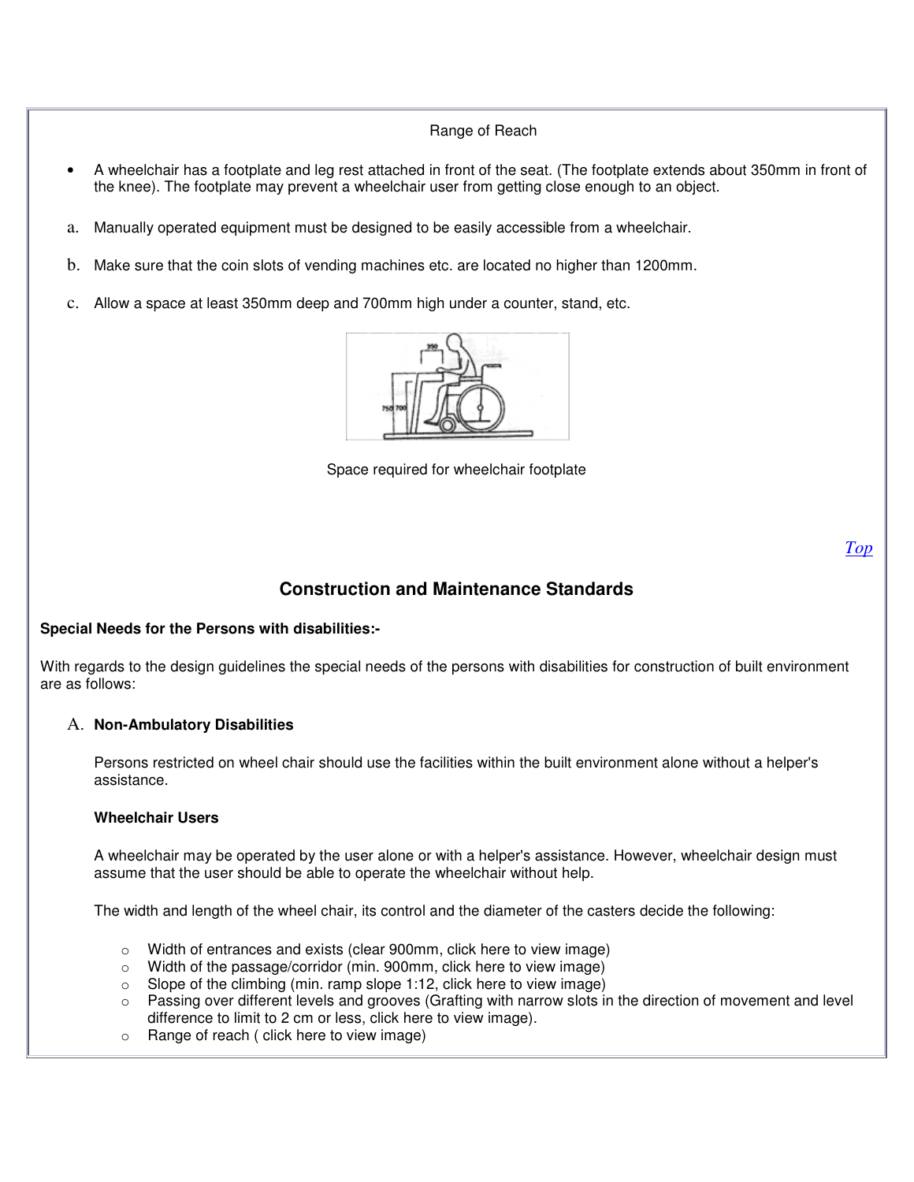Range of Reach

- A wheelchair has a footplate and leg rest attached in front of the seat. (The footplate extends about 350mm in front of the knee). The footplate may prevent a wheelchair user from getting close enough to an object.

a. Manually operated equipment must be designed to be easily accessible from a wheelchair.

b. Make sure that the coin slots of vending machines etc. are located no higher than 1200mm.

c. Allow a space at least 350mm deep and 700mm high under a counter, stand, etc.

Space required for wheelchair footplate

Top

## Construction and Maintenance Standards

**Special Needs for the Persons with disabilities:-**

With regards to the design guidelines the special needs of the persons with disabilities for construction of built environment are as follows:

A. **Non-Ambulatory Disabilities**

Persons restricted on wheel chair should use the facilities within the built environment alone without a helper's assistance.

**Wheelchair Users**

A wheelchair may be operated by the user alone or with a helper's assistance. However, wheelchair design must assume that the user should be able to operate the wheelchair without help.

The width and length of the wheel chair, its control and the diameter of the casters decide the following:

- Width of entrances and exists (clear 900mm, click here to view image)
- Width of the passage/corridor (min. 900mm, click here to view image)
- Slope of the climbing (min. ramp slope 1:12, click here to view image)
- Passing over different levels and grooves (Grafting with narrow slots in the direction of movement and level difference to limit to 2 cm or less, click here to view image).
- Range of reach ( click here to view image)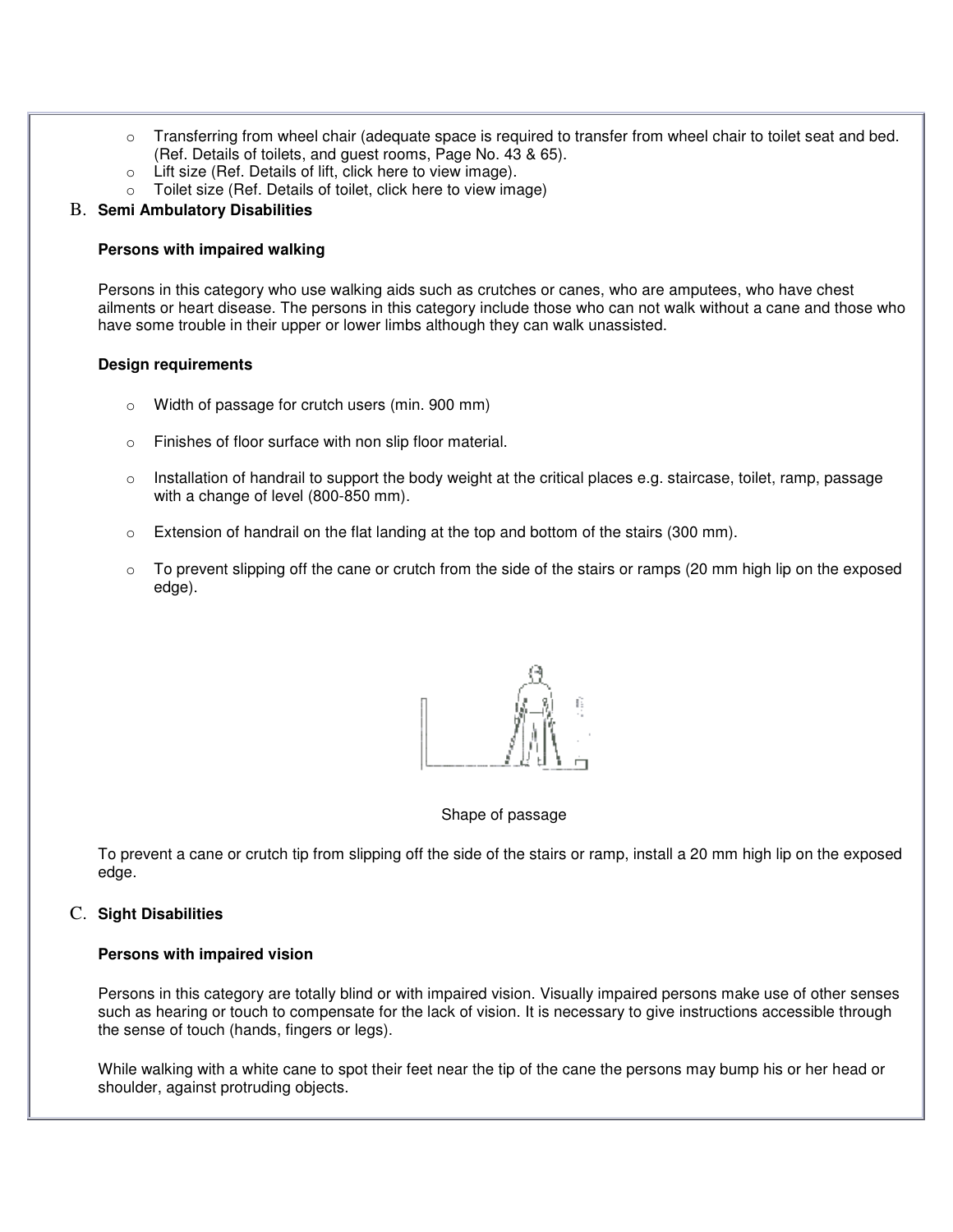- Transferring from wheel chair (adequate space is required to transfer from wheel chair to toilet seat and bed. (Ref. Details of toilets, and guest rooms, Page No. 43 & 65).
- Lift size (Ref. Details of lift, click here to view image).
- Toilet size (Ref. Details of toilet, click here to view image)

B. **Semi Ambulatory Disabilities**

**Persons with impaired walking**

Persons in this category who use walking aids such as crutches or canes, who are amputees, who have chest ailments or heart disease. The persons in this category include those who can not walk without a cane and those who have some trouble in their upper or lower limbs although they can walk unassisted.

**Design requirements**

- Width of passage for crutch users (min. 900 mm)
- Finishes of floor surface with non slip floor material.
- Installation of handrail to support the body weight at the critical places e.g. staircase, toilet, ramp, passage with a change of level (800-850 mm).
- Extension of handrail on the flat landing at the top and bottom of the stairs (300 mm).
- To prevent slipping off the cane or crutch from the side of the stairs or ramps (20 mm high lip on the exposed edge).

Shape of passage

To prevent a cane or crutch tip from slipping off the side of the stairs or ramp, install a 20 mm high lip on the exposed edge.

C. **Sight Disabilities**

**Persons with impaired vision**

Persons in this category are totally blind or with impaired vision. Visually impaired persons make use of other senses such as hearing or touch to compensate for the lack of vision. It is necessary to give instructions accessible through the sense of touch (hands, fingers or legs).

While walking with a white cane to spot their feet near the tip of the cane the persons may bump his or her head or shoulder, against protruding objects.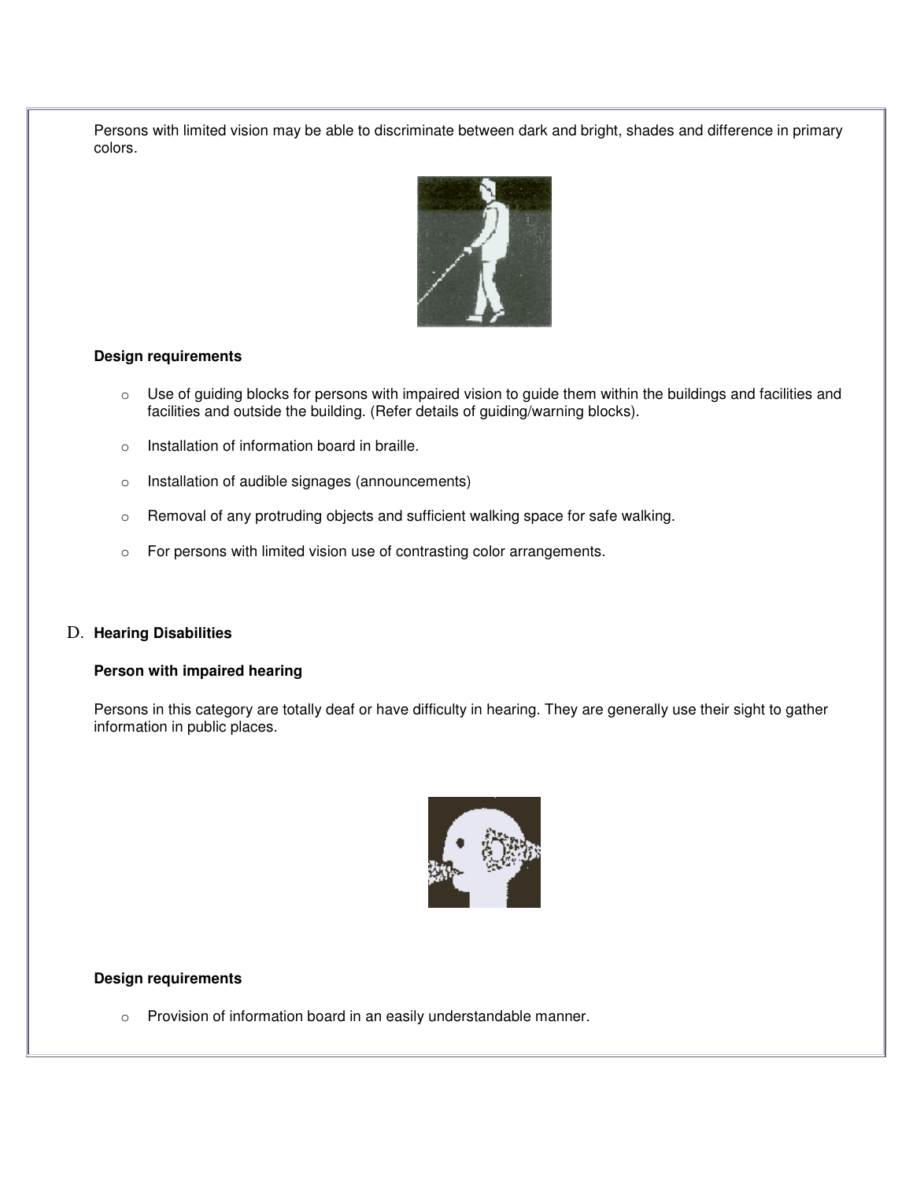Persons with limited vision may be able to discriminate between dark and bright, shades and difference in primary colors.

**Design requirements**

- Use of guiding blocks for persons with impaired vision to guide them within the buildings and facilities and facilities and outside the building. (Refer details of guiding/warning blocks).
- Installation of information board in braille.
- Installation of audible signages (announcements)
- Removal of any protruding objects and sufficient walking space for safe walking.
- For persons with limited vision use of contrasting color arrangements.

## D. Hearing Disabilities

**Person with impaired hearing**

Persons in this category are totally deaf or have difficulty in hearing. They are generally use their sight to gather information in public places.

**Design requirements**

- Provision of information board in an easily understandable manner.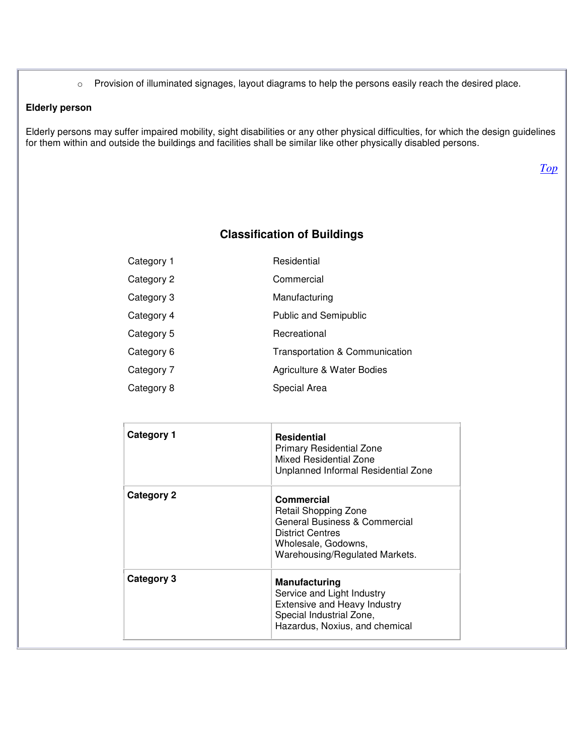- Provision of illuminated signages, layout diagrams to help the persons easily reach the desired place.

**Elderly person**

Elderly persons may suffer impaired mobility, sight disabilities or any other physical difficulties, for which the design guidelines for them within and outside the buildings and facilities shall be similar like other physically disabled persons.

*Top*

## Classification of Buildings

| | |
|---|---|
| Category 1 | Residential |
| Category 2 | Commercial |
| Category 3 | Manufacturing |
| Category 4 | Public and Semipublic |
| Category 5 | Recreational |
| Category 6 | Transportation & Communication |
| Category 7 | Agriculture & Water Bodies |
| Category 8 | Special Area |

| | |
|---|---|
| **Category 1** | **Residential**<br>Primary Residential Zone<br>Mixed Residential Zone<br>Unplanned Informal Residential Zone |
| **Category 2** | **Commercial**<br>Retail Shopping Zone<br>General Business & Commercial<br>District Centres<br>Wholesale, Godowns,<br>Warehousing/Regulated Markets. |
| **Category 3** | **Manufacturing**<br>Service and Light Industry<br>Extensive and Heavy Industry<br>Special Industrial Zone,<br>Hazardus, Noxius, and chemical |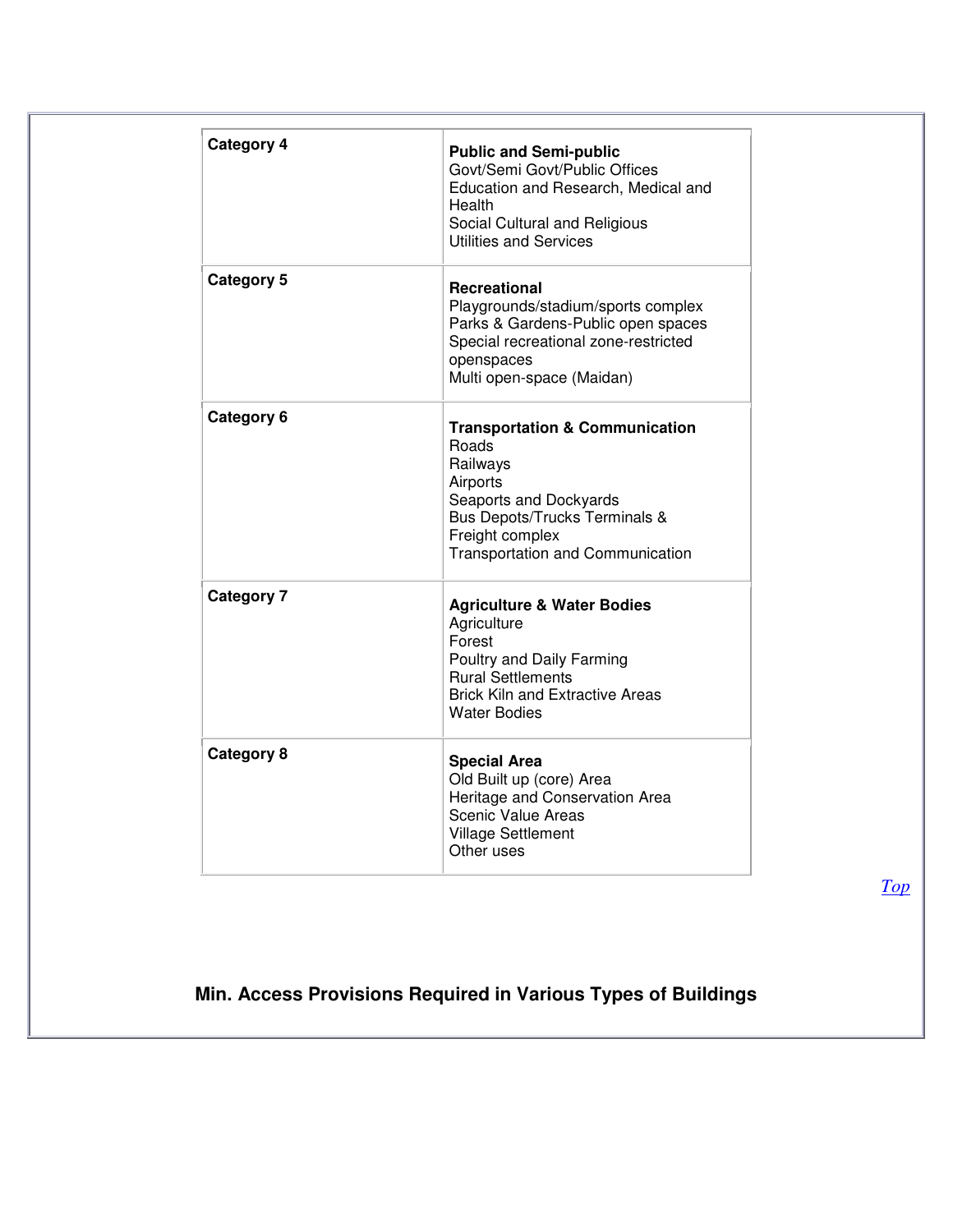| Category | Uses |
|---|---|
| Category 4 | **Public and Semi-public**<br>Govt/Semi Govt/Public Offices<br>Education and Research, Medical and Health<br>Social Cultural and Religious<br>Utilities and Services |
| Category 5 | **Recreational**<br>Playgrounds/stadium/sports complex<br>Parks & Gardens-Public open spaces<br>Special recreational zone-restricted openspaces<br>Multi open-space (Maidan) |
| Category 6 | **Transportation & Communication**<br>Roads<br>Railways<br>Airports<br>Seaports and Dockyards<br>Bus Depots/Trucks Terminals & Freight complex<br>Transportation and Communication |
| Category 7 | **Agriculture & Water Bodies**<br>Agriculture<br>Forest<br>Poultry and Daily Farming<br>Rural Settlements<br>Brick Kiln and Extractive Areas<br>Water Bodies |
| Category 8 | **Special Area**<br>Old Built up (core) Area<br>Heritage and Conservation Area<br>Scenic Value Areas<br>Village Settlement<br>Other uses |

*Top*

## Min. Access Provisions Required in Various Types of Buildings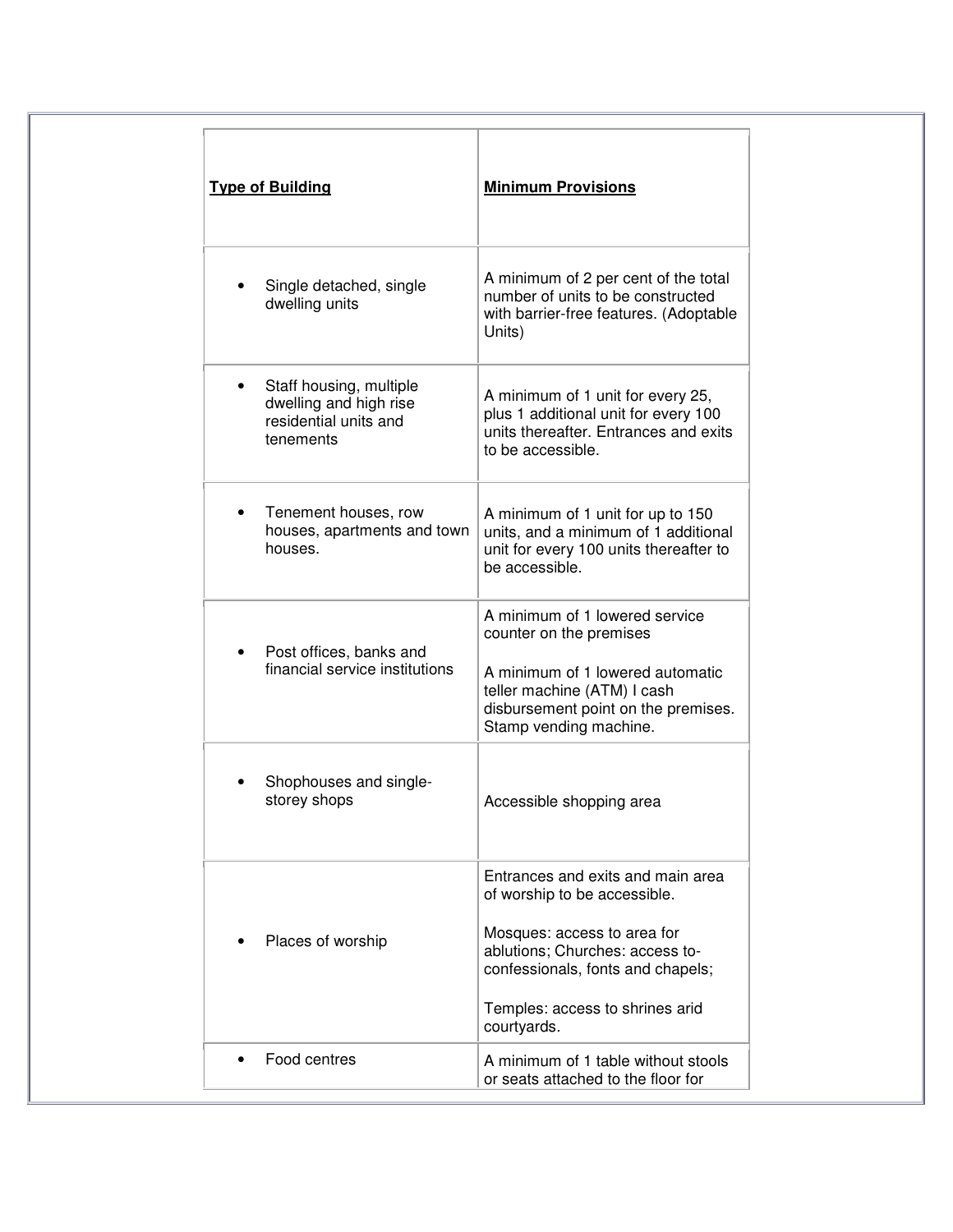| **Type of Building** | **Minimum Provisions** |
|---|---|
| • Single detached, single dwelling units | A minimum of 2 per cent of the total number of units to be constructed with barrier-free features. (Adoptable Units) |
| • Staff housing, multiple dwelling and high rise residential units and tenements | A minimum of 1 unit for every 25, plus 1 additional unit for every 100 units thereafter. Entrances and exits to be accessible. |
| • Tenement houses, row houses, apartments and town houses. | A minimum of 1 unit for up to 150 units, and a minimum of 1 additional unit for every 100 units thereafter to be accessible. |
| • Post offices, banks and financial service institutions | A minimum of 1 lowered service counter on the premises<br><br>A minimum of 1 lowered automatic teller machine (ATM) I cash disbursement point on the premises. Stamp vending machine. |
| • Shophouses and single-storey shops | Accessible shopping area |
| • Places of worship | Entrances and exits and main area of worship to be accessible.<br><br>Mosques: access to area for ablutions; Churches: access to-confessionals, fonts and chapels;<br><br>Temples: access to shrines arid courtyards. |
| • Food centres | A minimum of 1 table without stools or seats attached to the floor for |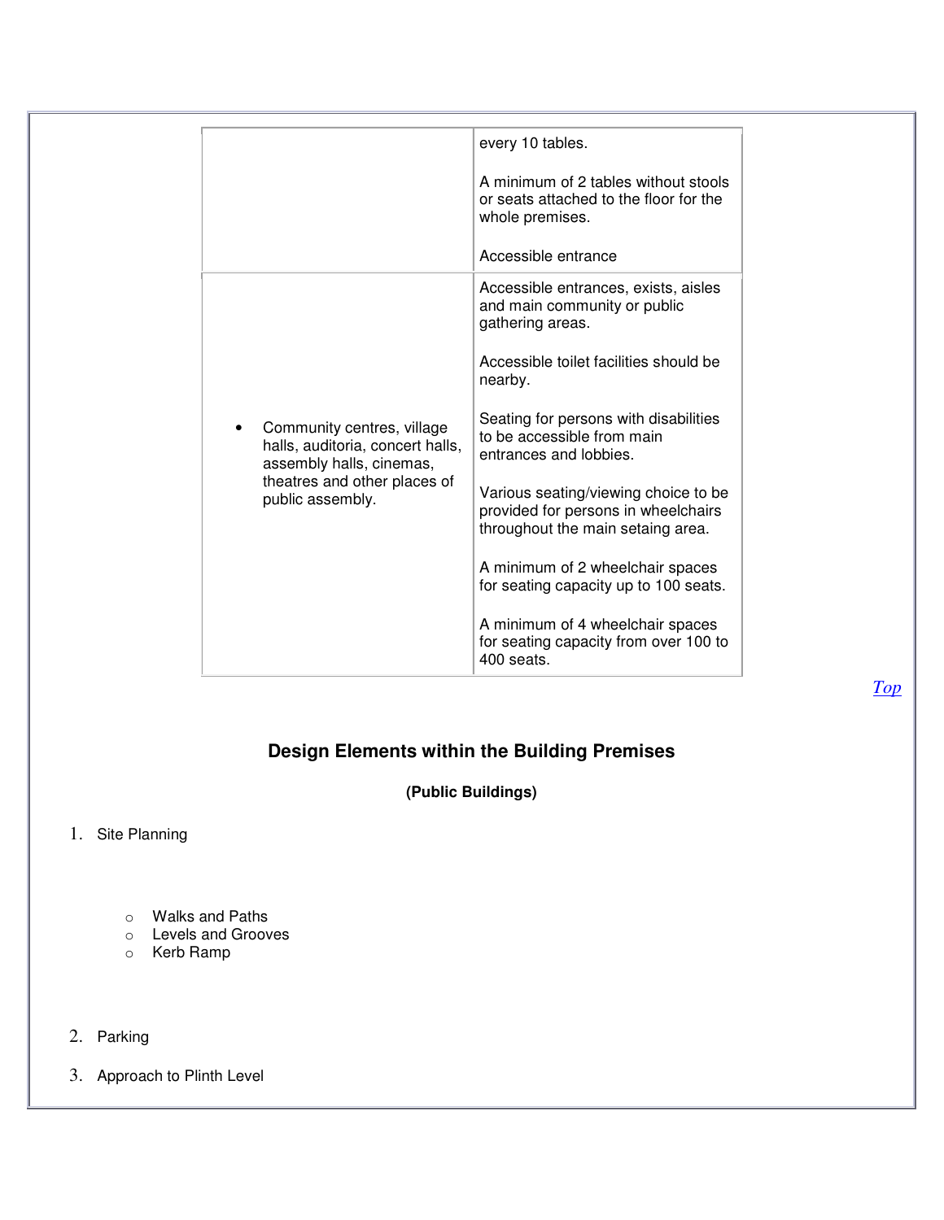| | |
|---|---|
| | every 10 tables.<br><br>A minimum of 2 tables without stools or seats attached to the floor for the whole premises.<br><br>Accessible entrance |
| • Community centres, village halls, auditoria, concert halls, assembly halls, cinemas, theatres and other places of public assembly. | Accessible entrances, exists, aisles and main community or public gathering areas.<br><br>Accessible toilet facilities should be nearby.<br><br>Seating for persons with disabilities to be accessible from main entrances and lobbies.<br><br>Various seating/viewing choice to be provided for persons in wheelchairs throughout the main setaing area.<br><br>A minimum of 2 wheelchair spaces for seating capacity up to 100 seats.<br><br>A minimum of 4 wheelchair spaces for seating capacity from over 100 to 400 seats. |

*Top*

## Design Elements within the Building Premises

**(Public Buildings)**

1. Site Planning
   - Walks and Paths
   - Levels and Grooves
   - Kerb Ramp
2. Parking
3. Approach to Plinth Level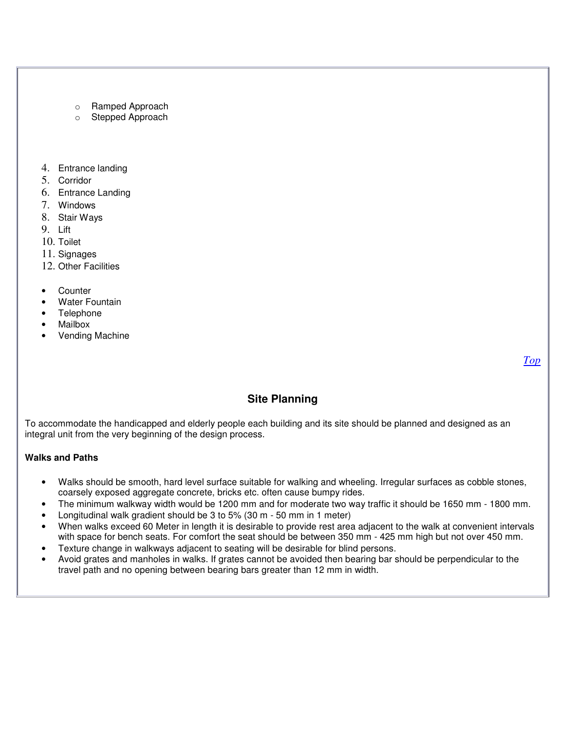- Ramped Approach
- Stepped Approach

4. Entrance landing
5. Corridor
6. Entrance Landing
7. Windows
8. Stair Ways
9. Lift
10. Toilet
11. Signages
12. Other Facilities

- Counter
- Water Fountain
- Telephone
- Mailbox
- Vending Machine

*Top*

## Site Planning

To accommodate the handicapped and elderly people each building and its site should be planned and designed as an integral unit from the very beginning of the design process.

**Walks and Paths**

- Walks should be smooth, hard level surface suitable for walking and wheeling. Irregular surfaces as cobble stones, coarsely exposed aggregate concrete, bricks etc. often cause bumpy rides.
- The minimum walkway width would be 1200 mm and for moderate two way traffic it should be 1650 mm - 1800 mm.
- Longitudinal walk gradient should be 3 to 5% (30 m - 50 mm in 1 meter)
- When walks exceed 60 Meter in length it is desirable to provide rest area adjacent to the walk at convenient intervals with space for bench seats. For comfort the seat should be between 350 mm - 425 mm high but not over 450 mm.
- Texture change in walkways adjacent to seating will be desirable for blind persons.
- Avoid grates and manholes in walks. If grates cannot be avoided then bearing bar should be perpendicular to the travel path and no opening between bearing bars greater than 12 mm in width.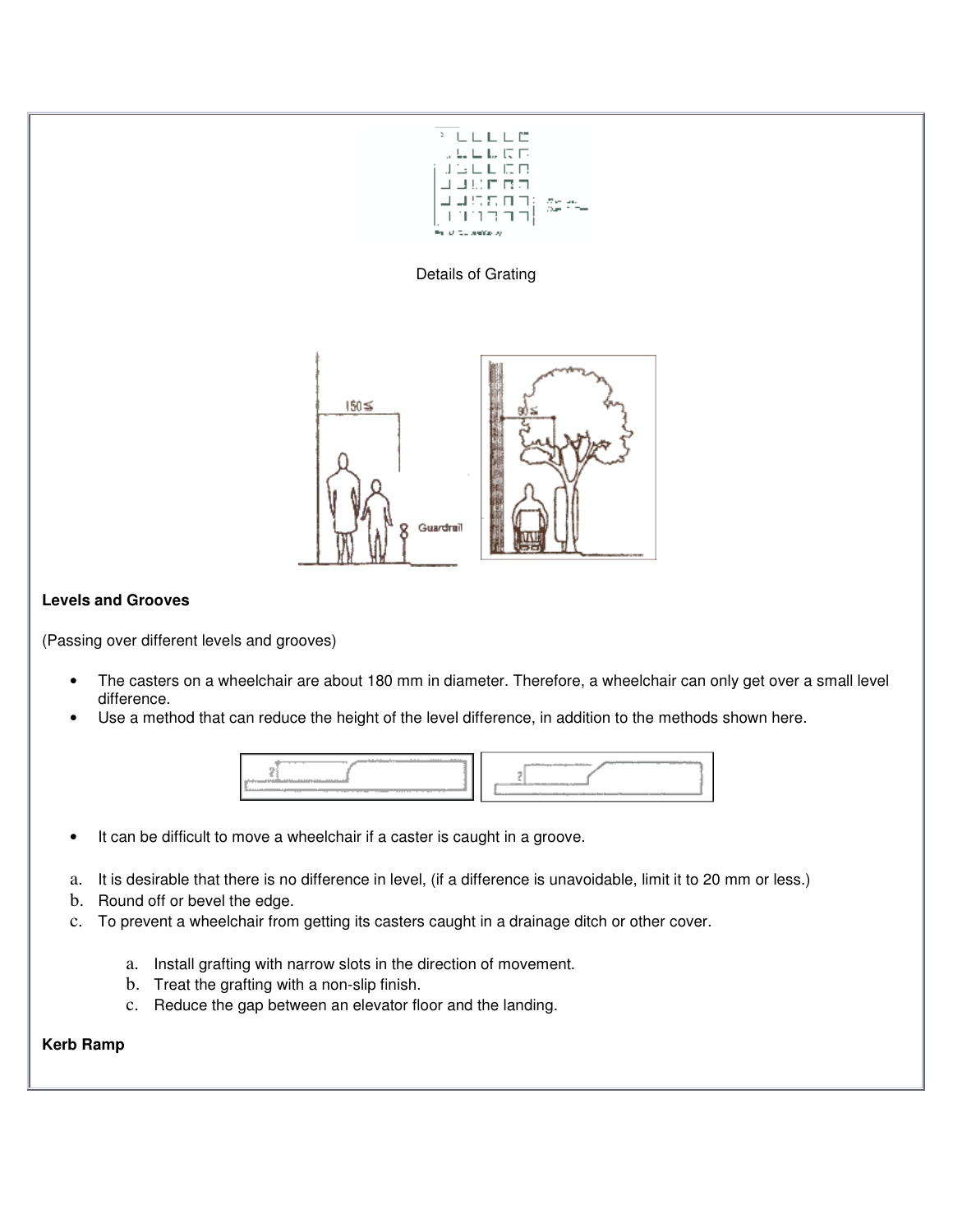Details of Grating

**Levels and Grooves**

(Passing over different levels and grooves)

- The casters on a wheelchair are about 180 mm in diameter. Therefore, a wheelchair can only get over a small level difference.
- Use a method that can reduce the height of the level difference, in addition to the methods shown here.

- It can be difficult to move a wheelchair if a caster is caught in a groove.

a. It is desirable that there is no difference in level, (if a difference is unavoidable, limit it to 20 mm or less.)
b. Round off or bevel the edge.
c. To prevent a wheelchair from getting its casters caught in a drainage ditch or other cover.

    a. Install grafting with narrow slots in the direction of movement.
    b. Treat the grafting with a non-slip finish.
    c. Reduce the gap between an elevator floor and the landing.

**Kerb Ramp**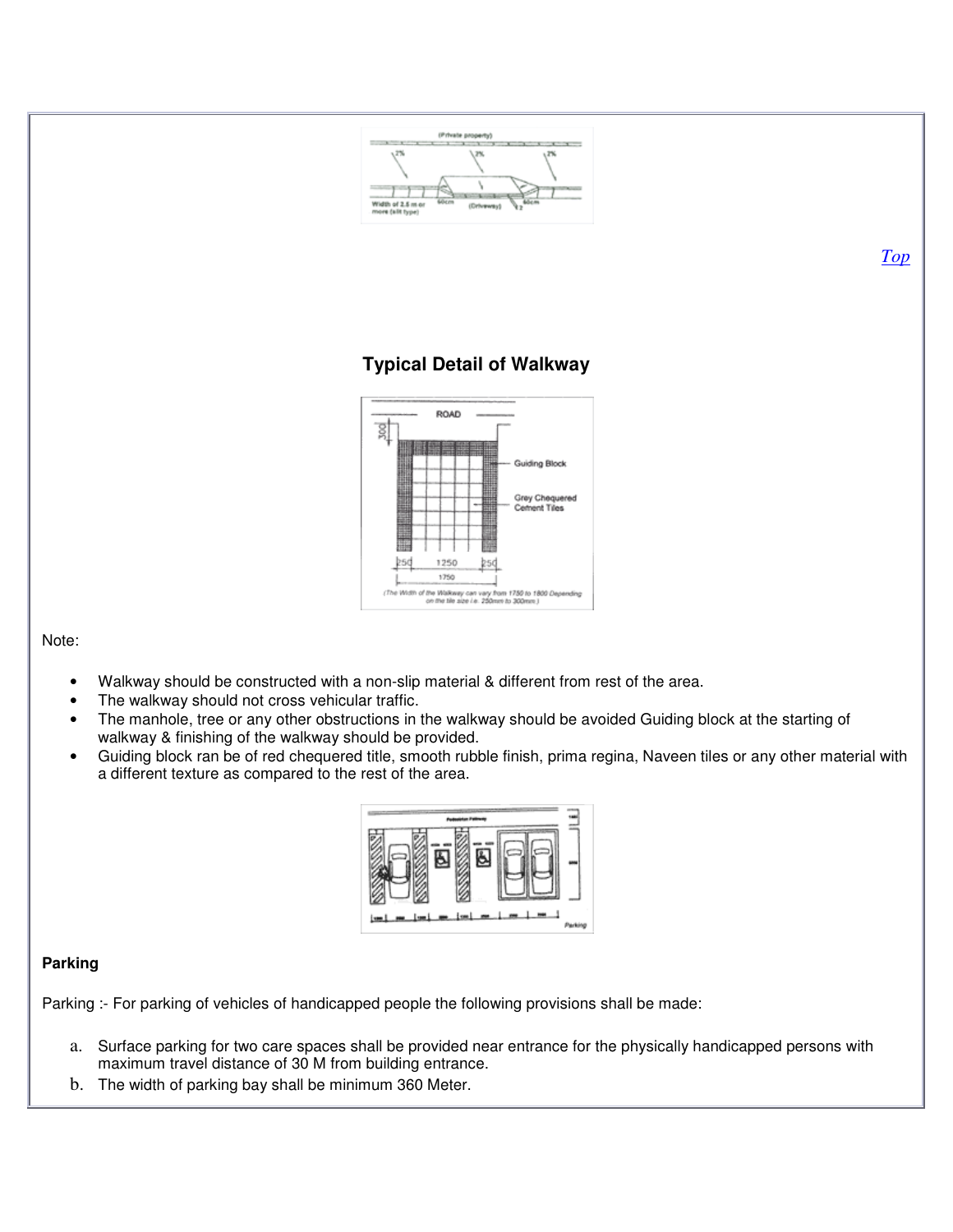Top

### Typical Detail of Walkway

Note:

- Walkway should be constructed with a non-slip material & different from rest of the area.
- The walkway should not cross vehicular traffic.
- The manhole, tree or any other obstructions in the walkway should be avoided Guiding block at the starting of walkway & finishing of the walkway should be provided.
- Guiding block ran be of red chequered title, smooth rubble finish, prima regina, Naveen tiles or any other material with a different texture as compared to the rest of the area.

**Parking**

Parking :- For parking of vehicles of handicapped people the following provisions shall be made:

a. Surface parking for two care spaces shall be provided near entrance for the physically handicapped persons with maximum travel distance of 30 M from building entrance.
b. The width of parking bay shall be minimum 360 Meter.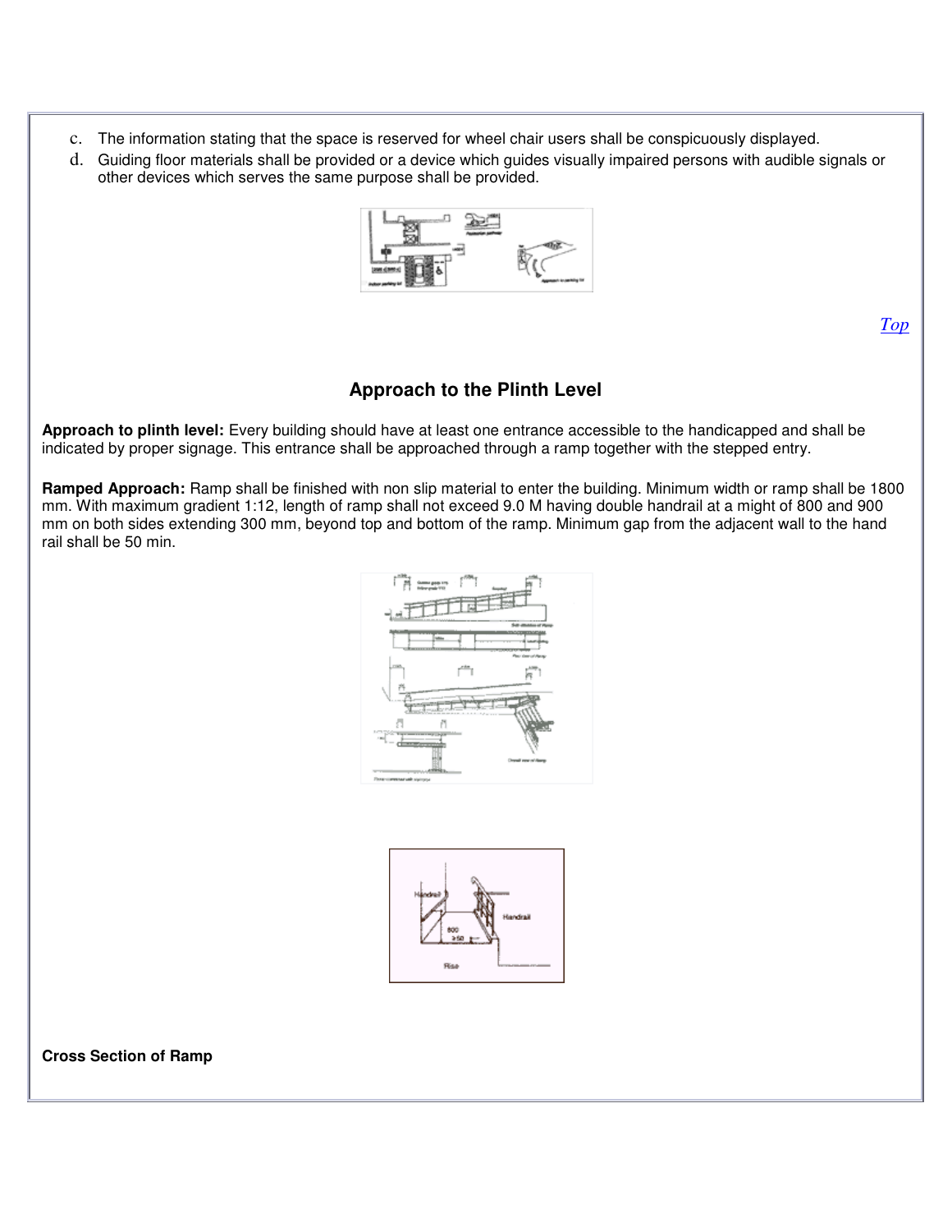c. The information stating that the space is reserved for wheel chair users shall be conspicuously displayed.
d. Guiding floor materials shall be provided or a device which guides visually impaired persons with audible signals or other devices which serves the same purpose shall be provided.

Top

## Approach to the Plinth Level

**Approach to plinth level:** Every building should have at least one entrance accessible to the handicapped and shall be indicated by proper signage. This entrance shall be approached through a ramp together with the stepped entry.

**Ramped Approach:** Ramp shall be finished with non slip material to enter the building. Minimum width or ramp shall be 1800 mm. With maximum gradient 1:12, length of ramp shall not exceed 9.0 M having double handrail at a might of 800 and 900 mm on both sides extending 300 mm, beyond top and bottom of the ramp. Minimum gap from the adjacent wall to the hand rail shall be 50 min.

**Cross Section of Ramp**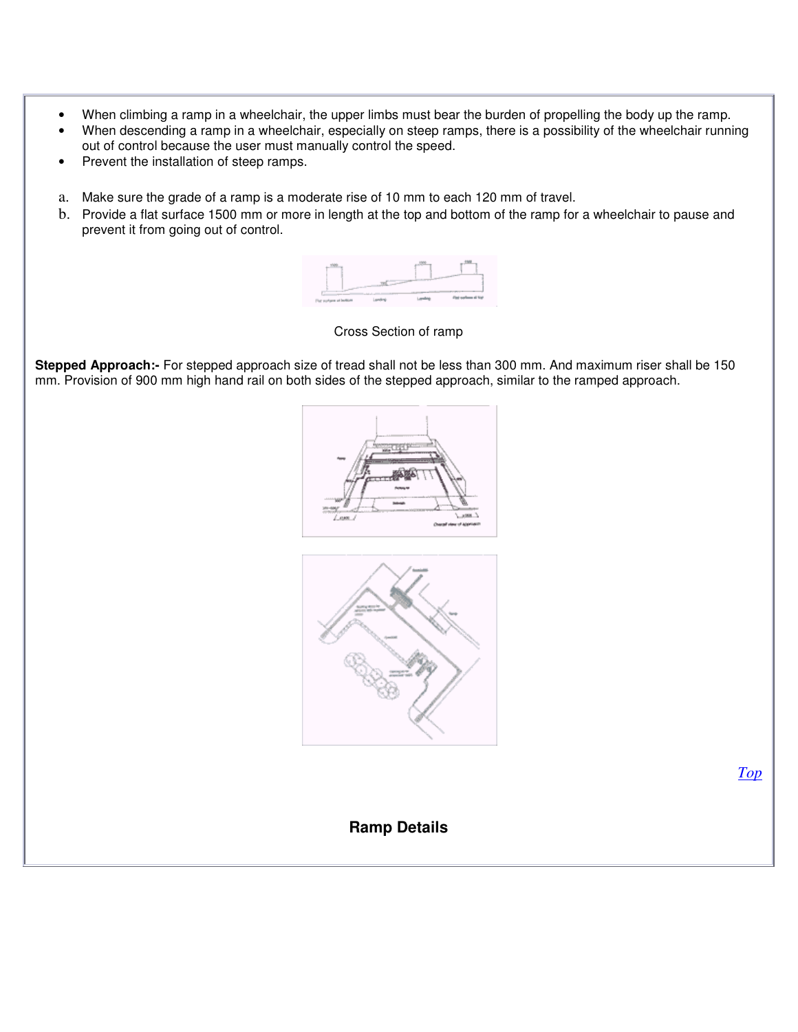- When climbing a ramp in a wheelchair, the upper limbs must bear the burden of propelling the body up the ramp.
- When descending a ramp in a wheelchair, especially on steep ramps, there is a possibility of the wheelchair running out of control because the user must manually control the speed.
- Prevent the installation of steep ramps.

a. Make sure the grade of a ramp is a moderate rise of 10 mm to each 120 mm of travel.
b. Provide a flat surface 1500 mm or more in length at the top and bottom of the ramp for a wheelchair to pause and prevent it from going out of control.

Cross Section of ramp

**Stepped Approach:-** For stepped approach size of tread shall not be less than 300 mm. And maximum riser shall be 150 mm. Provision of 900 mm high hand rail on both sides of the stepped approach, similar to the ramped approach.

Top

## Ramp Details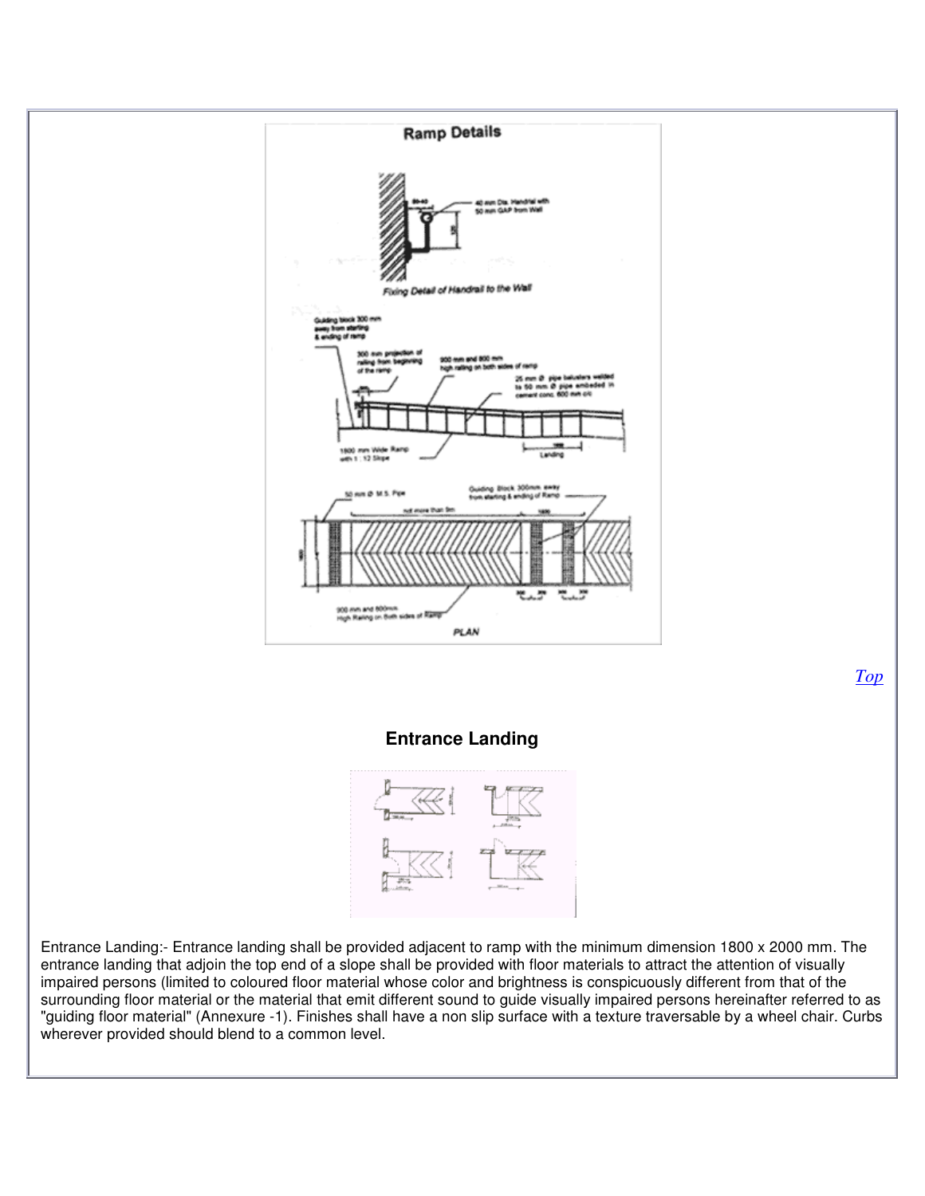## Ramp Details

Fixing Detail of Handrail to the Wall

40 mm Dia. Handrail with 50 mm GAP from Wall

Guiding block 300 mm away from starting & ending of ramp

300 mm projection of railing from beginning of the ramp

900 mm and 800 mm high railing on both sides of ramp

25 mm Ø pipe balusters welded to 50 mm Ø pipe embeded in cement conc. 600 mm c/c

1800 mm Wide Ramp with 1 : 12 Slope

Landing

50 mm Ø M.S. Pipe

not more than 9m

Guiding Block 300mm away from starting & ending of Ramp

900 mm and 800mm High Railing on Both sides of Ramp

PLAN

Top

## Entrance Landing

Entrance Landing:- Entrance landing shall be provided adjacent to ramp with the minimum dimension 1800 x 2000 mm. The entrance landing that adjoin the top end of a slope shall be provided with floor materials to attract the attention of visually impaired persons (limited to coloured floor material whose color and brightness is conspicuously different from that of the surrounding floor material or the material that emit different sound to guide visually impaired persons hereinafter referred to as "guiding floor material" (Annexure -1). Finishes shall have a non slip surface with a texture traversable by a wheel chair. Curbs wherever provided should blend to a common level.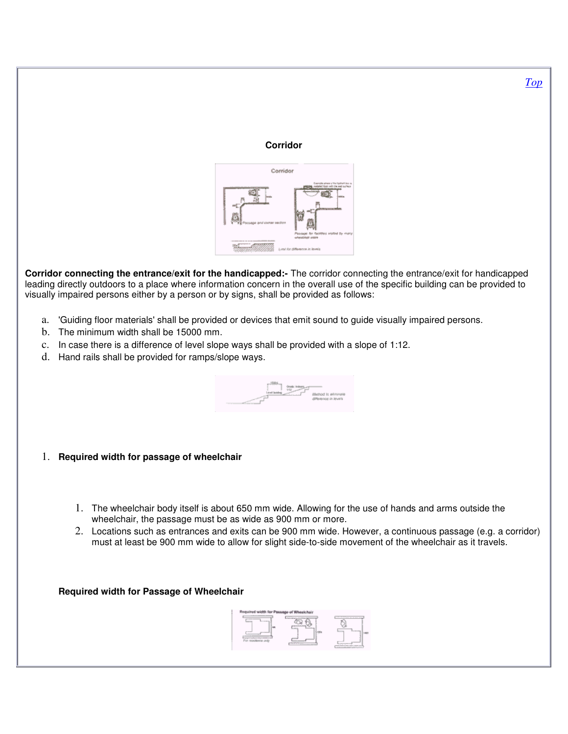Top

**Corridor**

**Corridor connecting the entrance/exit for the handicapped:-** The corridor connecting the entrance/exit for handicapped leading directly outdoors to a place where information concern in the overall use of the specific building can be provided to visually impaired persons either by a person or by signs, shall be provided as follows:

a. 'Guiding floor materials' shall be provided or devices that emit sound to guide visually impaired persons.
b. The minimum width shall be 15000 mm.
c. In case there is a difference of level slope ways shall be provided with a slope of 1:12.
d. Hand rails shall be provided for ramps/slope ways.

1. **Required width for passage of wheelchair**

    1. The wheelchair body itself is about 650 mm wide. Allowing for the use of hands and arms outside the wheelchair, the passage must be as wide as 900 mm or more.
    2. Locations such as entrances and exits can be 900 mm wide. However, a continuous passage (e.g. a corridor) must at least be 900 mm wide to allow for slight side-to-side movement of the wheelchair as it travels.

**Required width for Passage of Wheelchair**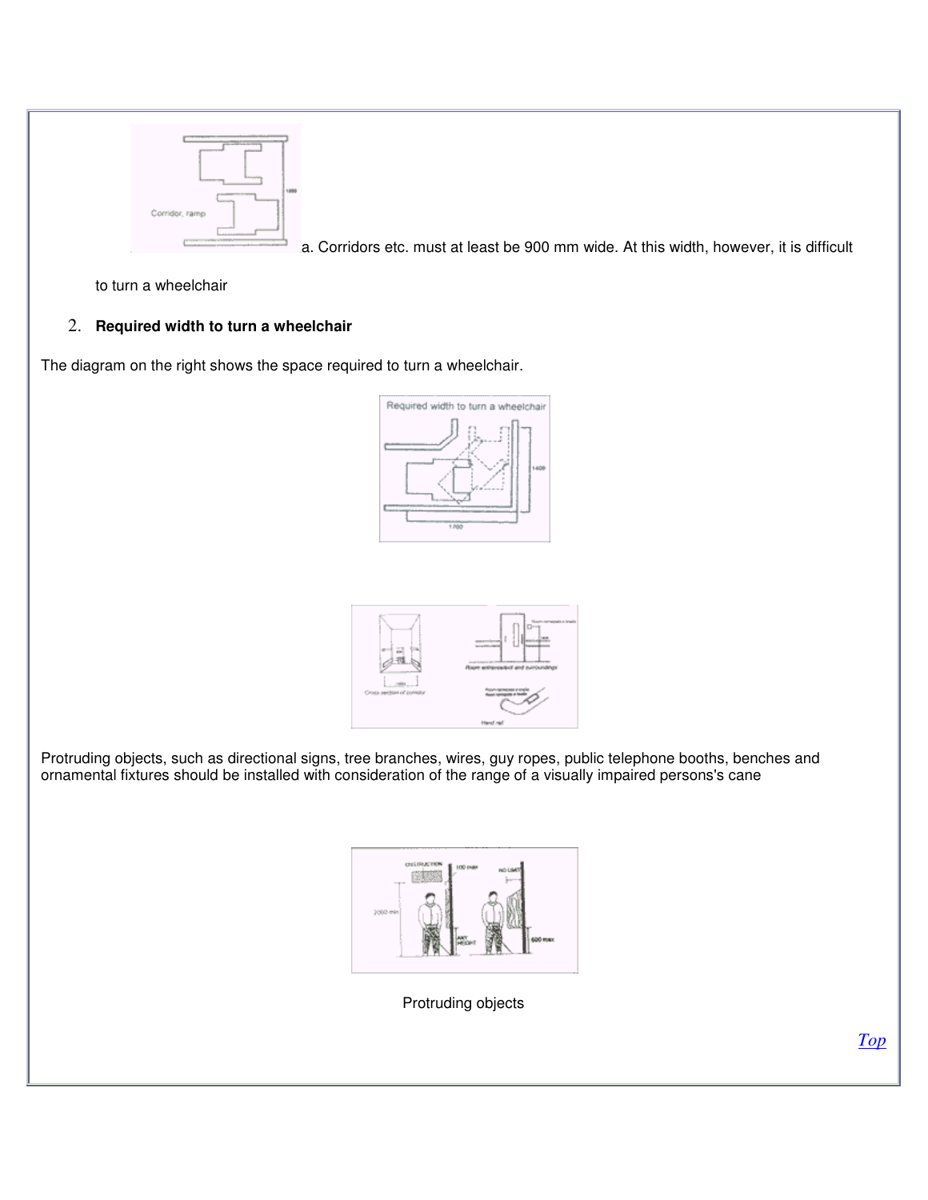a. Corridors etc. must at least be 900 mm wide. At this width, however, it is difficult to turn a wheelchair

2. **Required width to turn a wheelchair**

The diagram on the right shows the space required to turn a wheelchair.

Protruding objects, such as directional signs, tree branches, wires, guy ropes, public telephone booths, benches and ornamental fixtures should be installed with consideration of the range of a visually impaired persons's cane

Protruding objects

Top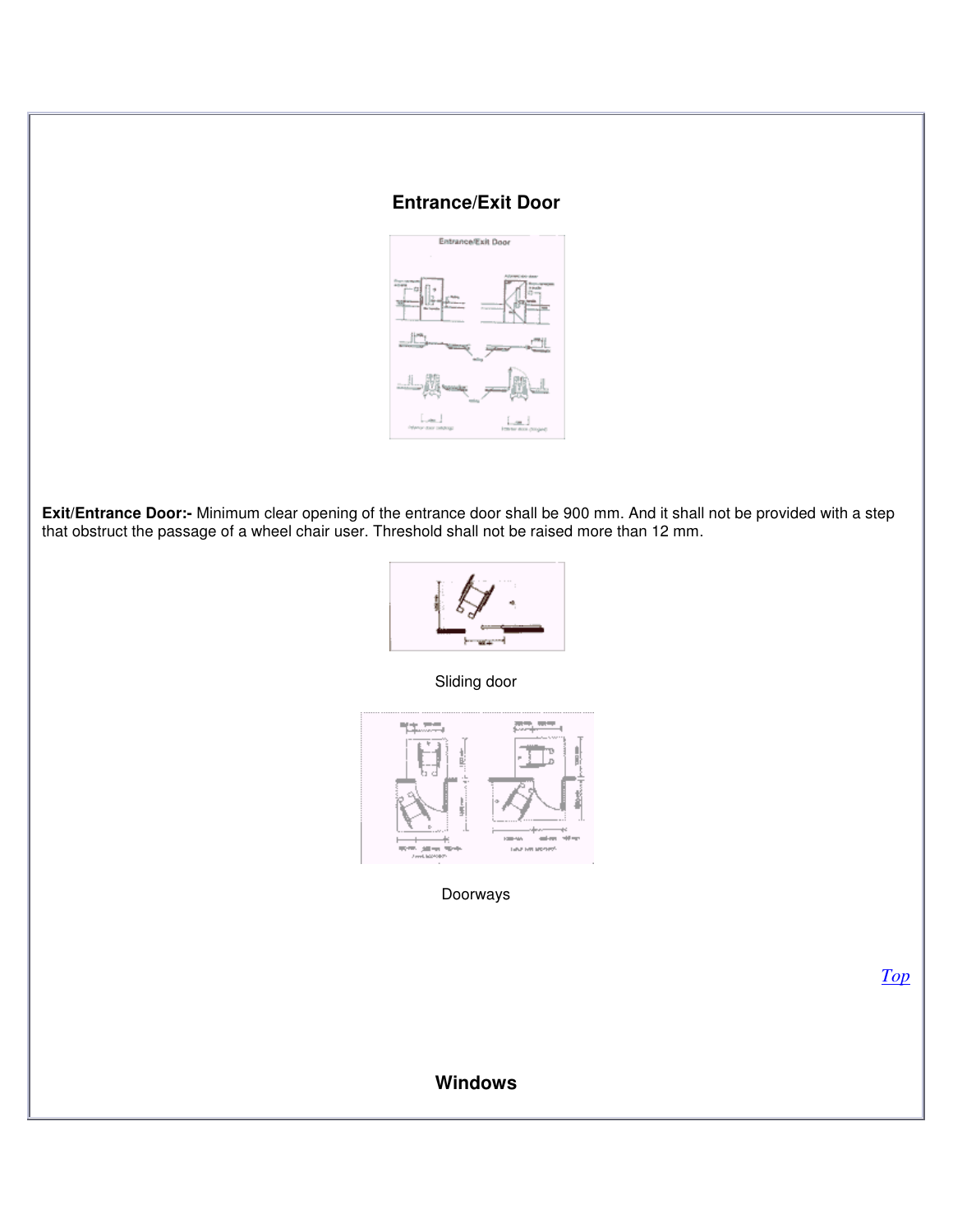## Entrance/Exit Door

**Exit/Entrance Door:-** Minimum clear opening of the entrance door shall be 900 mm. And it shall not be provided with a step that obstruct the passage of a wheel chair user. Threshold shall not be raised more than 12 mm.

Sliding door

Doorways

*Top*

## Windows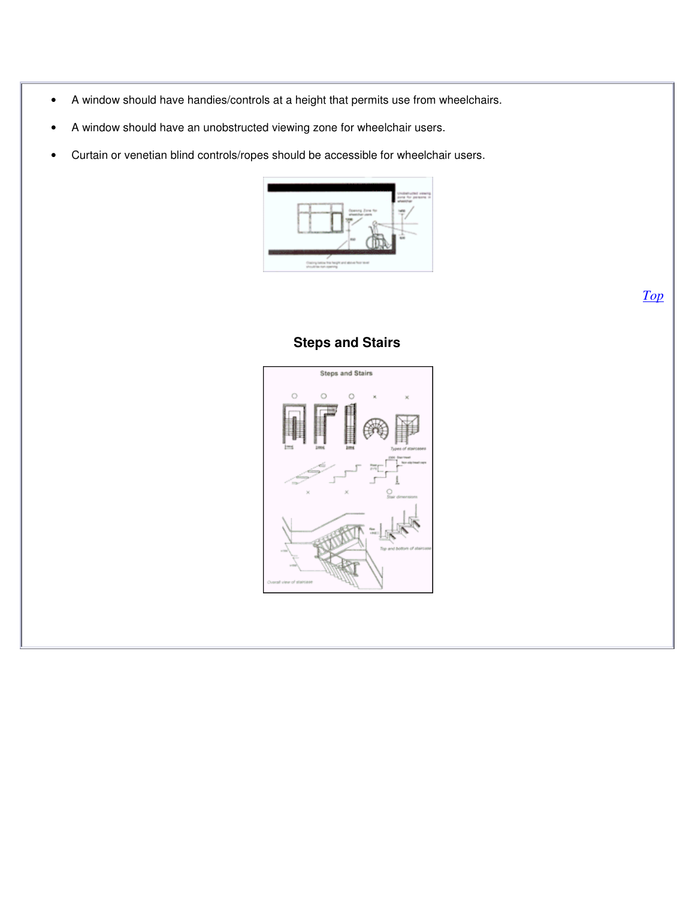- A window should have handies/controls at a height that permits use from wheelchairs.
- A window should have an unobstructed viewing zone for wheelchair users.
- Curtain or venetian blind controls/ropes should be accessible for wheelchair users.

*Top*

## Steps and Stairs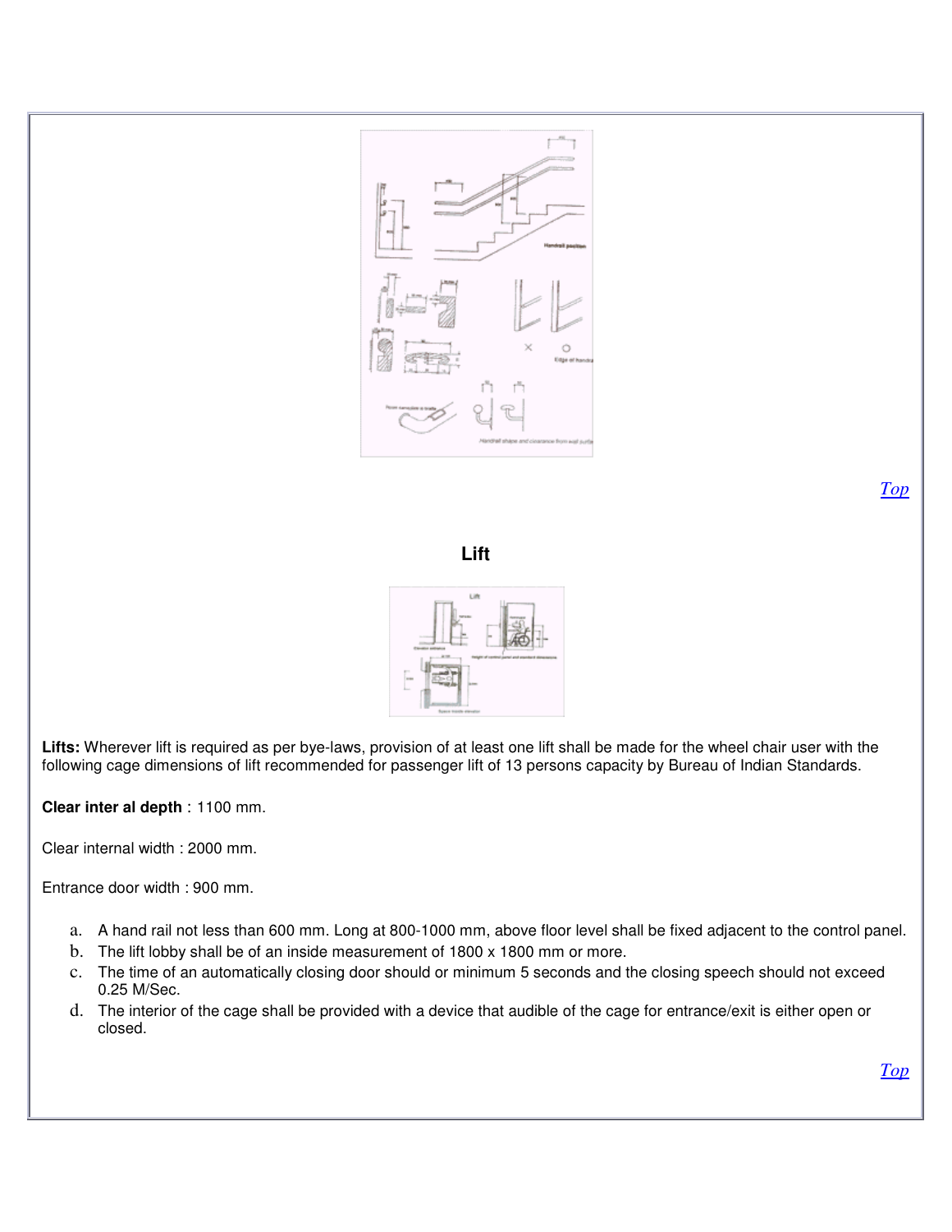Top

**Lift**

**Lifts:** Wherever lift is required as per bye-laws, provision of at least one lift shall be made for the wheel chair user with the following cage dimensions of lift recommended for passenger lift of 13 persons capacity by Bureau of Indian Standards.

**Clear inter al depth** : 1100 mm.

Clear internal width : 2000 mm.

Entrance door width : 900 mm.

a. A hand rail not less than 600 mm. Long at 800-1000 mm, above floor level shall be fixed adjacent to the control panel.
b. The lift lobby shall be of an inside measurement of 1800 x 1800 mm or more.
c. The time of an automatically closing door should or minimum 5 seconds and the closing speech should not exceed 0.25 M/Sec.
d. The interior of the cage shall be provided with a device that audible of the cage for entrance/exit is either open or closed.

Top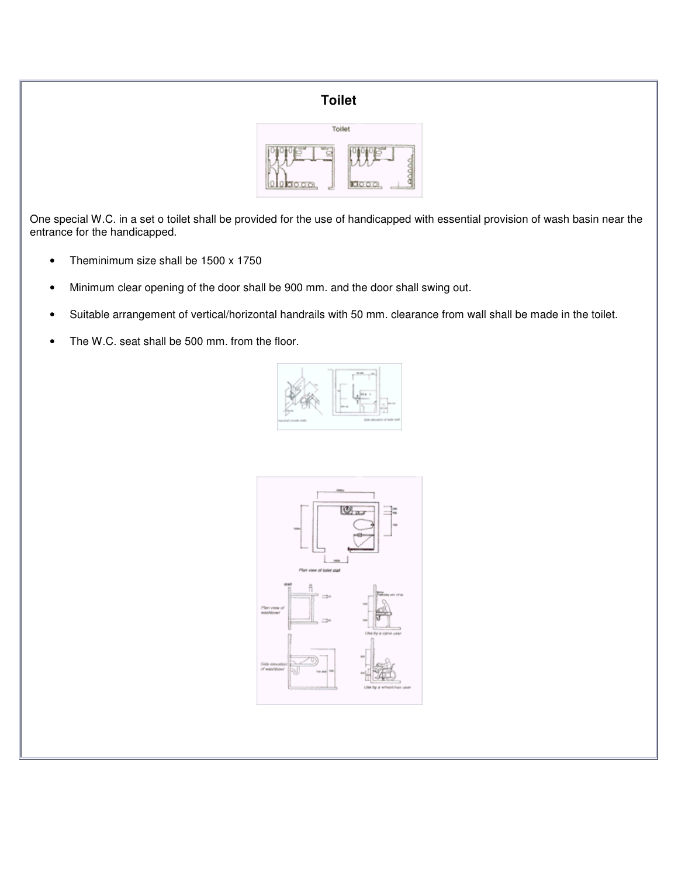# Toilet

One special W.C. in a set o toilet shall be provided for the use of handicapped with essential provision of wash basin near the entrance for the handicapped.

- Theminimum size shall be 1500 x 1750
- Minimum clear opening of the door shall be 900 mm. and the door shall swing out.
- Suitable arrangement of vertical/horizontal handrails with 50 mm. clearance from wall shall be made in the toilet.
- The W.C. seat shall be 500 mm. from the floor.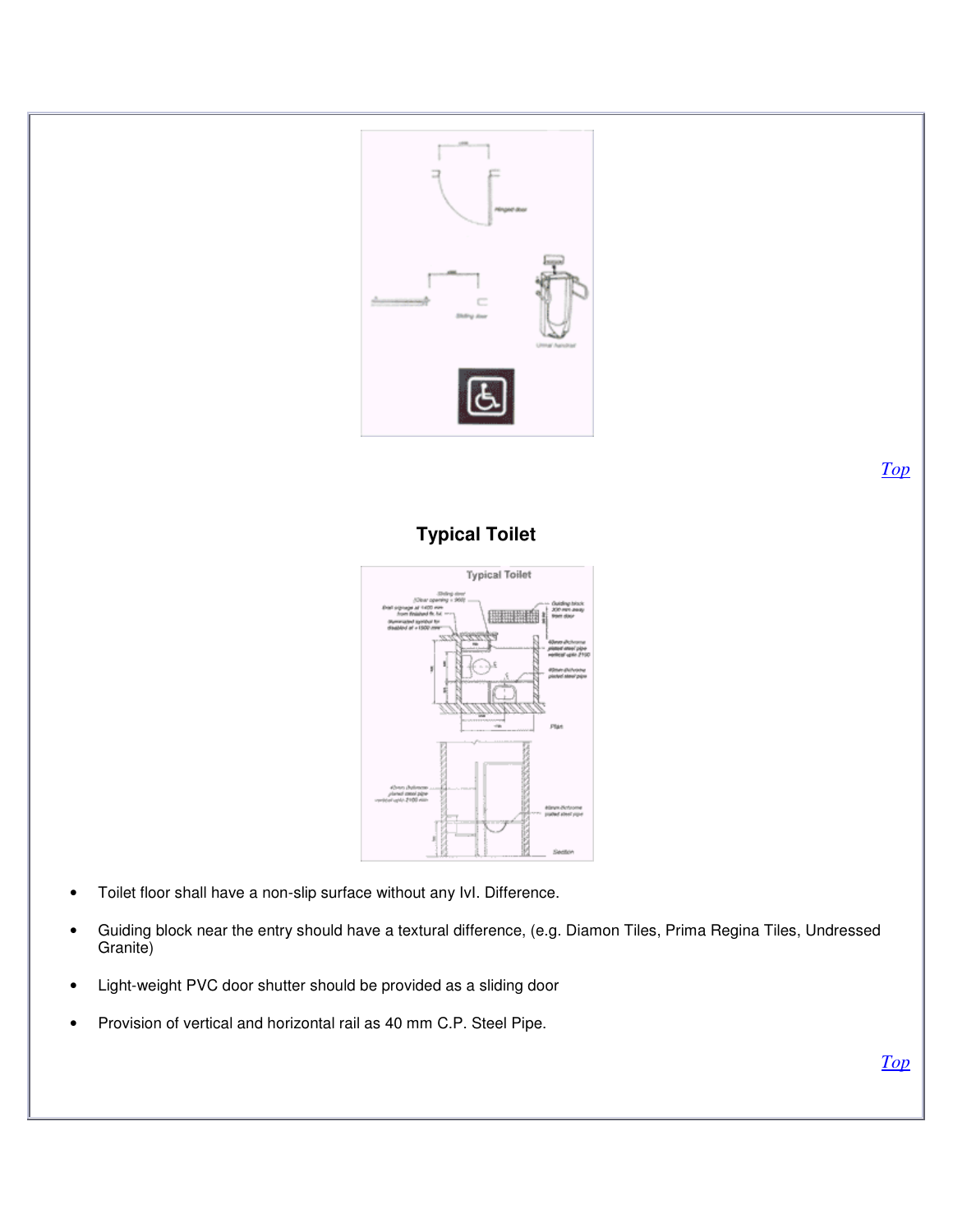Top

**Typical Toilet**

- Toilet floor shall have a non-slip surface without any lvl. Difference.
- Guiding block near the entry should have a textural difference, (e.g. Diamon Tiles, Prima Regina Tiles, Undressed Granite)
- Light-weight PVC door shutter should be provided as a sliding door
- Provision of vertical and horizontal rail as 40 mm C.P. Steel Pipe.

Top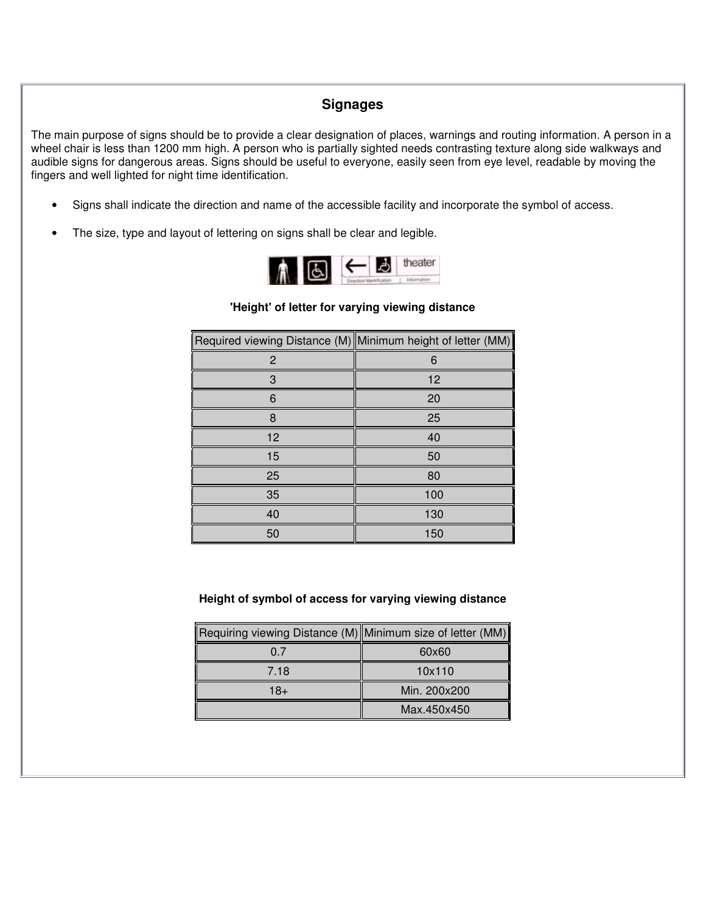## Signages

The main purpose of signs should be to provide a clear designation of places, warnings and routing information. A person in a wheel chair is less than 1200 mm high. A person who is partially sighted needs contrasting texture along side walkways and audible signs for dangerous areas. Signs should be useful to everyone, easily seen from eye level, readable by moving the fingers and well lighted for night time identification.

- Signs shall indicate the direction and name of the accessible facility and incorporate the symbol of access.
- The size, type and layout of lettering on signs shall be clear and legible.

**'Height' of letter for varying viewing distance**

| Required viewing Distance (M) | Minimum height of letter (MM) |
|---|---|
| 2 | 6 |
| 3 | 12 |
| 6 | 20 |
| 8 | 25 |
| 12 | 40 |
| 15 | 50 |
| 25 | 80 |
| 35 | 100 |
| 40 | 130 |
| 50 | 150 |

**Height of symbol of access for varying viewing distance**

| Requiring viewing Distance (M) | Minimum size of letter (MM) |
|---|---|
| 0.7 | 60x60 |
| 7.18 | 10x110 |
| 18+ | Min. 200x200 |
| | Max.450x450 |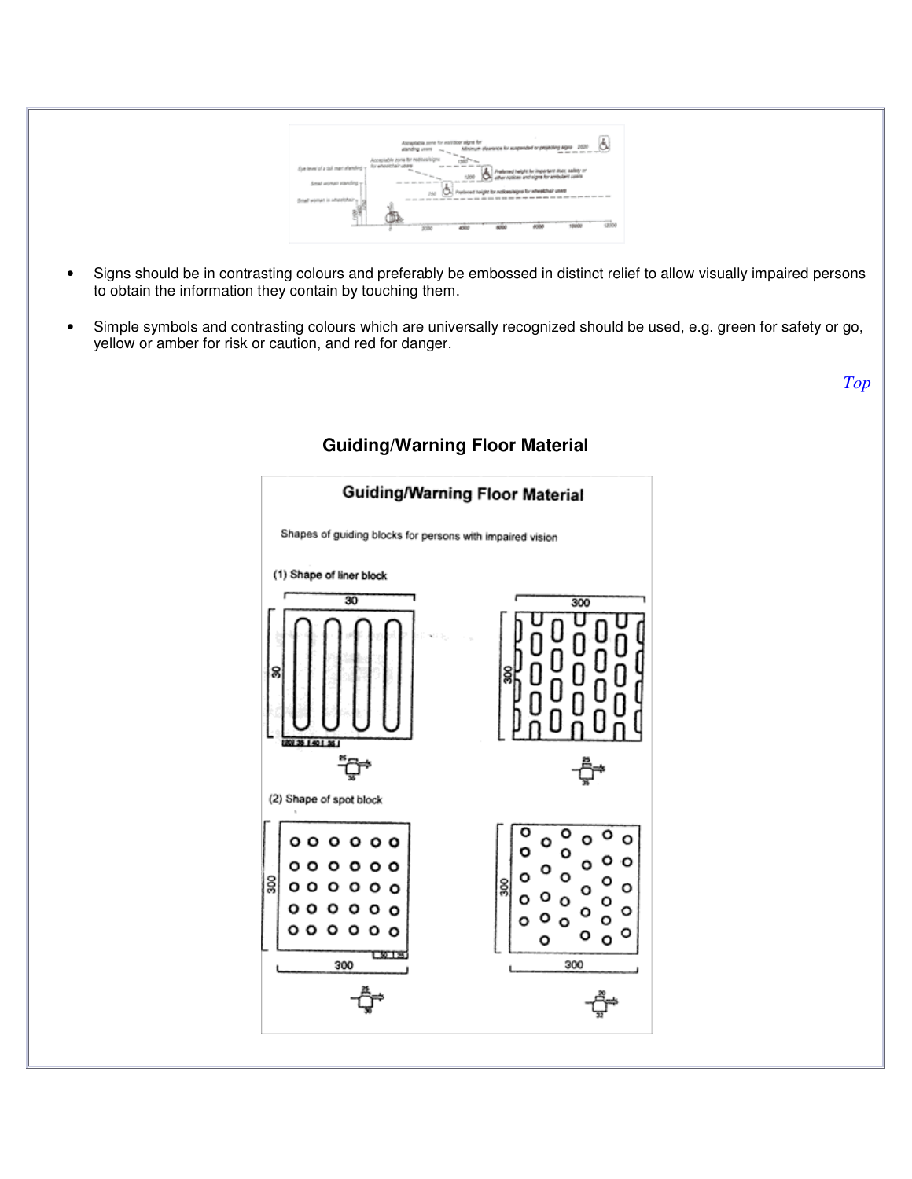- Signs should be in contrasting colours and preferably be embossed in distinct relief to allow visually impaired persons to obtain the information they contain by touching them.

- Simple symbols and contrasting colours which are universally recognized should be used, e.g. green for safety or go, yellow or amber for risk or caution, and red for danger.

*Top*

## Guiding/Warning Floor Material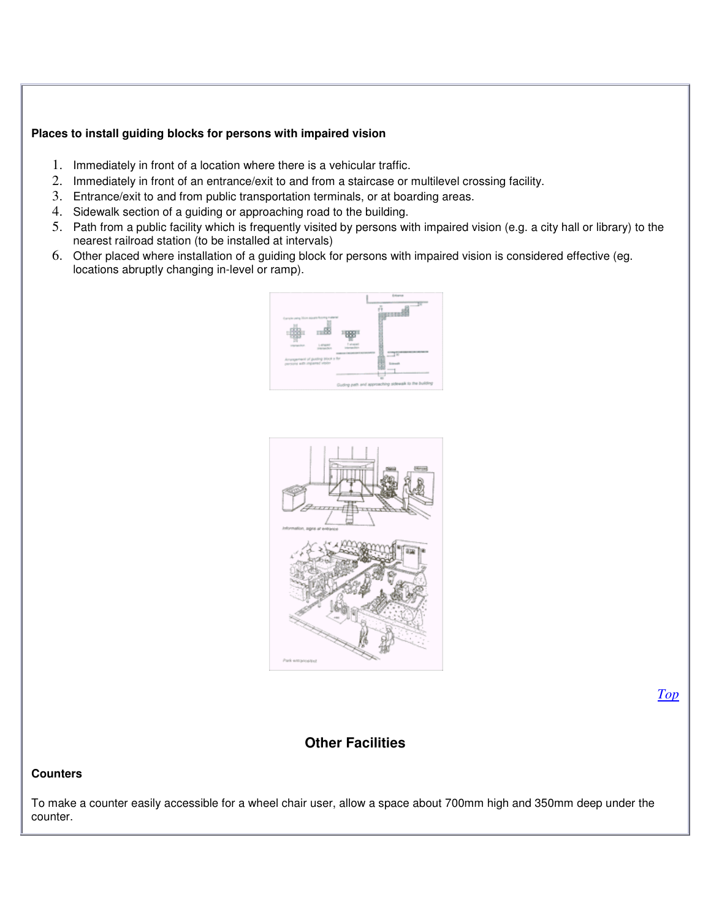**Places to install guiding blocks for persons with impaired vision**

1. Immediately in front of a location where there is a vehicular traffic.
2. Immediately in front of an entrance/exit to and from a staircase or multilevel crossing facility.
3. Entrance/exit to and from public transportation terminals, or at boarding areas.
4. Sidewalk section of a guiding or approaching road to the building.
5. Path from a public facility which is frequently visited by persons with impaired vision (e.g. a city hall or library) to the nearest railroad station (to be installed at intervals)
6. Other placed where installation of a guiding block for persons with impaired vision is considered effective (eg. locations abruptly changing in-level or ramp).

*Top*

## Other Facilities

**Counters**

To make a counter easily accessible for a wheel chair user, allow a space about 700mm high and 350mm deep under the counter.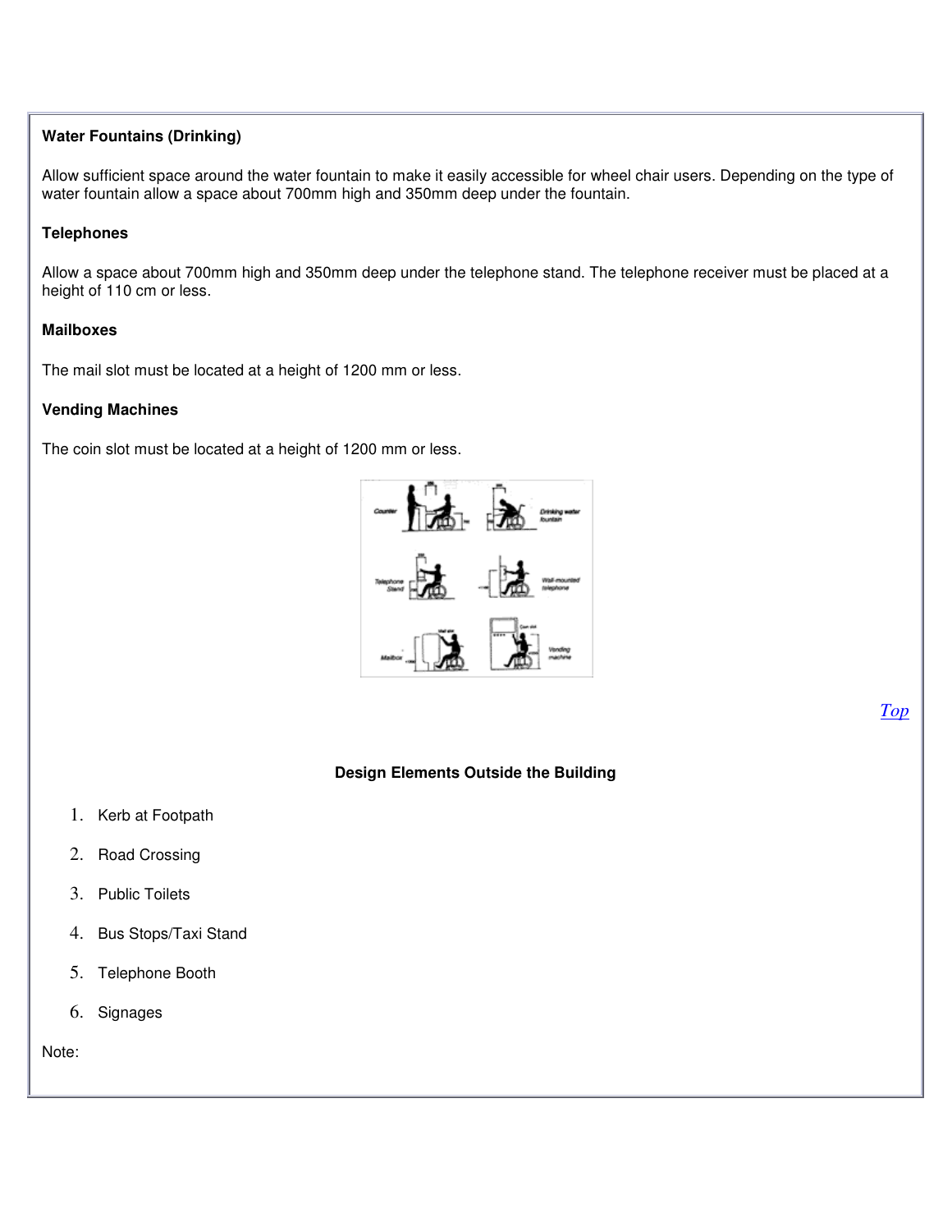**Water Fountains (Drinking)**

Allow sufficient space around the water fountain to make it easily accessible for wheel chair users. Depending on the type of water fountain allow a space about 700mm high and 350mm deep under the fountain.

**Telephones**

Allow a space about 700mm high and 350mm deep under the telephone stand. The telephone receiver must be placed at a height of 110 cm or less.

**Mailboxes**

The mail slot must be located at a height of 1200 mm or less.

**Vending Machines**

The coin slot must be located at a height of 1200 mm or less.

*Top*

**Design Elements Outside the Building**

1. Kerb at Footpath
2. Road Crossing
3. Public Toilets
4. Bus Stops/Taxi Stand
5. Telephone Booth
6. Signages

Note: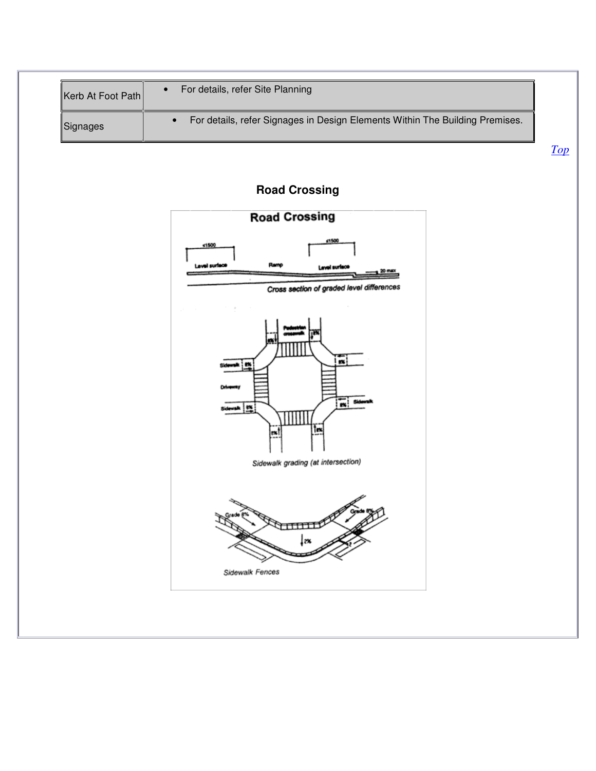| Kerb At Foot Path | • For details, refer Site Planning |
|---|---|
| Signages | • For details, refer Signages in Design Elements Within The Building Premises. |

Top

## Road Crossing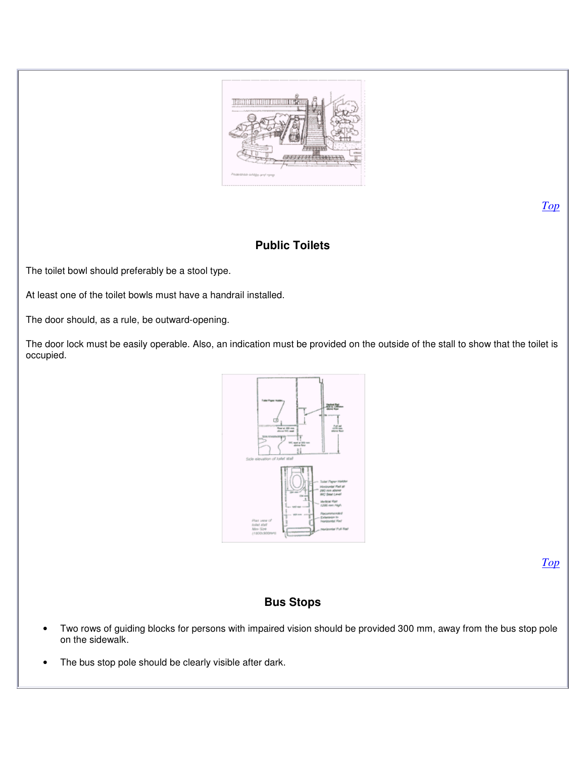Top

## Public Toilets

The toilet bowl should preferably be a stool type.

At least one of the toilet bowls must have a handrail installed.

The door should, as a rule, be outward-opening.

The door lock must be easily operable. Also, an indication must be provided on the outside of the stall to show that the toilet is occupied.

Top

## Bus Stops

- Two rows of guiding blocks for persons with impaired vision should be provided 300 mm, away from the bus stop pole on the sidewalk.
- The bus stop pole should be clearly visible after dark.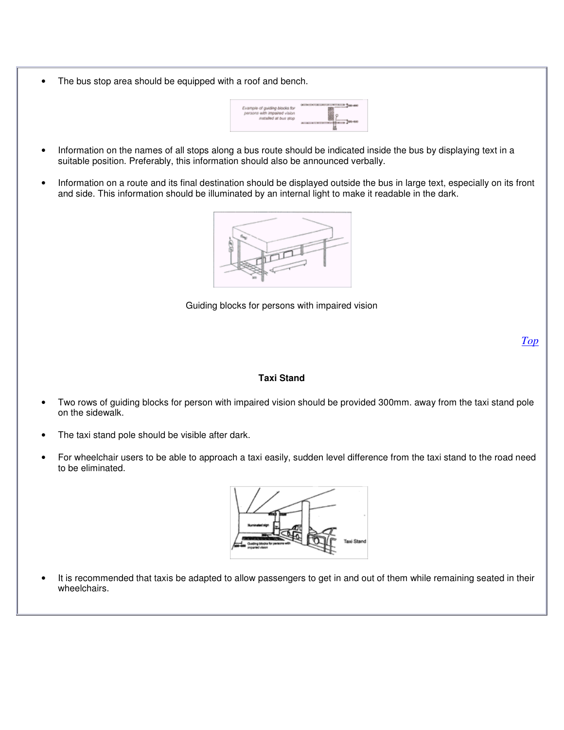- The bus stop area should be equipped with a roof and bench.

- Information on the names of all stops along a bus route should be indicated inside the bus by displaying text in a suitable position. Preferably, this information should also be announced verbally.

- Information on a route and its final destination should be displayed outside the bus in large text, especially on its front and side. This information should be illuminated by an internal light to make it readable in the dark.

Guiding blocks for persons with impaired vision

*Top*

**Taxi Stand**

- Two rows of guiding blocks for person with impaired vision should be provided 300mm. away from the taxi stand pole on the sidewalk.

- The taxi stand pole should be visible after dark.

- For wheelchair users to be able to approach a taxi easily, sudden level difference from the taxi stand to the road need to be eliminated.

- It is recommended that taxis be adapted to allow passengers to get in and out of them while remaining seated in their wheelchairs.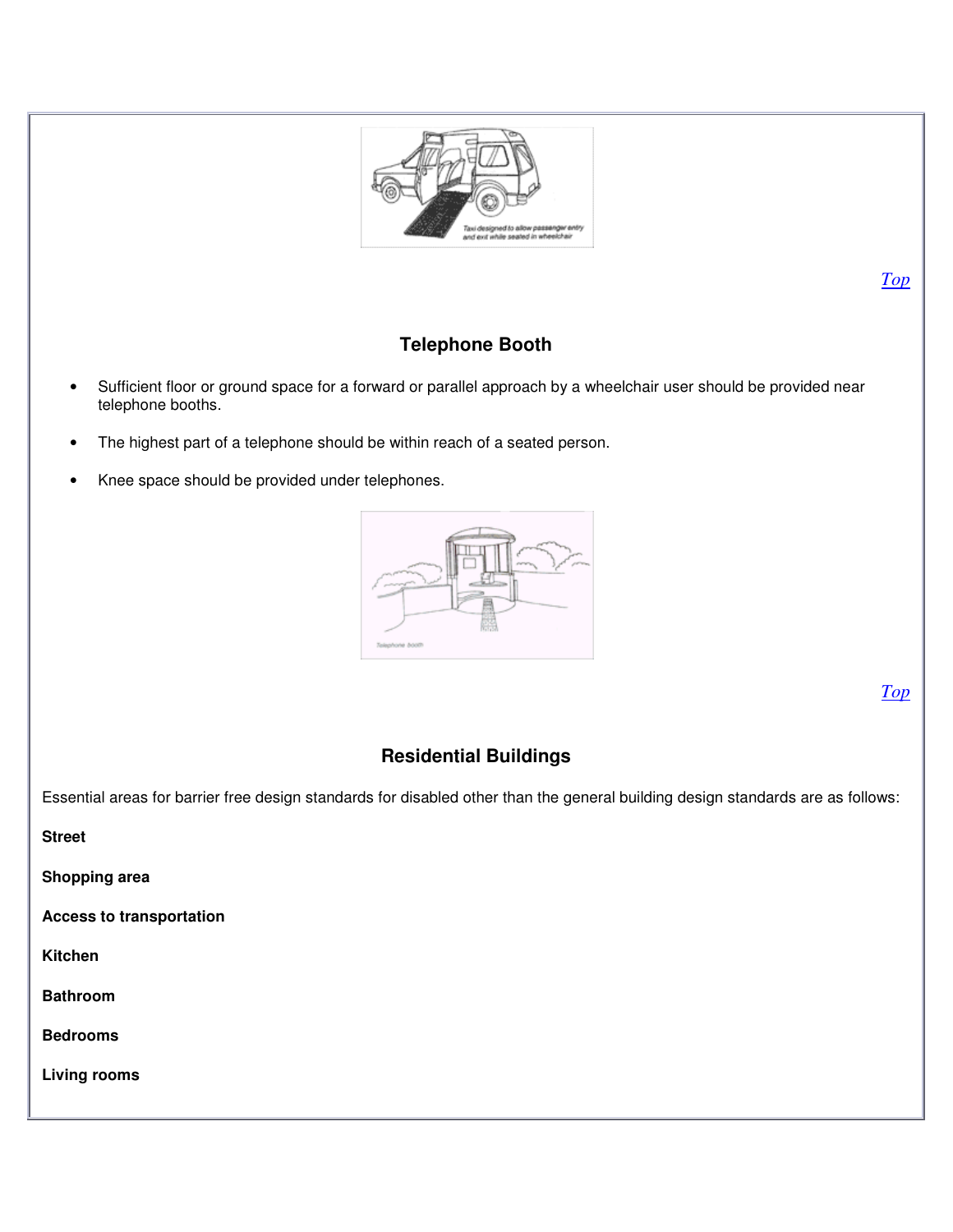Top

## Telephone Booth

- Sufficient floor or ground space for a forward or parallel approach by a wheelchair user should be provided near telephone booths.
- The highest part of a telephone should be within reach of a seated person.
- Knee space should be provided under telephones.

Top

## Residential Buildings

Essential areas for barrier free design standards for disabled other than the general building design standards are as follows:

**Street**

**Shopping area**

**Access to transportation**

**Kitchen**

**Bathroom**

**Bedrooms**

**Living rooms**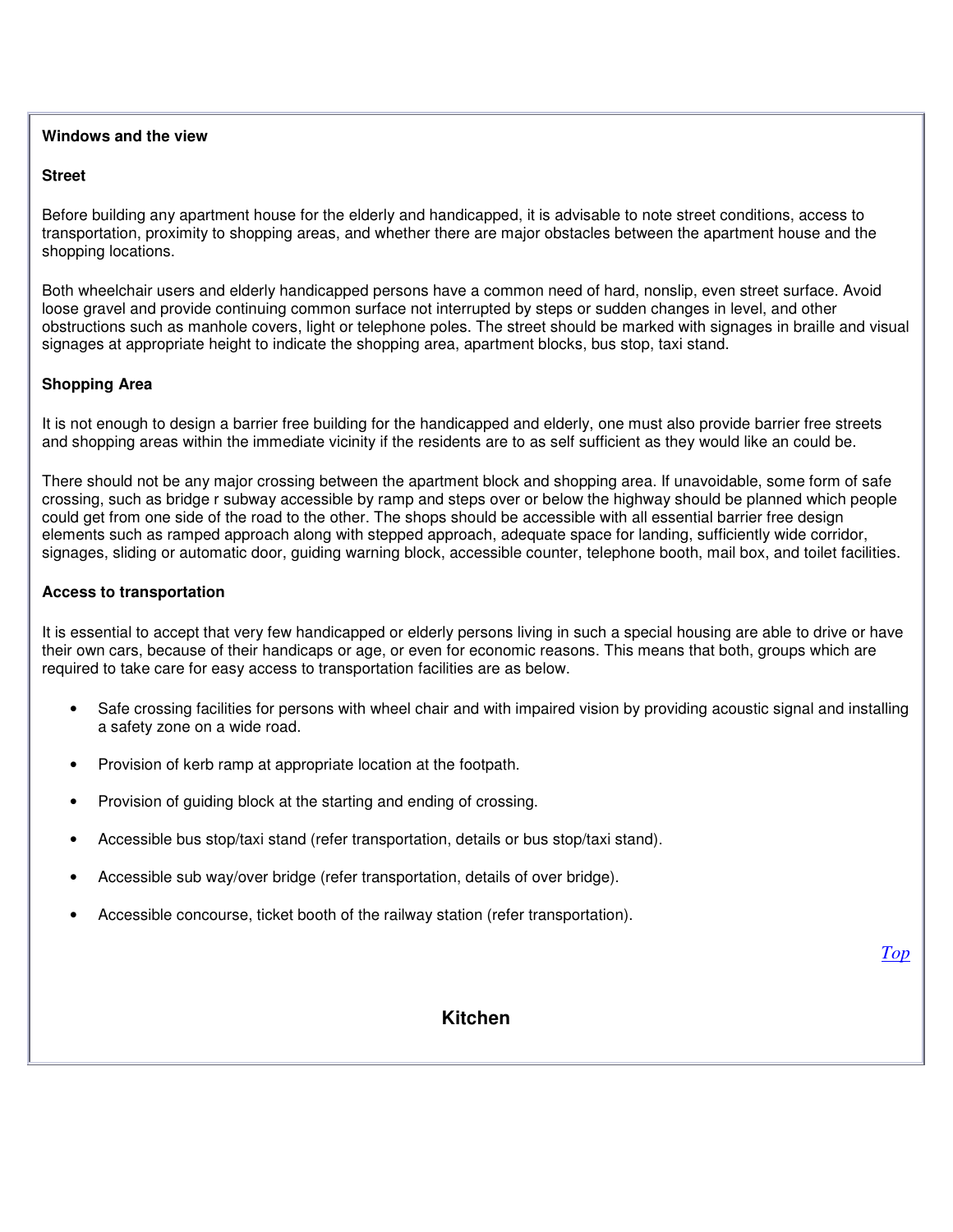**Windows and the view**

**Street**

Before building any apartment house for the elderly and handicapped, it is advisable to note street conditions, access to transportation, proximity to shopping areas, and whether there are major obstacles between the apartment house and the shopping locations.

Both wheelchair users and elderly handicapped persons have a common need of hard, nonslip, even street surface. Avoid loose gravel and provide continuing common surface not interrupted by steps or sudden changes in level, and other obstructions such as manhole covers, light or telephone poles. The street should be marked with signages in braille and visual signages at appropriate height to indicate the shopping area, apartment blocks, bus stop, taxi stand.

**Shopping Area**

It is not enough to design a barrier free building for the handicapped and elderly, one must also provide barrier free streets and shopping areas within the immediate vicinity if the residents are to as self sufficient as they would like an could be.

There should not be any major crossing between the apartment block and shopping area. If unavoidable, some form of safe crossing, such as bridge r subway accessible by ramp and steps over or below the highway should be planned which people could get from one side of the road to the other. The shops should be accessible with all essential barrier free design elements such as ramped approach along with stepped approach, adequate space for landing, sufficiently wide corridor, signages, sliding or automatic door, guiding warning block, accessible counter, telephone booth, mail box, and toilet facilities.

**Access to transportation**

It is essential to accept that very few handicapped or elderly persons living in such a special housing are able to drive or have their own cars, because of their handicaps or age, or even for economic reasons. This means that both, groups which are required to take care for easy access to transportation facilities are as below.

- Safe crossing facilities for persons with wheel chair and with impaired vision by providing acoustic signal and installing a safety zone on a wide road.
- Provision of kerb ramp at appropriate location at the footpath.
- Provision of guiding block at the starting and ending of crossing.
- Accessible bus stop/taxi stand (refer transportation, details or bus stop/taxi stand).
- Accessible sub way/over bridge (refer transportation, details of over bridge).
- Accessible concourse, ticket booth of the railway station (refer transportation).

*Top*

## Kitchen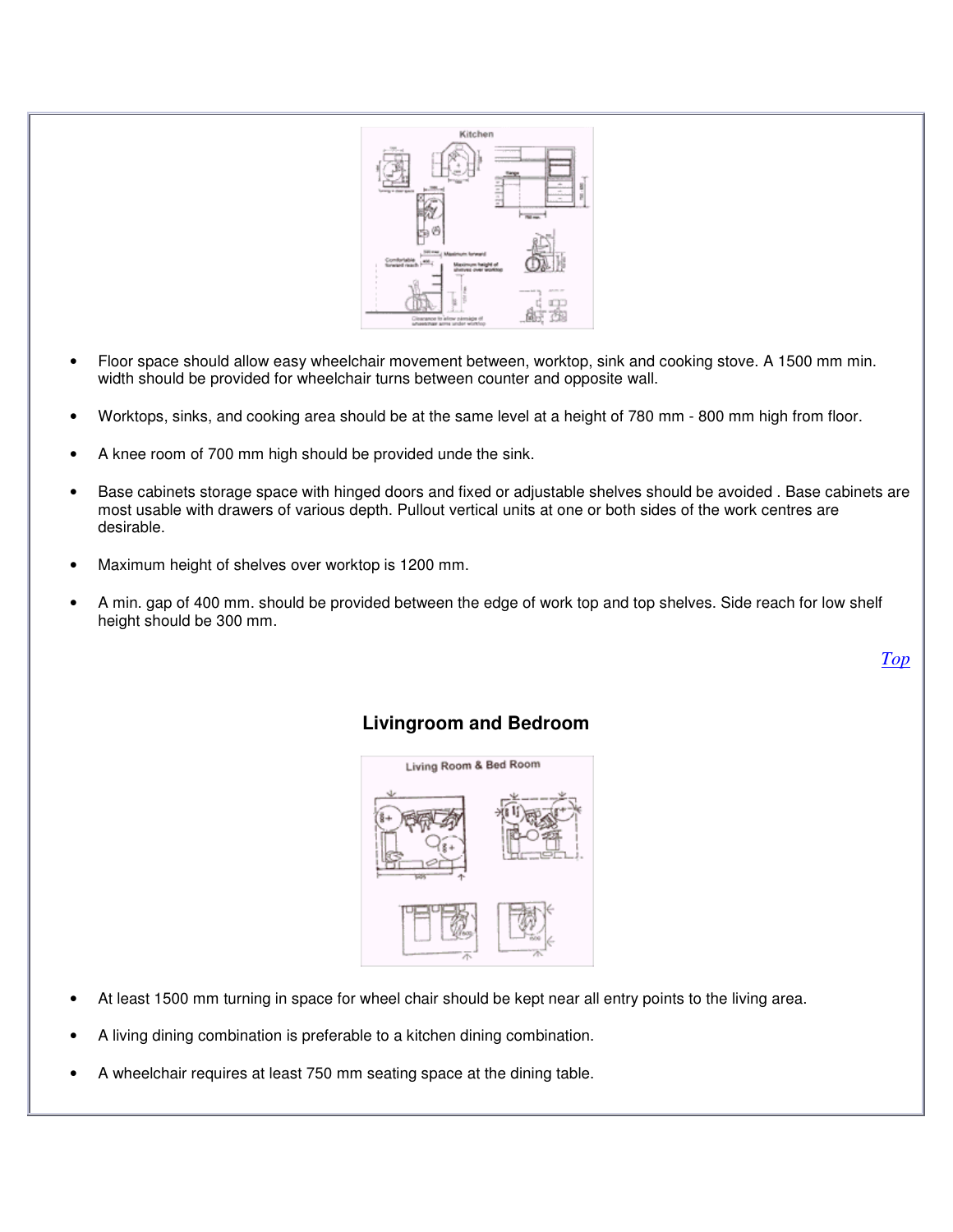- Floor space should allow easy wheelchair movement between, worktop, sink and cooking stove. A 1500 mm min. width should be provided for wheelchair turns between counter and opposite wall.

- Worktops, sinks, and cooking area should be at the same level at a height of 780 mm - 800 mm high from floor.

- A knee room of 700 mm high should be provided unde the sink.

- Base cabinets storage space with hinged doors and fixed or adjustable shelves should be avoided . Base cabinets are most usable with drawers of various depth. Pullout vertical units at one or both sides of the work centres are desirable.

- Maximum height of shelves over worktop is 1200 mm.

- A min. gap of 400 mm. should be provided between the edge of work top and top shelves. Side reach for low shelf height should be 300 mm.

*Top*

## Livingroom and Bedroom

- At least 1500 mm turning in space for wheel chair should be kept near all entry points to the living area.

- A living dining combination is preferable to a kitchen dining combination.

- A wheelchair requires at least 750 mm seating space at the dining table.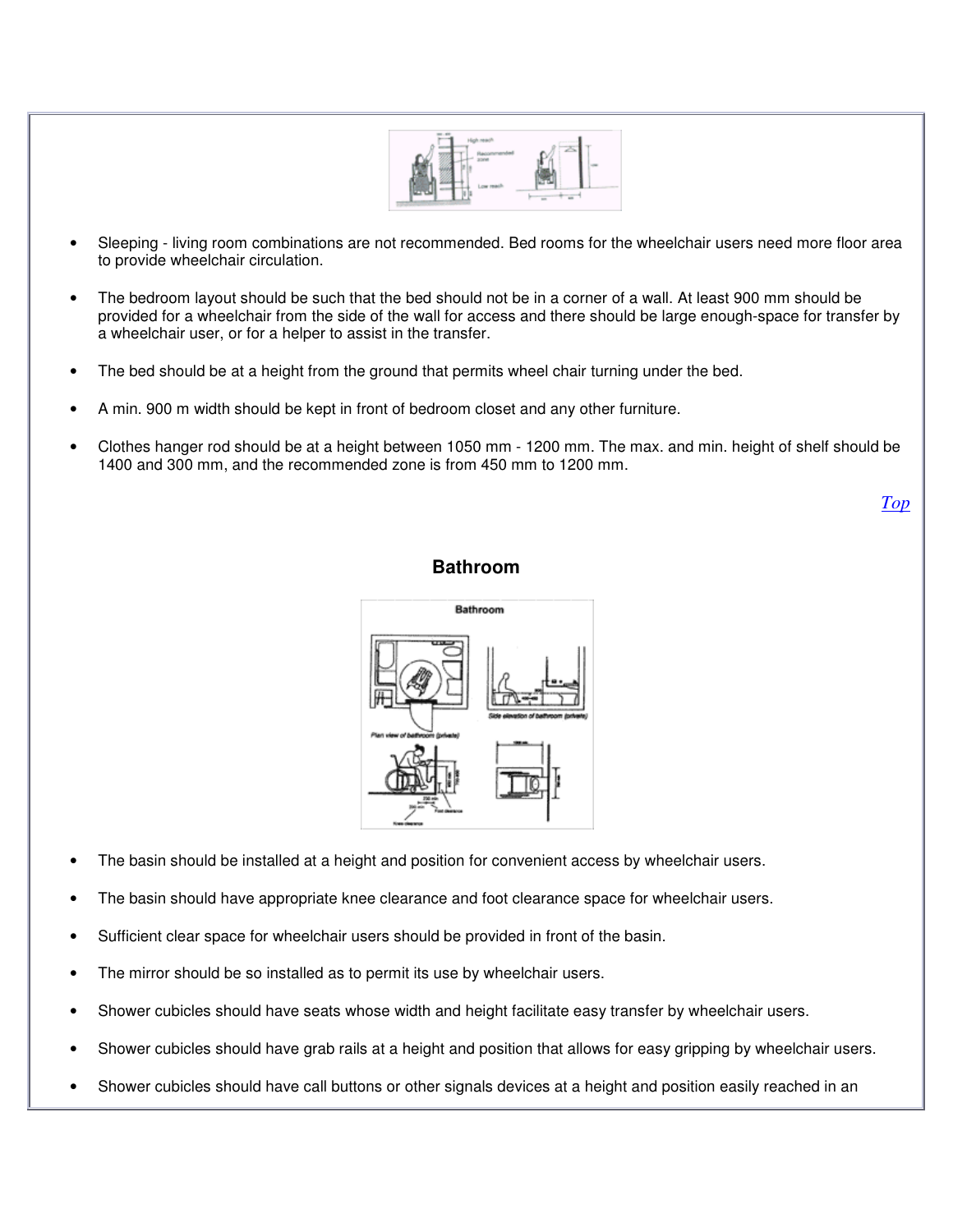- Sleeping - living room combinations are not recommended. Bed rooms for the wheelchair users need more floor area to provide wheelchair circulation.

- The bedroom layout should be such that the bed should not be in a corner of a wall. At least 900 mm should be provided for a wheelchair from the side of the wall for access and there should be large enough-space for transfer by a wheelchair user, or for a helper to assist in the transfer.

- The bed should be at a height from the ground that permits wheel chair turning under the bed.

- A min. 900 m width should be kept in front of bedroom closet and any other furniture.

- Clothes hanger rod should be at a height between 1050 mm - 1200 mm. The max. and min. height of shelf should be 1400 and 300 mm, and the recommended zone is from 450 mm to 1200 mm.

*Top*

## Bathroom

- The basin should be installed at a height and position for convenient access by wheelchair users.

- The basin should have appropriate knee clearance and foot clearance space for wheelchair users.

- Sufficient clear space for wheelchair users should be provided in front of the basin.

- The mirror should be so installed as to permit its use by wheelchair users.

- Shower cubicles should have seats whose width and height facilitate easy transfer by wheelchair users.

- Shower cubicles should have grab rails at a height and position that allows for easy gripping by wheelchair users.

- Shower cubicles should have call buttons or other signals devices at a height and position easily reached in an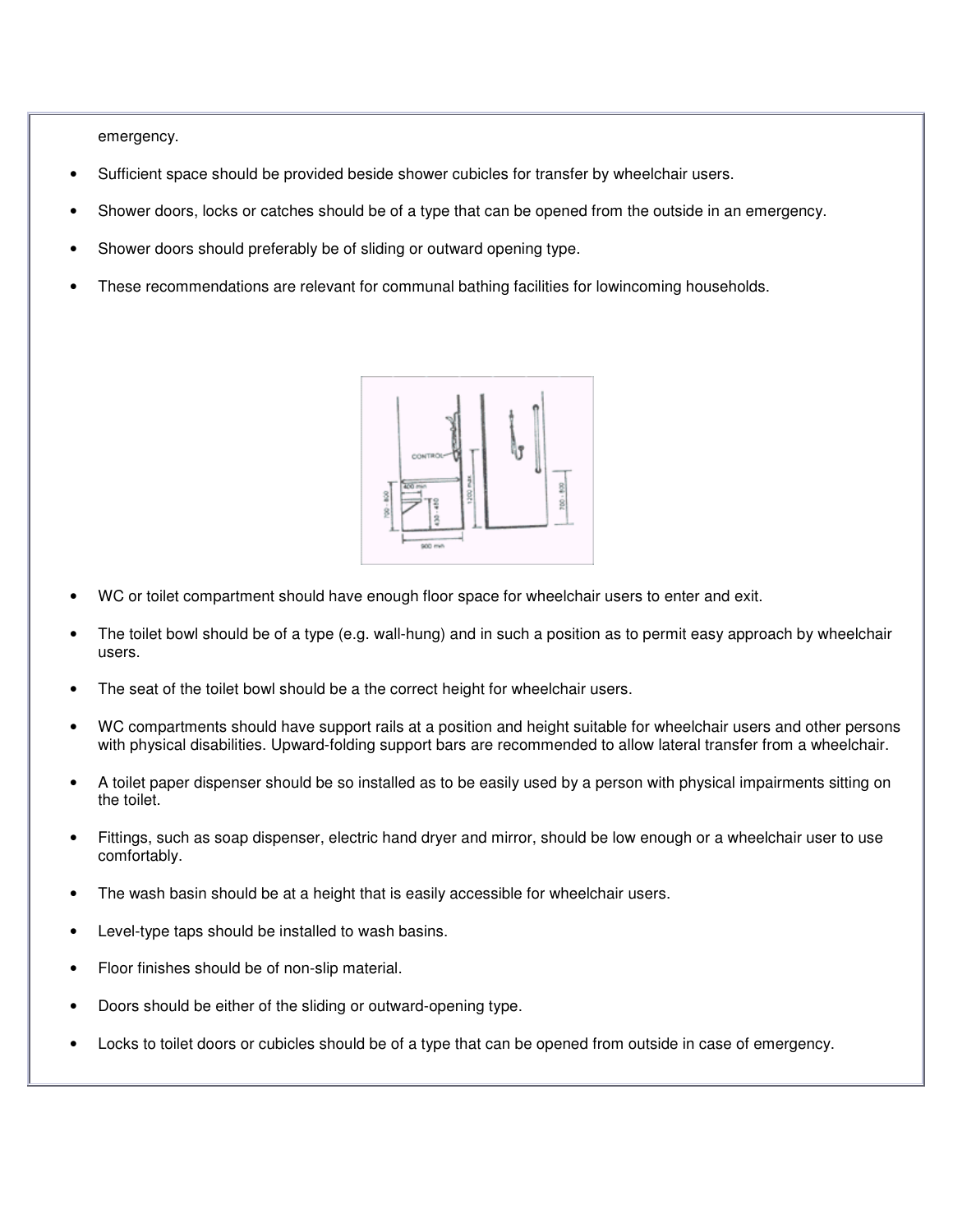emergency.

- Sufficient space should be provided beside shower cubicles for transfer by wheelchair users.
- Shower doors, locks or catches should be of a type that can be opened from the outside in an emergency.
- Shower doors should preferably be of sliding or outward opening type.
- These recommendations are relevant for communal bathing facilities for lowincoming households.

- WC or toilet compartment should have enough floor space for wheelchair users to enter and exit.
- The toilet bowl should be of a type (e.g. wall-hung) and in such a position as to permit easy approach by wheelchair users.
- The seat of the toilet bowl should be a the correct height for wheelchair users.
- WC compartments should have support rails at a position and height suitable for wheelchair users and other persons with physical disabilities. Upward-folding support bars are recommended to allow lateral transfer from a wheelchair.
- A toilet paper dispenser should be so installed as to be easily used by a person with physical impairments sitting on the toilet.
- Fittings, such as soap dispenser, electric hand dryer and mirror, should be low enough or a wheelchair user to use comfortably.
- The wash basin should be at a height that is easily accessible for wheelchair users.
- Level-type taps should be installed to wash basins.
- Floor finishes should be of non-slip material.
- Doors should be either of the sliding or outward-opening type.
- Locks to toilet doors or cubicles should be of a type that can be opened from outside in case of emergency.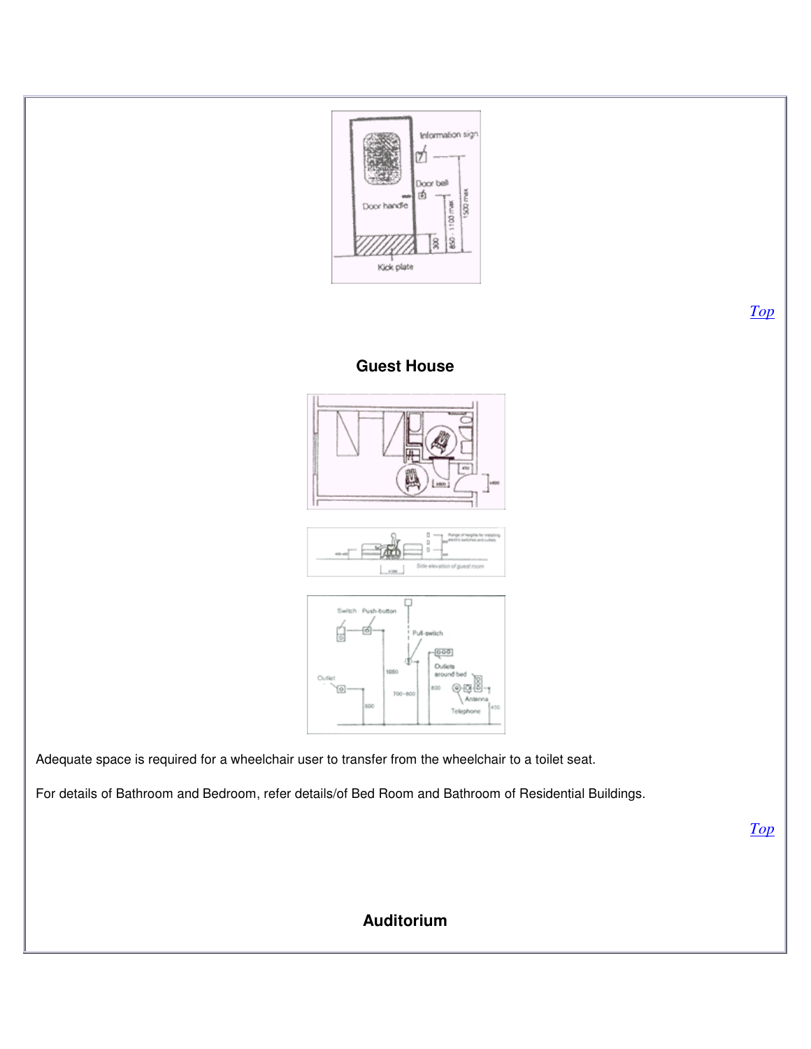[Top](#)

## Guest House

Adequate space is required for a wheelchair user to transfer from the wheelchair to a toilet seat.

For details of Bathroom and Bedroom, refer details/of Bed Room and Bathroom of Residential Buildings.

[Top](#)

## Auditorium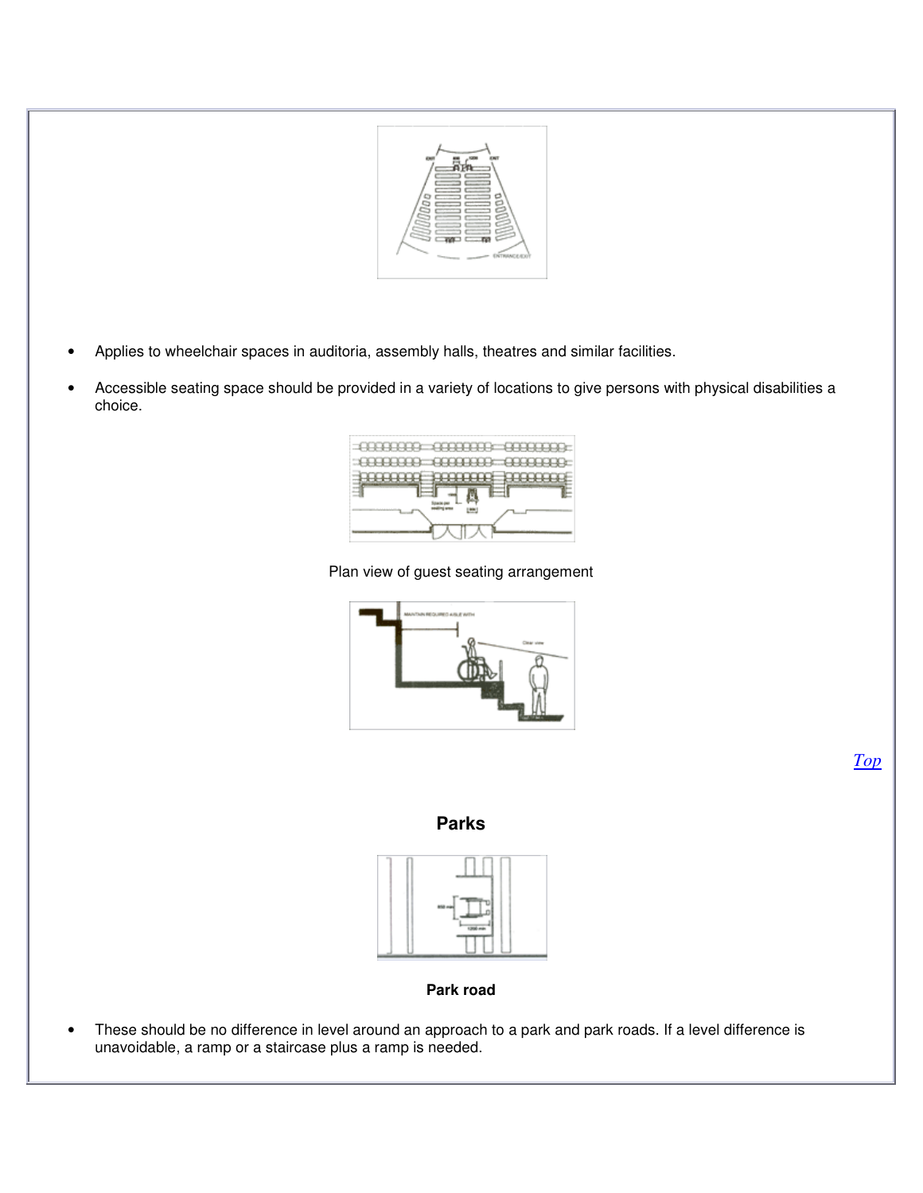- Applies to wheelchair spaces in auditoria, assembly halls, theatres and similar facilities.
- Accessible seating space should be provided in a variety of locations to give persons with physical disabilities a choice.

Plan view of guest seating arrangement

Top

## Parks

**Park road**

- These should be no difference in level around an approach to a park and park roads. If a level difference is unavoidable, a ramp or a staircase plus a ramp is needed.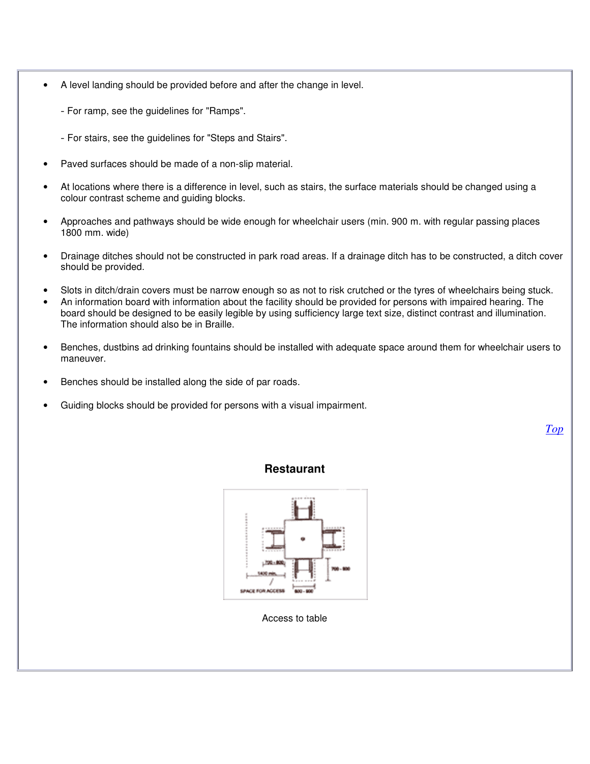- A level landing should be provided before and after the change in level.

  - For ramp, see the guidelines for "Ramps".

  - For stairs, see the guidelines for "Steps and Stairs".

- Paved surfaces should be made of a non-slip material.

- At locations where there is a difference in level, such as stairs, the surface materials should be changed using a colour contrast scheme and guiding blocks.

- Approaches and pathways should be wide enough for wheelchair users (min. 900 m. with regular passing places 1800 mm. wide)

- Drainage ditches should not be constructed in park road areas. If a drainage ditch has to be constructed, a ditch cover should be provided.

- Slots in ditch/drain covers must be narrow enough so as not to risk crutched or the tyres of wheelchairs being stuck.
- An information board with information about the facility should be provided for persons with impaired hearing. The board should be designed to be easily legible by using sufficiency large text size, distinct contrast and illumination. The information should also be in Braille.

- Benches, dustbins ad drinking fountains should be installed with adequate space around them for wheelchair users to maneuver.

- Benches should be installed along the side of par roads.

- Guiding blocks should be provided for persons with a visual impairment.

*Top*

### Restaurant

Access to table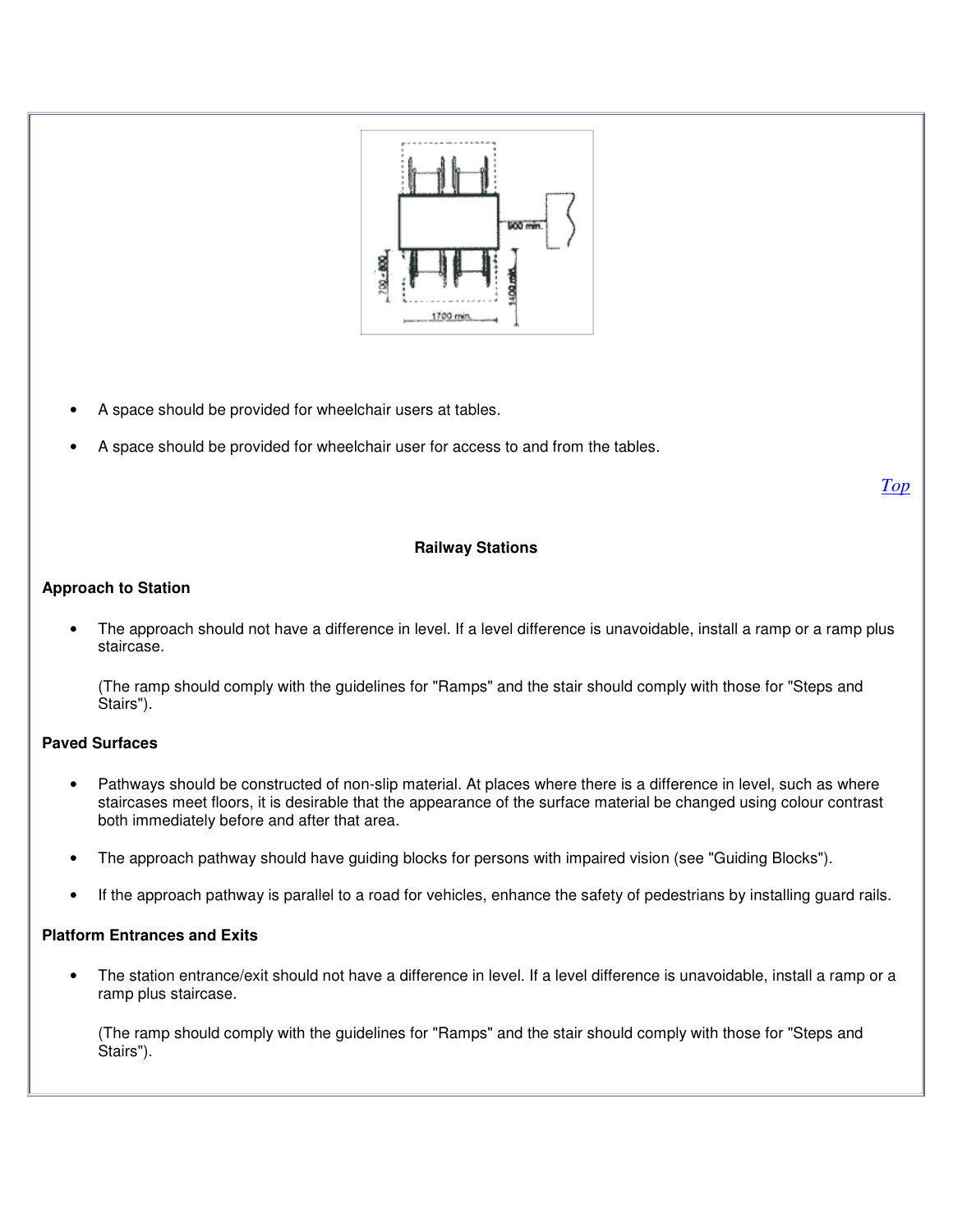- A space should be provided for wheelchair users at tables.
- A space should be provided for wheelchair user for access to and from the tables.

*Top*

## Railway Stations

### Approach to Station

- The approach should not have a difference in level. If a level difference is unavoidable, install a ramp or a ramp plus staircase.

  (The ramp should comply with the guidelines for "Ramps" and the stair should comply with those for "Steps and Stairs").

### Paved Surfaces

- Pathways should be constructed of non-slip material. At places where there is a difference in level, such as where staircases meet floors, it is desirable that the appearance of the surface material be changed using colour contrast both immediately before and after that area.
- The approach pathway should have guiding blocks for persons with impaired vision (see "Guiding Blocks").
- If the approach pathway is parallel to a road for vehicles, enhance the safety of pedestrians by installing guard rails.

### Platform Entrances and Exits

- The station entrance/exit should not have a difference in level. If a level difference is unavoidable, install a ramp or a ramp plus staircase.

  (The ramp should comply with the guidelines for "Ramps" and the stair should comply with those for "Steps and Stairs").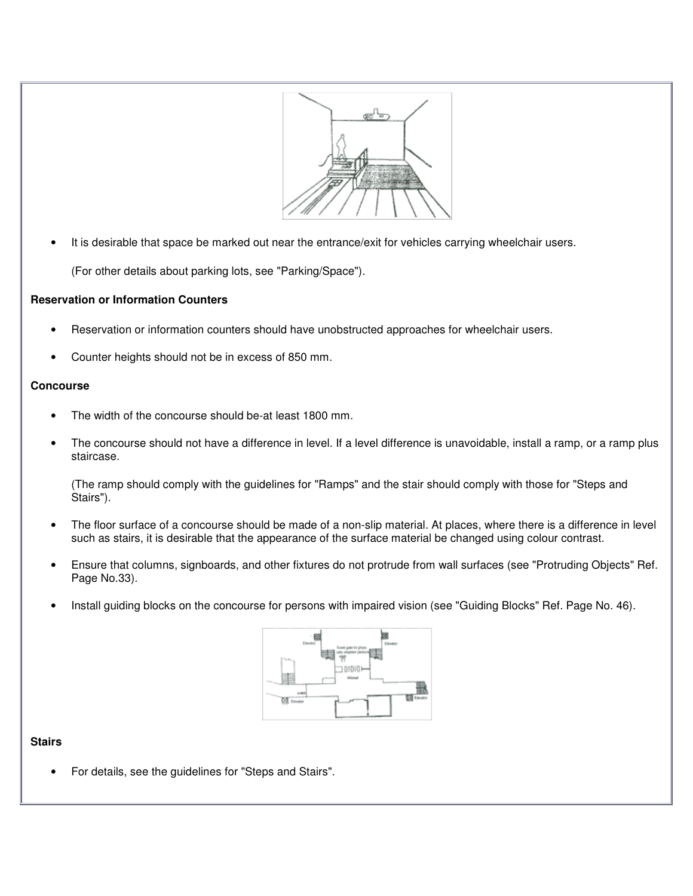- It is desirable that space be marked out near the entrance/exit for vehicles carrying wheelchair users.

  (For other details about parking lots, see "Parking/Space").

**Reservation or Information Counters**

- Reservation or information counters should have unobstructed approaches for wheelchair users.
- Counter heights should not be in excess of 850 mm.

**Concourse**

- The width of the concourse should be-at least 1800 mm.
- The concourse should not have a difference in level. If a level difference is unavoidable, install a ramp, or a ramp plus staircase.

  (The ramp should comply with the guidelines for "Ramps" and the stair should comply with those for "Steps and Stairs").

- The floor surface of a concourse should be made of a non-slip material. At places, where there is a difference in level such as stairs, it is desirable that the appearance of the surface material be changed using colour contrast.
- Ensure that columns, signboards, and other fixtures do not protrude from wall surfaces (see "Protruding Objects" Ref. Page No.33).
- Install guiding blocks on the concourse for persons with impaired vision (see "Guiding Blocks" Ref. Page No. 46).

**Stairs**

- For details, see the guidelines for "Steps and Stairs".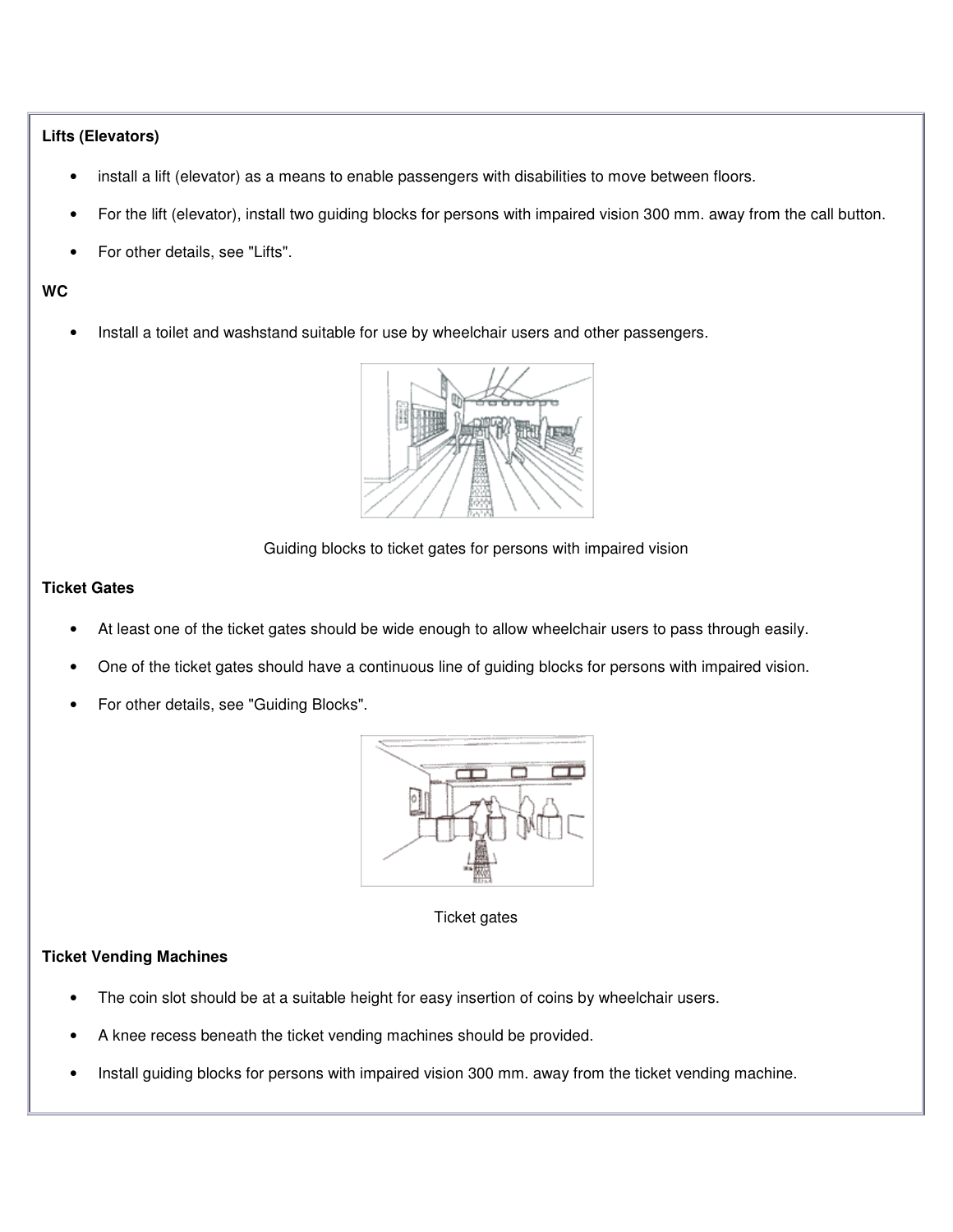**Lifts (Elevators)**

- install a lift (elevator) as a means to enable passengers with disabilities to move between floors.
- For the lift (elevator), install two guiding blocks for persons with impaired vision 300 mm. away from the call button.
- For other details, see "Lifts".

**WC**

- Install a toilet and washstand suitable for use by wheelchair users and other passengers.

Guiding blocks to ticket gates for persons with impaired vision

**Ticket Gates**

- At least one of the ticket gates should be wide enough to allow wheelchair users to pass through easily.
- One of the ticket gates should have a continuous line of guiding blocks for persons with impaired vision.
- For other details, see "Guiding Blocks".

Ticket gates

**Ticket Vending Machines**

- The coin slot should be at a suitable height for easy insertion of coins by wheelchair users.
- A knee recess beneath the ticket vending machines should be provided.
- Install guiding blocks for persons with impaired vision 300 mm. away from the ticket vending machine.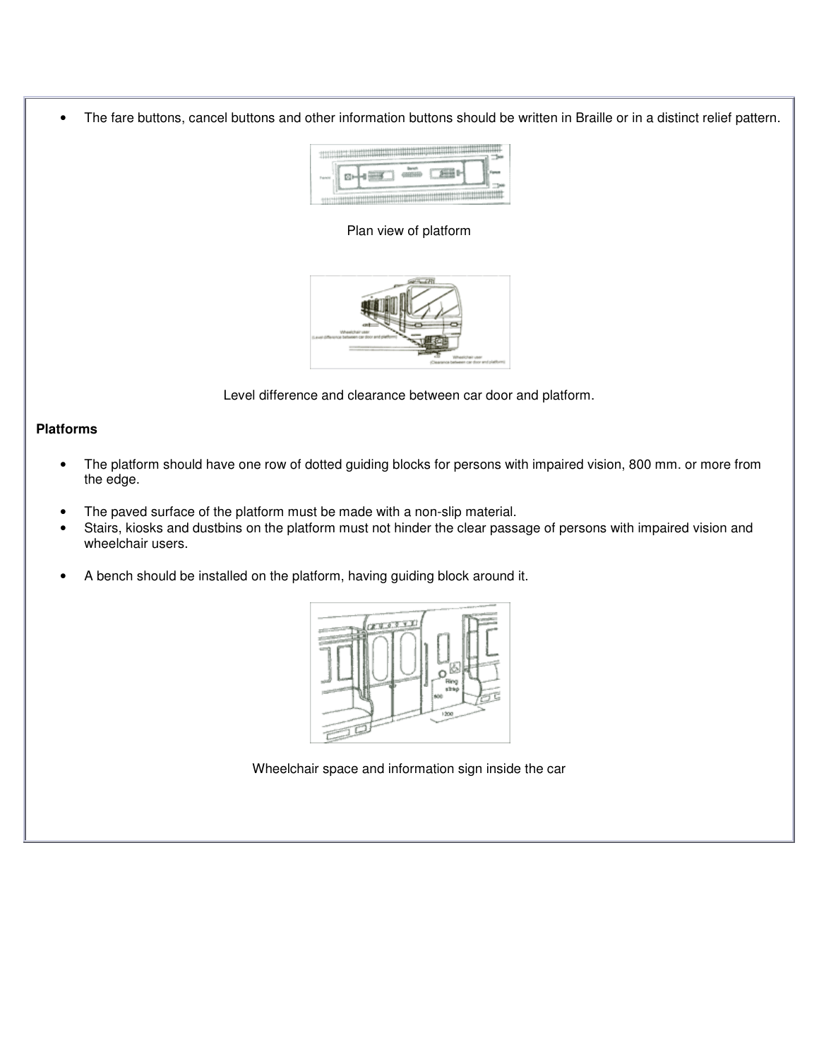- The fare buttons, cancel buttons and other information buttons should be written in Braille or in a distinct relief pattern.

Plan view of platform

Level difference and clearance between car door and platform.

**Platforms**

- The platform should have one row of dotted guiding blocks for persons with impaired vision, 800 mm. or more from the edge.
- The paved surface of the platform must be made with a non-slip material.
- Stairs, kiosks and dustbins on the platform must not hinder the clear passage of persons with impaired vision and wheelchair users.
- A bench should be installed on the platform, having guiding block around it.

Wheelchair space and information sign inside the car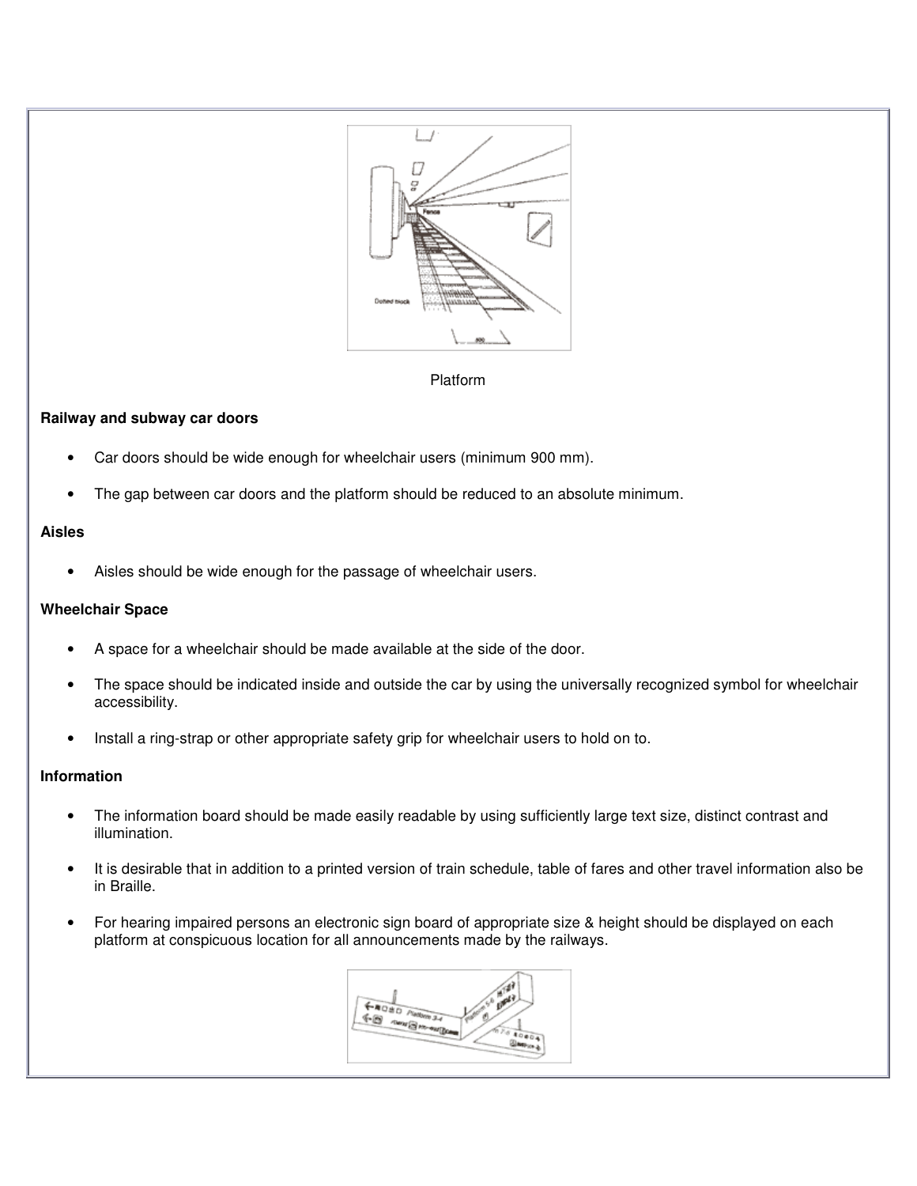Platform

**Railway and subway car doors**

- Car doors should be wide enough for wheelchair users (minimum 900 mm).
- The gap between car doors and the platform should be reduced to an absolute minimum.

**Aisles**

- Aisles should be wide enough for the passage of wheelchair users.

**Wheelchair Space**

- A space for a wheelchair should be made available at the side of the door.
- The space should be indicated inside and outside the car by using the universally recognized symbol for wheelchair accessibility.
- Install a ring-strap or other appropriate safety grip for wheelchair users to hold on to.

**Information**

- The information board should be made easily readable by using sufficiently large text size, distinct contrast and illumination.
- It is desirable that in addition to a printed version of train schedule, table of fares and other travel information also be in Braille.
- For hearing impaired persons an electronic sign board of appropriate size & height should be displayed on each platform at conspicuous location for all announcements made by the railways.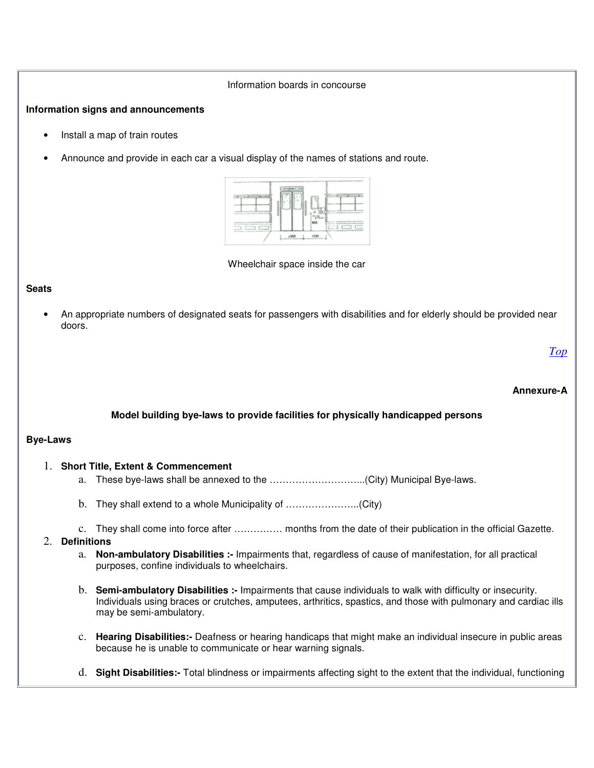Information boards in concourse

**Information signs and announcements**

- Install a map of train routes
- Announce and provide in each car a visual display of the names of stations and route.

Wheelchair space inside the car

**Seats**

- An appropriate numbers of designated seats for passengers with disabilities and for elderly should be provided near doors.

*Top*

**Annexure-A**

**Model building bye-laws to provide facilities for physically handicapped persons**

**Bye-Laws**

1. **Short Title, Extent & Commencement**
   a. These bye-laws shall be annexed to the ………………………...(City) Municipal Bye-laws.

   b. They shall extend to a whole Municipality of …………………..(City)

   c. They shall come into force after …………… months from the date of their publication in the official Gazette.
2. **Definitions**
   a. **Non-ambulatory Disabilities :-** Impairments that, regardless of cause of manifestation, for all practical purposes, confine individuals to wheelchairs.

   b. **Semi-ambulatory Disabilities :-** Impairments that cause individuals to walk with difficulty or insecurity. Individuals using braces or crutches, amputees, arthritics, spastics, and those with pulmonary and cardiac ills may be semi-ambulatory.

   c. **Hearing Disabilities:-** Deafness or hearing handicaps that might make an individual insecure in public areas because he is unable to communicate or hear warning signals.

   d. **Sight Disabilities:-** Total blindness or impairments affecting sight to the extent that the individual, functioning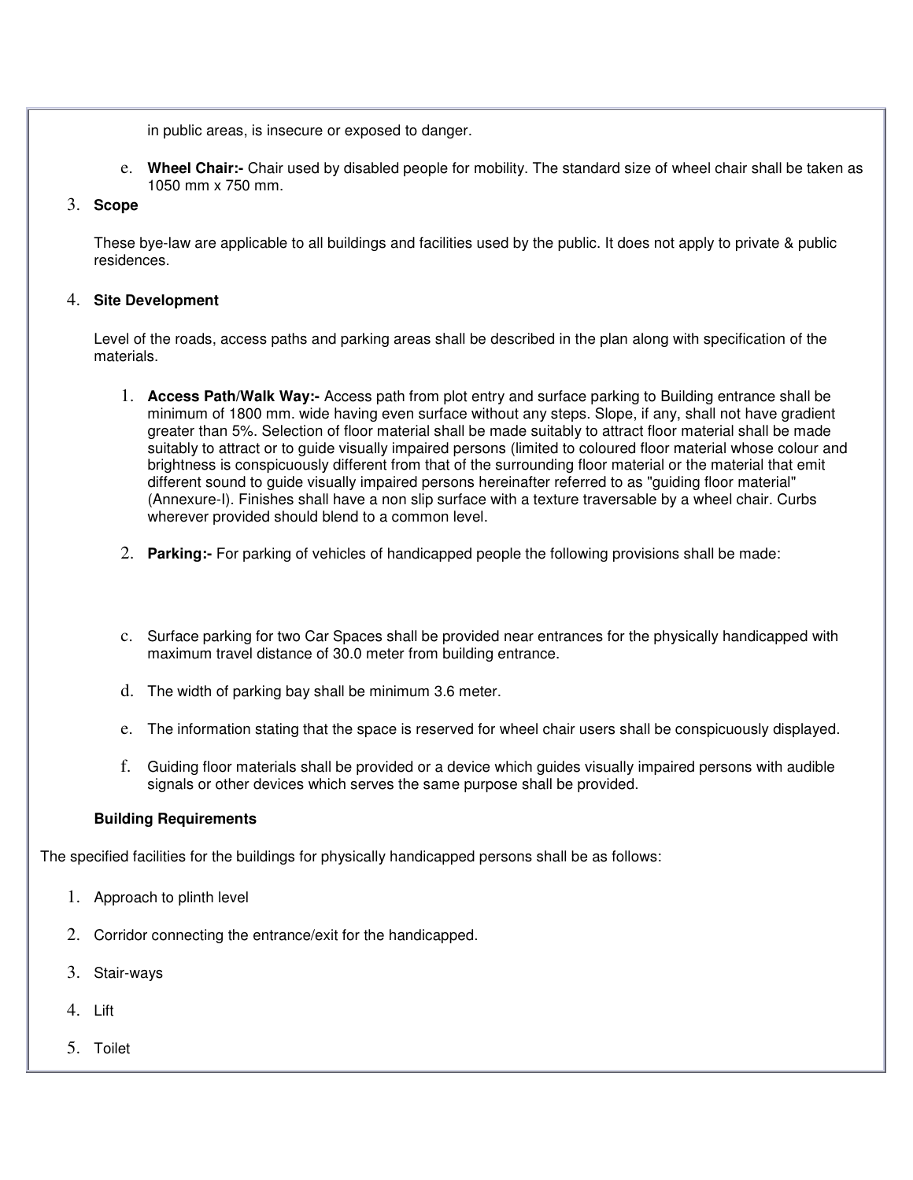in public areas, is insecure or exposed to danger.

e. **Wheel Chair:-** Chair used by disabled people for mobility. The standard size of wheel chair shall be taken as 1050 mm x 750 mm.

3. **Scope**

These bye-law are applicable to all buildings and facilities used by the public. It does not apply to private & public residences.

4. **Site Development**

Level of the roads, access paths and parking areas shall be described in the plan along with specification of the materials.

1. **Access Path/Walk Way:-** Access path from plot entry and surface parking to Building entrance shall be minimum of 1800 mm. wide having even surface without any steps. Slope, if any, shall not have gradient greater than 5%. Selection of floor material shall be made suitably to attract floor material shall be made suitably to attract or to guide visually impaired persons (limited to coloured floor material whose colour and brightness is conspicuously different from that of the surrounding floor material or the material that emit different sound to guide visually impaired persons hereinafter referred to as "guiding floor material" (Annexure-I). Finishes shall have a non slip surface with a texture traversable by a wheel chair. Curbs wherever provided should blend to a common level.

2. **Parking:-** For parking of vehicles of handicapped people the following provisions shall be made:

c. Surface parking for two Car Spaces shall be provided near entrances for the physically handicapped with maximum travel distance of 30.0 meter from building entrance.

d. The width of parking bay shall be minimum 3.6 meter.

e. The information stating that the space is reserved for wheel chair users shall be conspicuously displayed.

f. Guiding floor materials shall be provided or a device which guides visually impaired persons with audible signals or other devices which serves the same purpose shall be provided.

**Building Requirements**

The specified facilities for the buildings for physically handicapped persons shall be as follows:

1. Approach to plinth level
2. Corridor connecting the entrance/exit for the handicapped.
3. Stair-ways
4. Lift
5. Toilet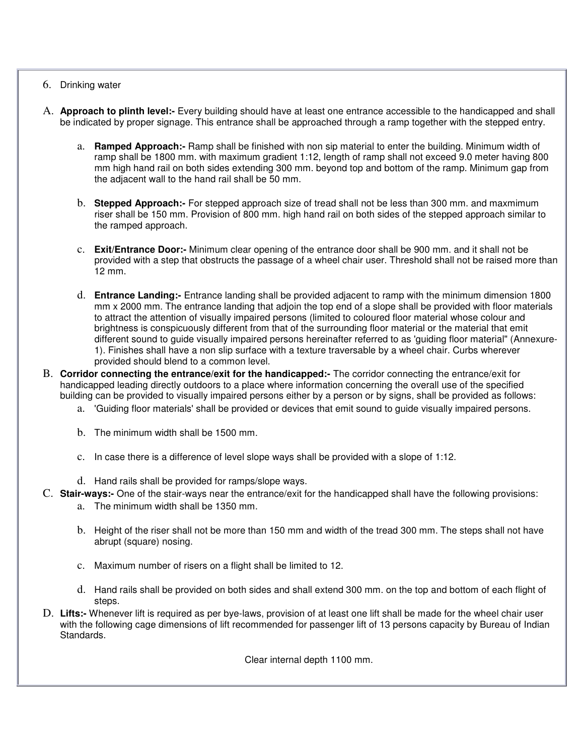6. Drinking water

A. **Approach to plinth level:-** Every building should have at least one entrance accessible to the handicapped and shall be indicated by proper signage. This entrance shall be approached through a ramp together with the stepped entry.

   a. **Ramped Approach:-** Ramp shall be finished with non sip material to enter the building. Minimum width of ramp shall be 1800 mm. with maximum gradient 1:12, length of ramp shall not exceed 9.0 meter having 800 mm high hand rail on both sides extending 300 mm. beyond top and bottom of the ramp. Minimum gap from the adjacent wall to the hand rail shall be 50 mm.

   b. **Stepped Approach:-** For stepped approach size of tread shall not be less than 300 mm. and maxmimum riser shall be 150 mm. Provision of 800 mm. high hand rail on both sides of the stepped approach similar to the ramped approach.

   c. **Exit/Entrance Door:-** Minimum clear opening of the entrance door shall be 900 mm. and it shall not be provided with a step that obstructs the passage of a wheel chair user. Threshold shall not be raised more than 12 mm.

   d. **Entrance Landing:-** Entrance landing shall be provided adjacent to ramp with the minimum dimension 1800 mm x 2000 mm. The entrance landing that adjoin the top end of a slope shall be provided with floor materials to attract the attention of visually impaired persons (limited to coloured floor material whose colour and brightness is conspicuously different from that of the surrounding floor material or the material that emit different sound to guide visually impaired persons hereinafter referred to as 'guiding floor material" (Annexure-1). Finishes shall have a non slip surface with a texture traversable by a wheel chair. Curbs wherever provided should blend to a common level.

B. **Corridor connecting the entrance/exit for the handicapped:-** The corridor connecting the entrance/exit for handicapped leading directly outdoors to a place where information concerning the overall use of the specified building can be provided to visually impaired persons either by a person or by signs, shall be provided as follows:

   a. 'Guiding floor materials' shall be provided or devices that emit sound to guide visually impaired persons.

   b. The minimum width shall be 1500 mm.

   c. In case there is a difference of level slope ways shall be provided with a slope of 1:12.

   d. Hand rails shall be provided for ramps/slope ways.

C. **Stair-ways:-** One of the stair-ways near the entrance/exit for the handicapped shall have the following provisions:

   a. The minimum width shall be 1350 mm.

   b. Height of the riser shall not be more than 150 mm and width of the tread 300 mm. The steps shall not have abrupt (square) nosing.

   c. Maximum number of risers on a flight shall be limited to 12.

   d. Hand rails shall be provided on both sides and shall extend 300 mm. on the top and bottom of each flight of steps.

D. **Lifts:-** Whenever lift is required as per bye-laws, provision of at least one lift shall be made for the wheel chair user with the following cage dimensions of lift recommended for passenger lift of 13 persons capacity by Bureau of Indian Standards.

Clear internal depth 1100 mm.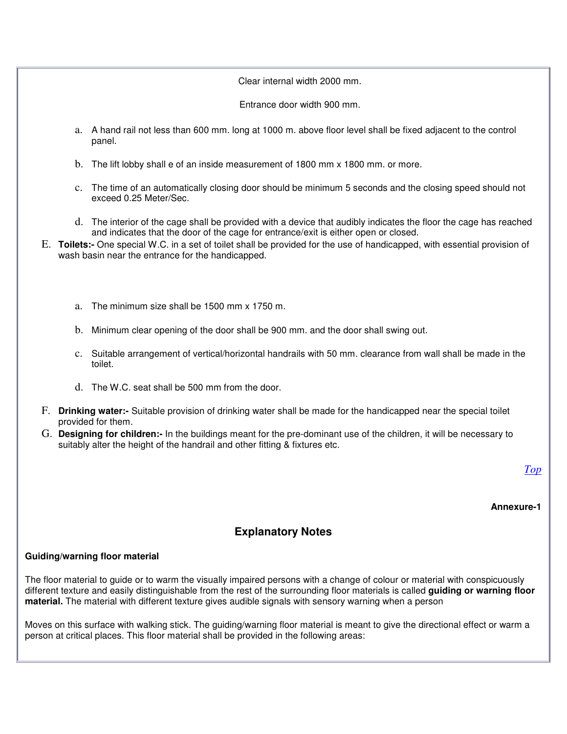Clear internal width 2000 mm.

Entrance door width 900 mm.

a. A hand rail not less than 600 mm. long at 1000 m. above floor level shall be fixed adjacent to the control panel.

b. The lift lobby shall e of an inside measurement of 1800 mm x 1800 mm. or more.

c. The time of an automatically closing door should be minimum 5 seconds and the closing speed should not exceed 0.25 Meter/Sec.

d. The interior of the cage shall be provided with a device that audibly indicates the floor the cage has reached and indicates that the door of the cage for entrance/exit is either open or closed.

E. **Toilets:-** One special W.C. in a set of toilet shall be provided for the use of handicapped, with essential provision of wash basin near the entrance for the handicapped.

a. The minimum size shall be 1500 mm x 1750 m.

b. Minimum clear opening of the door shall be 900 mm. and the door shall swing out.

c. Suitable arrangement of vertical/horizontal handrails with 50 mm. clearance from wall shall be made in the toilet.

d. The W.C. seat shall be 500 mm from the door.

F. **Drinking water:-** Suitable provision of drinking water shall be made for the handicapped near the special toilet provided for them.

G. **Designing for children:-** In the buildings meant for the pre-dominant use of the children, it will be necessary to suitably alter the height of the handrail and other fitting & fixtures etc.

*Top*

**Annexure-1**

## Explanatory Notes

**Guiding/warning floor material**

The floor material to guide or to warm the visually impaired persons with a change of colour or material with conspicuously different texture and easily distinguishable from the rest of the surrounding floor materials is called **guiding or warning floor material.** The material with different texture gives audible signals with sensory warning when a person

Moves on this surface with walking stick. The guiding/warning floor material is meant to give the directional effect or warm a person at critical places. This floor material shall be provided in the following areas: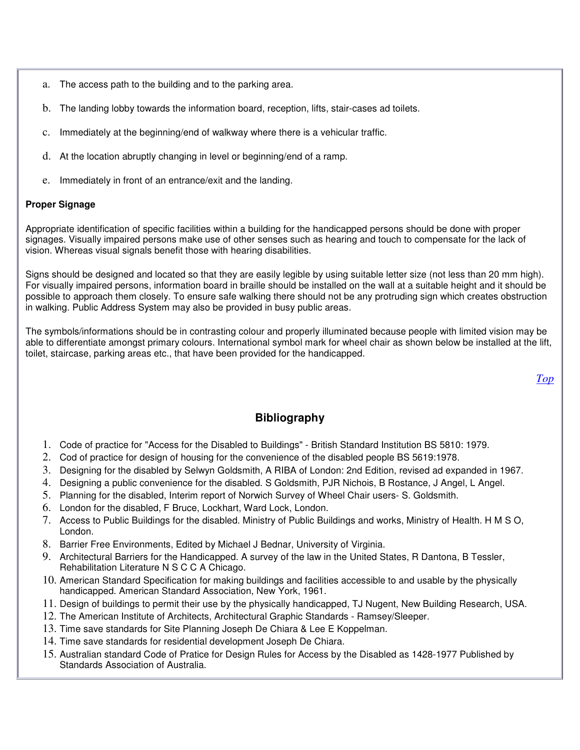a. The access path to the building and to the parking area.

b. The landing lobby towards the information board, reception, lifts, stair-cases ad toilets.

c. Immediately at the beginning/end of walkway where there is a vehicular traffic.

d. At the location abruptly changing in level or beginning/end of a ramp.

e. Immediately in front of an entrance/exit and the landing.

**Proper Signage**

Appropriate identification of specific facilities within a building for the handicapped persons should be done with proper signages. Visually impaired persons make use of other senses such as hearing and touch to compensate for the lack of vision. Whereas visual signals benefit those with hearing disabilities.

Signs should be designed and located so that they are easily legible by using suitable letter size (not less than 20 mm high). For visually impaired persons, information board in braille should be installed on the wall at a suitable height and it should be possible to approach them closely. To ensure safe walking there should not be any protruding sign which creates obstruction in walking. Public Address System may also be provided in busy public areas.

The symbols/informations should be in contrasting colour and properly illuminated because people with limited vision may be able to differentiate amongst primary colours. International symbol mark for wheel chair as shown below be installed at the lift, toilet, staircase, parking areas etc., that have been provided for the handicapped.

*Top*

## Bibliography

1. Code of practice for "Access for the Disabled to Buildings" - British Standard Institution BS 5810: 1979.
2. Cod of practice for design of housing for the convenience of the disabled people BS 5619:1978.
3. Designing for the disabled by Selwyn Goldsmith, A RIBA of London: 2nd Edition, revised ad expanded in 1967.
4. Designing a public convenience for the disabled. S Goldsmith, PJR Nichois, B Rostance, J Angel, L Angel.
5. Planning for the disabled, Interim report of Norwich Survey of Wheel Chair users- S. Goldsmith.
6. London for the disabled, F Bruce, Lockhart, Ward Lock, London.
7. Access to Public Buildings for the disabled. Ministry of Public Buildings and works, Ministry of Health. H M S O, London.
8. Barrier Free Environments, Edited by Michael J Bednar, University of Virginia.
9. Architectural Barriers for the Handicapped. A survey of the law in the United States, R Dantona, B Tessler, Rehabilitation Literature N S C C A Chicago.
10. American Standard Specification for making buildings and facilities accessible to and usable by the physically handicapped. American Standard Association, New York, 1961.
11. Design of buildings to permit their use by the physically handicapped, TJ Nugent, New Building Research, USA.
12. The American Institute of Architects, Architectural Graphic Standards - Ramsey/Sleeper.
13. Time save standards for Site Planning Joseph De Chiara & Lee E Koppelman.
14. Time save standards for residential development Joseph De Chiara.
15. Australian standard Code of Pratice for Design Rules for Access by the Disabled as 1428-1977 Published by Standards Association of Australia.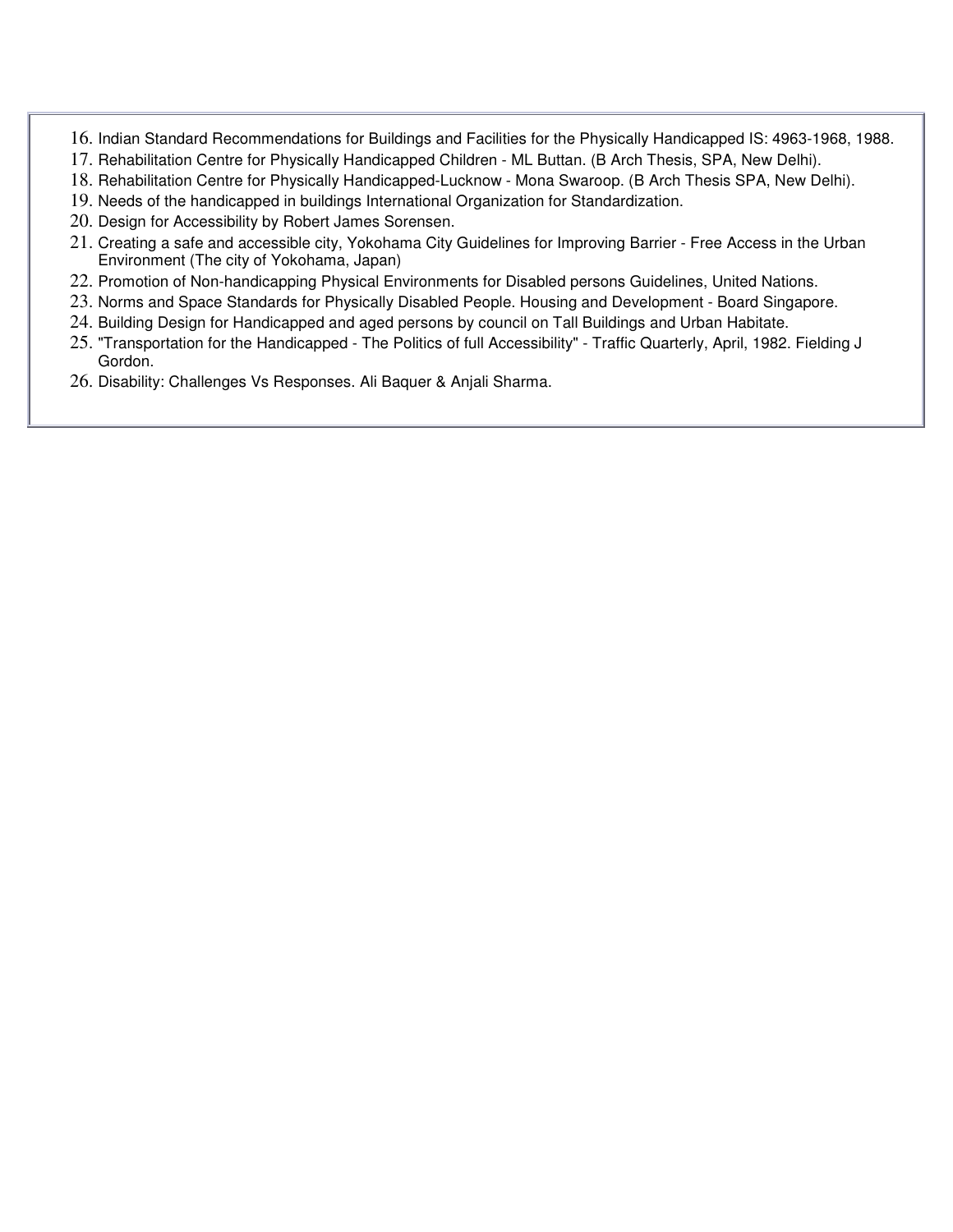16. Indian Standard Recommendations for Buildings and Facilities for the Physically Handicapped IS: 4963-1968, 1988.
17. Rehabilitation Centre for Physically Handicapped Children - ML Buttan. (B Arch Thesis, SPA, New Delhi).
18. Rehabilitation Centre for Physically Handicapped-Lucknow - Mona Swaroop. (B Arch Thesis SPA, New Delhi).
19. Needs of the handicapped in buildings International Organization for Standardization.
20. Design for Accessibility by Robert James Sorensen.
21. Creating a safe and accessible city, Yokohama City Guidelines for Improving Barrier - Free Access in the Urban Environment (The city of Yokohama, Japan)
22. Promotion of Non-handicapping Physical Environments for Disabled persons Guidelines, United Nations.
23. Norms and Space Standards for Physically Disabled People. Housing and Development - Board Singapore.
24. Building Design for Handicapped and aged persons by council on Tall Buildings and Urban Habitate.
25. "Transportation for the Handicapped - The Politics of full Accessibility" - Traffic Quarterly, April, 1982. Fielding J Gordon.
26. Disability: Challenges Vs Responses. Ali Baquer & Anjali Sharma.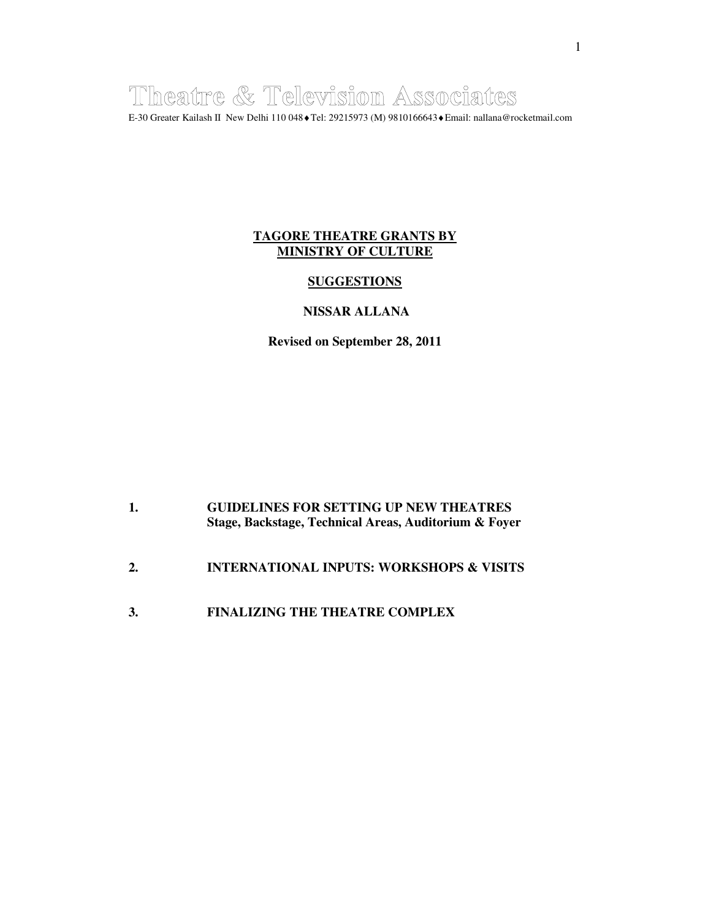# Theatre & Television Associates

E-30 Greater Kailash II New Delhi 110 048 ♦ Tel: 29215973 (M) 9810166643 ♦ Email: nallana@rocketmail.com

**TAGORE THEATRE GRANTS BY MINISTRY OF CULTURE**

**SUGGESTIONS**

**NISSAR ALLANA**

**Revised on September 28, 2011**

1. **GUIDELINES FOR SETTING UP NEW THEATRES**
   **Stage, Backstage, Technical Areas, Auditorium & Foyer**

2. **INTERNATIONAL INPUTS: WORKSHOPS & VISITS**

3. **FINALIZING THE THEATRE COMPLEX**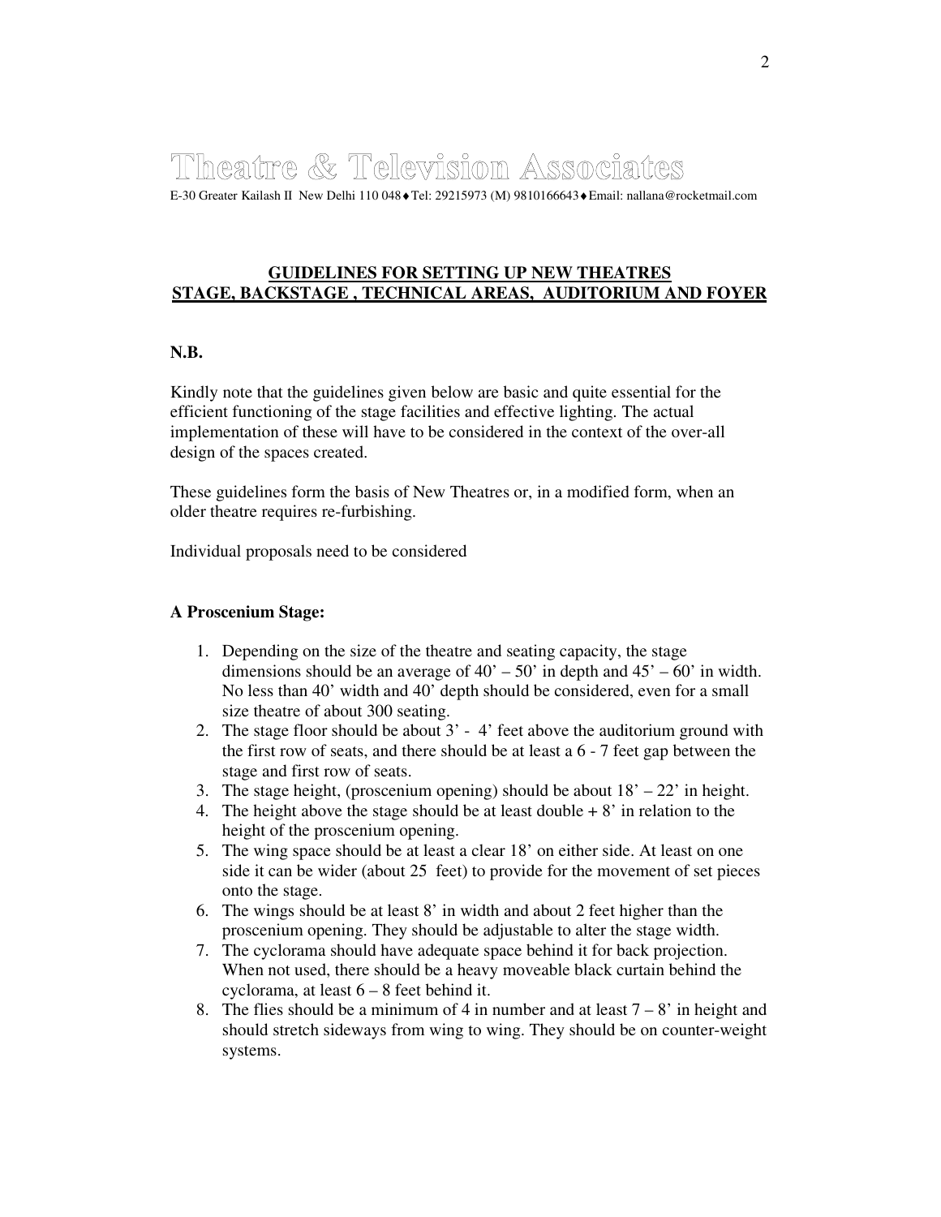# Theatre & Television Associates

E-30 Greater Kailash II New Delhi 110 048♦Tel: 29215973 (M) 9810166643♦Email: nallana@rocketmail.com

## GUIDELINES FOR SETTING UP NEW THEATRES
## STAGE, BACKSTAGE , TECHNICAL AREAS, AUDITORIUM AND FOYER

**N.B.**

Kindly note that the guidelines given below are basic and quite essential for the efficient functioning of the stage facilities and effective lighting. The actual implementation of these will have to be considered in the context of the over-all design of the spaces created.

These guidelines form the basis of New Theatres or, in a modified form, when an older theatre requires re-furbishing.

Individual proposals need to be considered

**A Proscenium Stage:**

1. Depending on the size of the theatre and seating capacity, the stage dimensions should be an average of 40' – 50' in depth and 45' – 60' in width. No less than 40' width and 40' depth should be considered, even for a small size theatre of about 300 seating.
2. The stage floor should be about 3' - 4' feet above the auditorium ground with the first row of seats, and there should be at least a 6 - 7 feet gap between the stage and first row of seats.
3. The stage height, (proscenium opening) should be about 18' – 22' in height.
4. The height above the stage should be at least double + 8' in relation to the height of the proscenium opening.
5. The wing space should be at least a clear 18' on either side. At least on one side it can be wider (about 25 feet) to provide for the movement of set pieces onto the stage.
6. The wings should be at least 8' in width and about 2 feet higher than the proscenium opening. They should be adjustable to alter the stage width.
7. The cyclorama should have adequate space behind it for back projection. When not used, there should be a heavy moveable black curtain behind the cyclorama, at least 6 – 8 feet behind it.
8. The flies should be a minimum of 4 in number and at least 7 – 8' in height and should stretch sideways from wing to wing. They should be on counter-weight systems.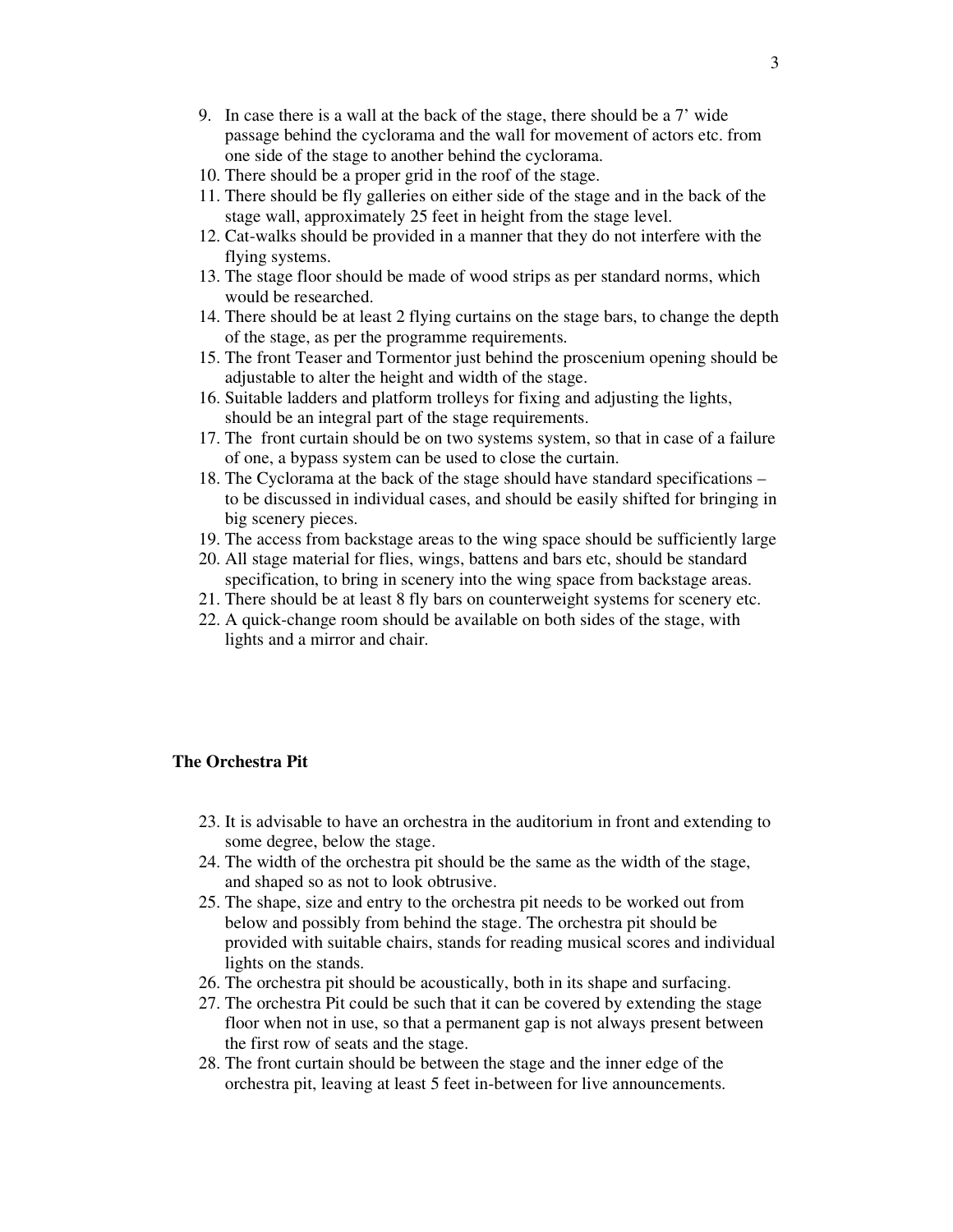9. In case there is a wall at the back of the stage, there should be a 7' wide passage behind the cyclorama and the wall for movement of actors etc. from one side of the stage to another behind the cyclorama.
10. There should be a proper grid in the roof of the stage.
11. There should be fly galleries on either side of the stage and in the back of the stage wall, approximately 25 feet in height from the stage level.
12. Cat-walks should be provided in a manner that they do not interfere with the flying systems.
13. The stage floor should be made of wood strips as per standard norms, which would be researched.
14. There should be at least 2 flying curtains on the stage bars, to change the depth of the stage, as per the programme requirements.
15. The front Teaser and Tormentor just behind the proscenium opening should be adjustable to alter the height and width of the stage.
16. Suitable ladders and platform trolleys for fixing and adjusting the lights, should be an integral part of the stage requirements.
17. The front curtain should be on two systems system, so that in case of a failure of one, a bypass system can be used to close the curtain.
18. The Cyclorama at the back of the stage should have standard specifications – to be discussed in individual cases, and should be easily shifted for bringing in big scenery pieces.
19. The access from backstage areas to the wing space should be sufficiently large
20. All stage material for flies, wings, battens and bars etc, should be standard specification, to bring in scenery into the wing space from backstage areas.
21. There should be at least 8 fly bars on counterweight systems for scenery etc.
22. A quick-change room should be available on both sides of the stage, with lights and a mirror and chair.

**The Orchestra Pit**

23. It is advisable to have an orchestra in the auditorium in front and extending to some degree, below the stage.
24. The width of the orchestra pit should be the same as the width of the stage, and shaped so as not to look obtrusive.
25. The shape, size and entry to the orchestra pit needs to be worked out from below and possibly from behind the stage. The orchestra pit should be provided with suitable chairs, stands for reading musical scores and individual lights on the stands.
26. The orchestra pit should be acoustically, both in its shape and surfacing.
27. The orchestra Pit could be such that it can be covered by extending the stage floor when not in use, so that a permanent gap is not always present between the first row of seats and the stage.
28. The front curtain should be between the stage and the inner edge of the orchestra pit, leaving at least 5 feet in-between for live announcements.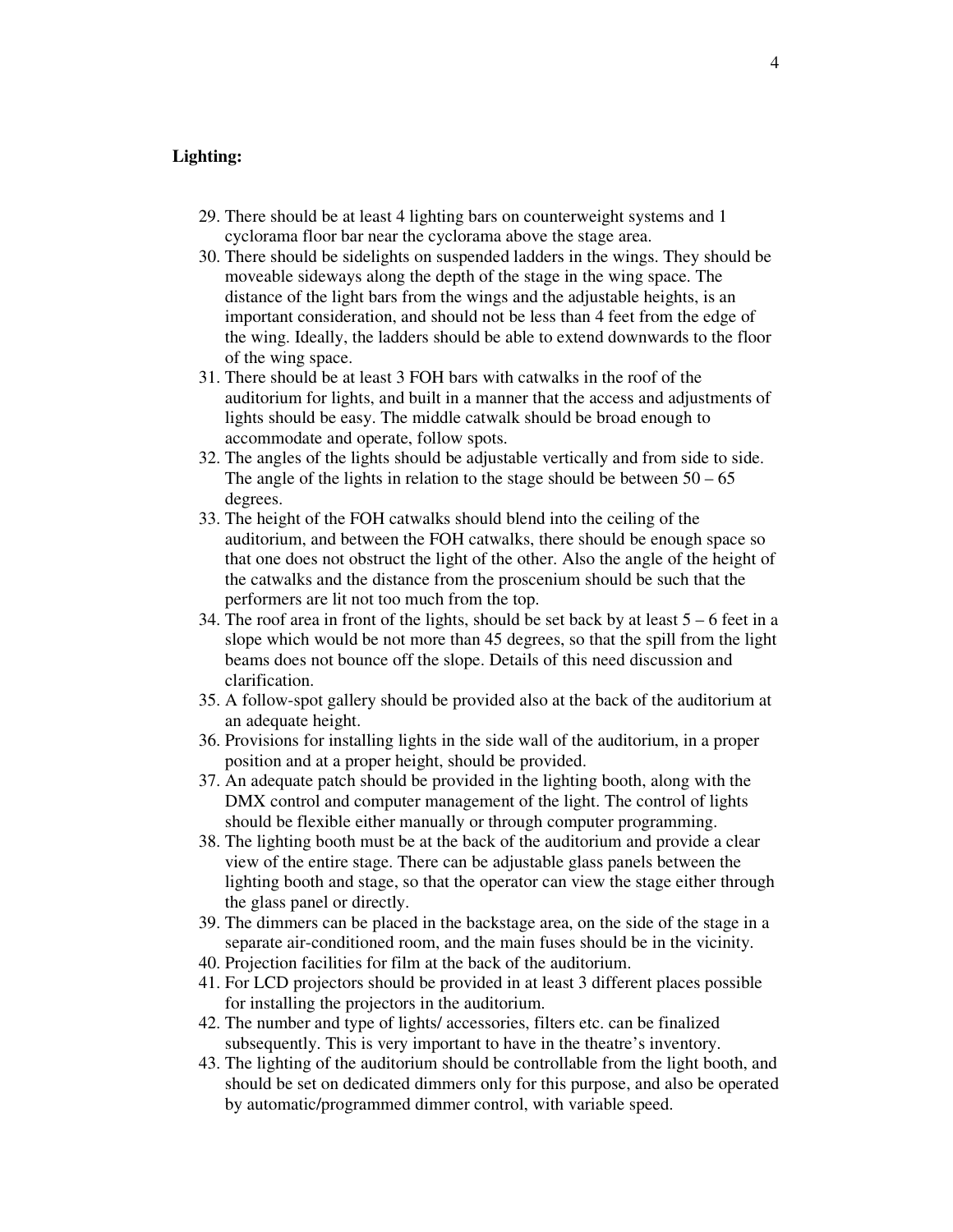**Lighting:**

29. There should be at least 4 lighting bars on counterweight systems and 1 cyclorama floor bar near the cyclorama above the stage area.
30. There should be sidelights on suspended ladders in the wings. They should be moveable sideways along the depth of the stage in the wing space. The distance of the light bars from the wings and the adjustable heights, is an important consideration, and should not be less than 4 feet from the edge of the wing. Ideally, the ladders should be able to extend downwards to the floor of the wing space.
31. There should be at least 3 FOH bars with catwalks in the roof of the auditorium for lights, and built in a manner that the access and adjustments of lights should be easy. The middle catwalk should be broad enough to accommodate and operate, follow spots.
32. The angles of the lights should be adjustable vertically and from side to side. The angle of the lights in relation to the stage should be between 50 – 65 degrees.
33. The height of the FOH catwalks should blend into the ceiling of the auditorium, and between the FOH catwalks, there should be enough space so that one does not obstruct the light of the other. Also the angle of the height of the catwalks and the distance from the proscenium should be such that the performers are lit not too much from the top.
34. The roof area in front of the lights, should be set back by at least 5 – 6 feet in a slope which would be not more than 45 degrees, so that the spill from the light beams does not bounce off the slope. Details of this need discussion and clarification.
35. A follow-spot gallery should be provided also at the back of the auditorium at an adequate height.
36. Provisions for installing lights in the side wall of the auditorium, in a proper position and at a proper height, should be provided.
37. An adequate patch should be provided in the lighting booth, along with the DMX control and computer management of the light. The control of lights should be flexible either manually or through computer programming.
38. The lighting booth must be at the back of the auditorium and provide a clear view of the entire stage. There can be adjustable glass panels between the lighting booth and stage, so that the operator can view the stage either through the glass panel or directly.
39. The dimmers can be placed in the backstage area, on the side of the stage in a separate air-conditioned room, and the main fuses should be in the vicinity.
40. Projection facilities for film at the back of the auditorium.
41. For LCD projectors should be provided in at least 3 different places possible for installing the projectors in the auditorium.
42. The number and type of lights/ accessories, filters etc. can be finalized subsequently. This is very important to have in the theatre's inventory.
43. The lighting of the auditorium should be controllable from the light booth, and should be set on dedicated dimmers only for this purpose, and also be operated by automatic/programmed dimmer control, with variable speed.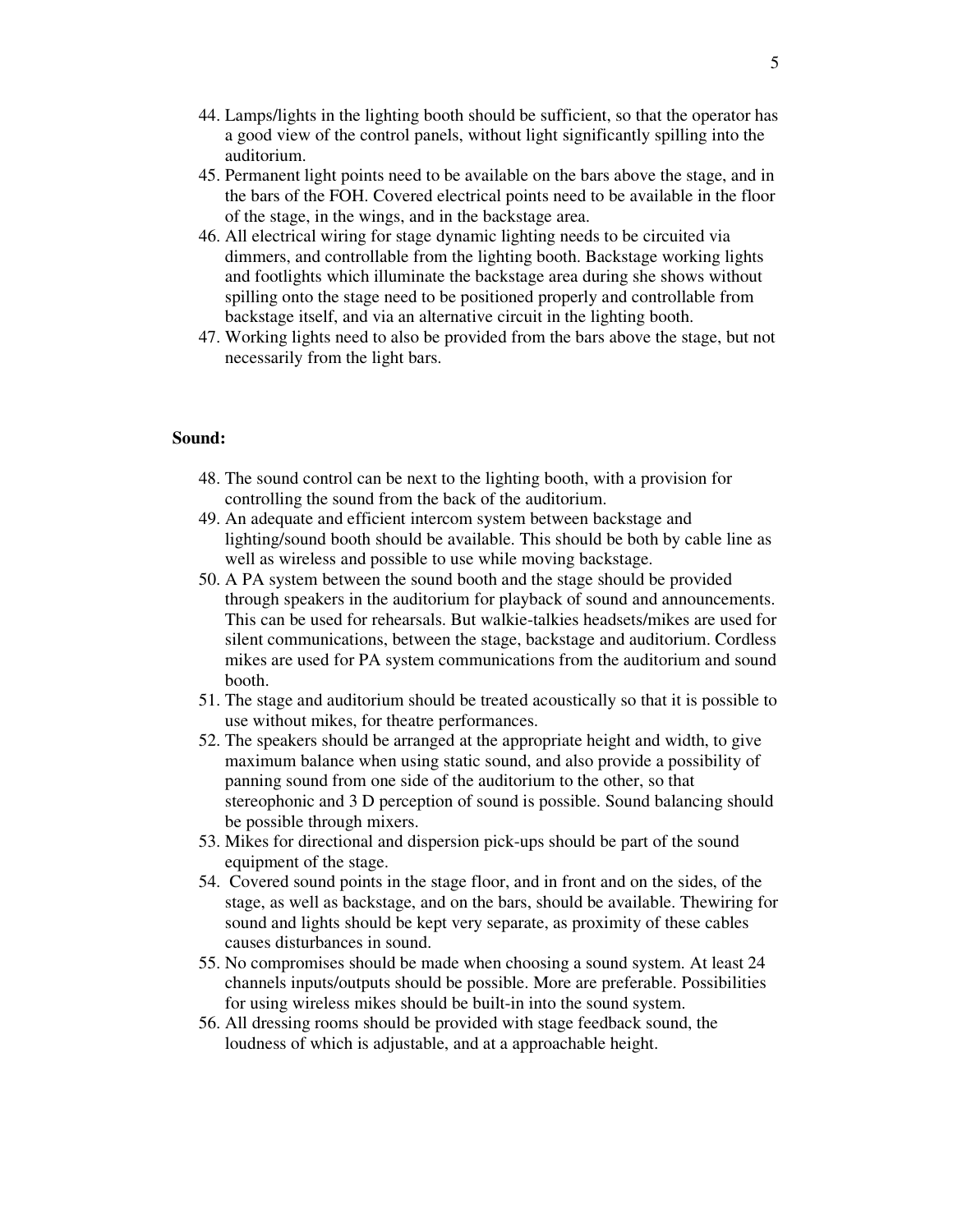44. Lamps/lights in the lighting booth should be sufficient, so that the operator has a good view of the control panels, without light significantly spilling into the auditorium.
45. Permanent light points need to be available on the bars above the stage, and in the bars of the FOH. Covered electrical points need to be available in the floor of the stage, in the wings, and in the backstage area.
46. All electrical wiring for stage dynamic lighting needs to be circuited via dimmers, and controllable from the lighting booth. Backstage working lights and footlights which illuminate the backstage area during she shows without spilling onto the stage need to be positioned properly and controllable from backstage itself, and via an alternative circuit in the lighting booth.
47. Working lights need to also be provided from the bars above the stage, but not necessarily from the light bars.

**Sound:**

48. The sound control can be next to the lighting booth, with a provision for controlling the sound from the back of the auditorium.
49. An adequate and efficient intercom system between backstage and lighting/sound booth should be available. This should be both by cable line as well as wireless and possible to use while moving backstage.
50. A PA system between the sound booth and the stage should be provided through speakers in the auditorium for playback of sound and announcements. This can be used for rehearsals. But walkie-talkies headsets/mikes are used for silent communications, between the stage, backstage and auditorium. Cordless mikes are used for PA system communications from the auditorium and sound booth.
51. The stage and auditorium should be treated acoustically so that it is possible to use without mikes, for theatre performances.
52. The speakers should be arranged at the appropriate height and width, to give maximum balance when using static sound, and also provide a possibility of panning sound from one side of the auditorium to the other, so that stereophonic and 3 D perception of sound is possible. Sound balancing should be possible through mixers.
53. Mikes for directional and dispersion pick-ups should be part of the sound equipment of the stage.
54. Covered sound points in the stage floor, and in front and on the sides, of the stage, as well as backstage, and on the bars, should be available. Thewiring for sound and lights should be kept very separate, as proximity of these cables causes disturbances in sound.
55. No compromises should be made when choosing a sound system. At least 24 channels inputs/outputs should be possible. More are preferable. Possibilities for using wireless mikes should be built-in into the sound system.
56. All dressing rooms should be provided with stage feedback sound, the loudness of which is adjustable, and at a approachable height.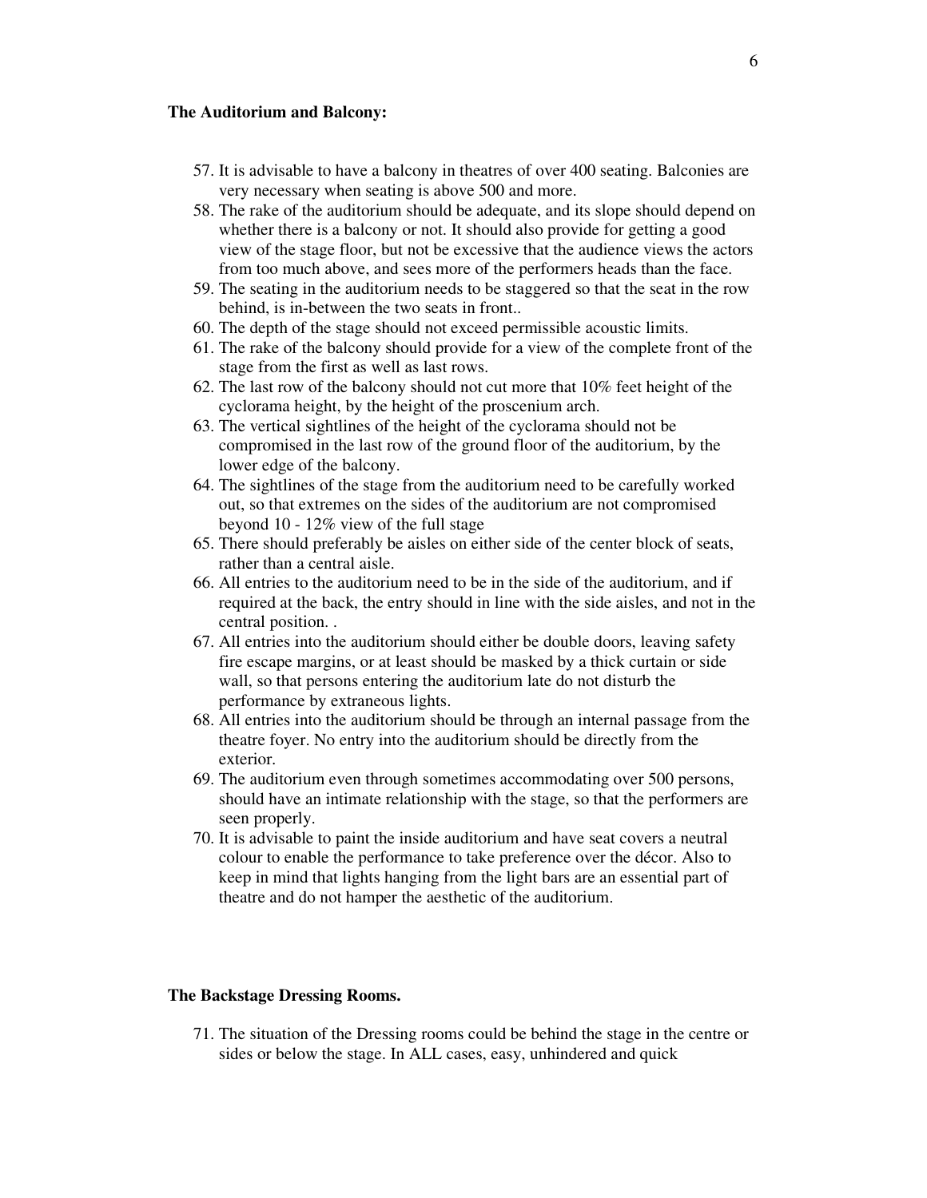**The Auditorium and Balcony:**

57. It is advisable to have a balcony in theatres of over 400 seating. Balconies are very necessary when seating is above 500 and more.
58. The rake of the auditorium should be adequate, and its slope should depend on whether there is a balcony or not. It should also provide for getting a good view of the stage floor, but not be excessive that the audience views the actors from too much above, and sees more of the performers heads than the face.
59. The seating in the auditorium needs to be staggered so that the seat in the row behind, is in-between the two seats in front..
60. The depth of the stage should not exceed permissible acoustic limits.
61. The rake of the balcony should provide for a view of the complete front of the stage from the first as well as last rows.
62. The last row of the balcony should not cut more that 10% feet height of the cyclorama height, by the height of the proscenium arch.
63. The vertical sightlines of the height of the cyclorama should not be compromised in the last row of the ground floor of the auditorium, by the lower edge of the balcony.
64. The sightlines of the stage from the auditorium need to be carefully worked out, so that extremes on the sides of the auditorium are not compromised beyond 10 - 12% view of the full stage
65. There should preferably be aisles on either side of the center block of seats, rather than a central aisle.
66. All entries to the auditorium need to be in the side of the auditorium, and if required at the back, the entry should in line with the side aisles, and not in the central position. .
67. All entries into the auditorium should either be double doors, leaving safety fire escape margins, or at least should be masked by a thick curtain or side wall, so that persons entering the auditorium late do not disturb the performance by extraneous lights.
68. All entries into the auditorium should be through an internal passage from the theatre foyer. No entry into the auditorium should be directly from the exterior.
69. The auditorium even through sometimes accommodating over 500 persons, should have an intimate relationship with the stage, so that the performers are seen properly.
70. It is advisable to paint the inside auditorium and have seat covers a neutral colour to enable the performance to take preference over the décor. Also to keep in mind that lights hanging from the light bars are an essential part of theatre and do not hamper the aesthetic of the auditorium.

**The Backstage Dressing Rooms.**

71. The situation of the Dressing rooms could be behind the stage in the centre or sides or below the stage. In ALL cases, easy, unhindered and quick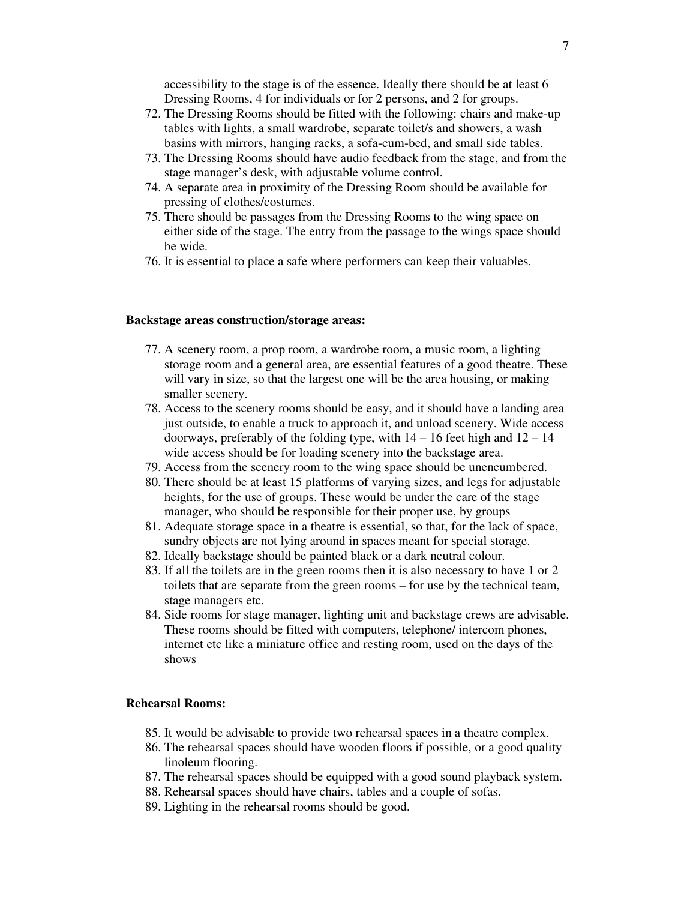accessibility to the stage is of the essence. Ideally there should be at least 6 Dressing Rooms, 4 for individuals or for 2 persons, and 2 for groups.

72. The Dressing Rooms should be fitted with the following: chairs and make-up tables with lights, a small wardrobe, separate toilet/s and showers, a wash basins with mirrors, hanging racks, a sofa-cum-bed, and small side tables.
73. The Dressing Rooms should have audio feedback from the stage, and from the stage manager's desk, with adjustable volume control.
74. A separate area in proximity of the Dressing Room should be available for pressing of clothes/costumes.
75. There should be passages from the Dressing Rooms to the wing space on either side of the stage. The entry from the passage to the wings space should be wide.
76. It is essential to place a safe where performers can keep their valuables.

**Backstage areas construction/storage areas:**

77. A scenery room, a prop room, a wardrobe room, a music room, a lighting storage room and a general area, are essential features of a good theatre. These will vary in size, so that the largest one will be the area housing, or making smaller scenery.
78. Access to the scenery rooms should be easy, and it should have a landing area just outside, to enable a truck to approach it, and unload scenery. Wide access doorways, preferably of the folding type, with 14 – 16 feet high and 12 – 14 wide access should be for loading scenery into the backstage area.
79. Access from the scenery room to the wing space should be unencumbered.
80. There should be at least 15 platforms of varying sizes, and legs for adjustable heights, for the use of groups. These would be under the care of the stage manager, who should be responsible for their proper use, by groups
81. Adequate storage space in a theatre is essential, so that, for the lack of space, sundry objects are not lying around in spaces meant for special storage.
82. Ideally backstage should be painted black or a dark neutral colour.
83. If all the toilets are in the green rooms then it is also necessary to have 1 or 2 toilets that are separate from the green rooms – for use by the technical team, stage managers etc.
84. Side rooms for stage manager, lighting unit and backstage crews are advisable. These rooms should be fitted with computers, telephone/ intercom phones, internet etc like a miniature office and resting room, used on the days of the shows

**Rehearsal Rooms:**

85. It would be advisable to provide two rehearsal spaces in a theatre complex.
86. The rehearsal spaces should have wooden floors if possible, or a good quality linoleum flooring.
87. The rehearsal spaces should be equipped with a good sound playback system.
88. Rehearsal spaces should have chairs, tables and a couple of sofas.
89. Lighting in the rehearsal rooms should be good.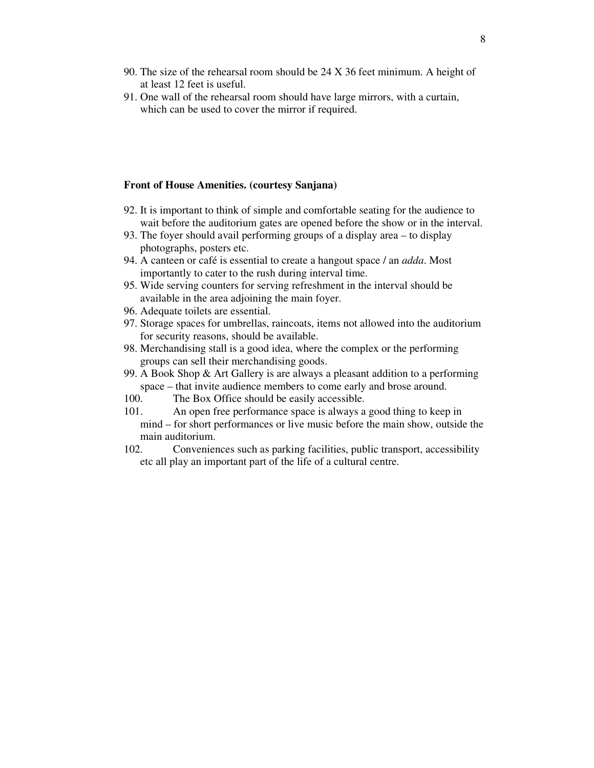90. The size of the rehearsal room should be 24 X 36 feet minimum. A height of at least 12 feet is useful.
91. One wall of the rehearsal room should have large mirrors, with a curtain, which can be used to cover the mirror if required.

**Front of House Amenities. (courtesy Sanjana)**

92. It is important to think of simple and comfortable seating for the audience to wait before the auditorium gates are opened before the show or in the interval.
93. The foyer should avail performing groups of a display area – to display photographs, posters etc.
94. A canteen or café is essential to create a hangout space / an *adda*. Most importantly to cater to the rush during interval time.
95. Wide serving counters for serving refreshment in the interval should be available in the area adjoining the main foyer.
96. Adequate toilets are essential.
97. Storage spaces for umbrellas, raincoats, items not allowed into the auditorium for security reasons, should be available.
98. Merchandising stall is a good idea, where the complex or the performing groups can sell their merchandising goods.
99. A Book Shop & Art Gallery is are always a pleasant addition to a performing space – that invite audience members to come early and brose around.
100. The Box Office should be easily accessible.
101. An open free performance space is always a good thing to keep in mind – for short performances or live music before the main show, outside the main auditorium.
102. Conveniences such as parking facilities, public transport, accessibility etc all play an important part of the life of a cultural centre.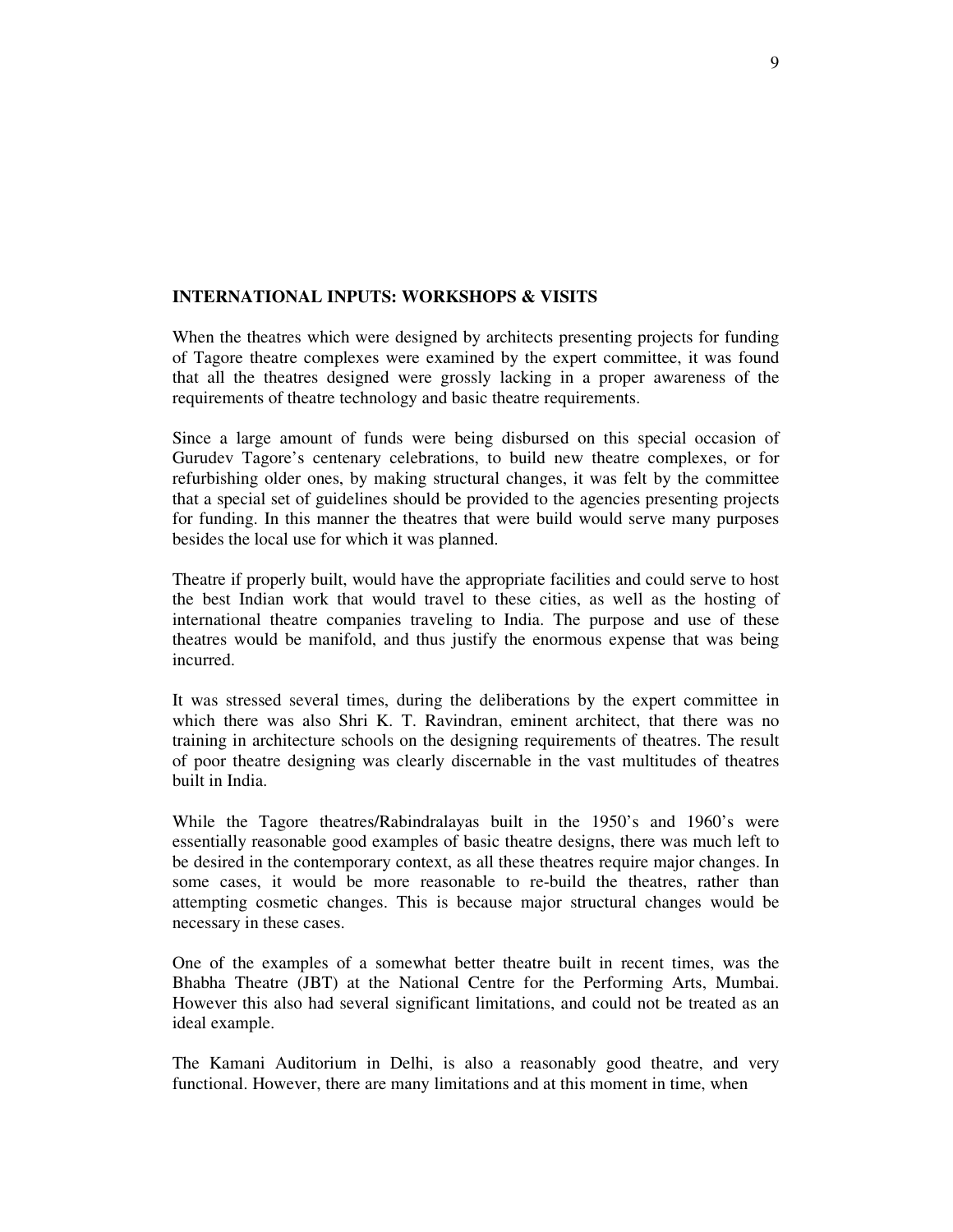**INTERNATIONAL INPUTS: WORKSHOPS & VISITS**

When the theatres which were designed by architects presenting projects for funding of Tagore theatre complexes were examined by the expert committee, it was found that all the theatres designed were grossly lacking in a proper awareness of the requirements of theatre technology and basic theatre requirements.

Since a large amount of funds were being disbursed on this special occasion of Gurudev Tagore's centenary celebrations, to build new theatre complexes, or for refurbishing older ones, by making structural changes, it was felt by the committee that a special set of guidelines should be provided to the agencies presenting projects for funding. In this manner the theatres that were build would serve many purposes besides the local use for which it was planned.

Theatre if properly built, would have the appropriate facilities and could serve to host the best Indian work that would travel to these cities, as well as the hosting of international theatre companies traveling to India. The purpose and use of these theatres would be manifold, and thus justify the enormous expense that was being incurred.

It was stressed several times, during the deliberations by the expert committee in which there was also Shri K. T. Ravindran, eminent architect, that there was no training in architecture schools on the designing requirements of theatres. The result of poor theatre designing was clearly discernable in the vast multitudes of theatres built in India.

While the Tagore theatres/Rabindralayas built in the 1950's and 1960's were essentially reasonable good examples of basic theatre designs, there was much left to be desired in the contemporary context, as all these theatres require major changes. In some cases, it would be more reasonable to re-build the theatres, rather than attempting cosmetic changes. This is because major structural changes would be necessary in these cases.

One of the examples of a somewhat better theatre built in recent times, was the Bhabha Theatre (JBT) at the National Centre for the Performing Arts, Mumbai. However this also had several significant limitations, and could not be treated as an ideal example.

The Kamani Auditorium in Delhi, is also a reasonably good theatre, and very functional. However, there are many limitations and at this moment in time, when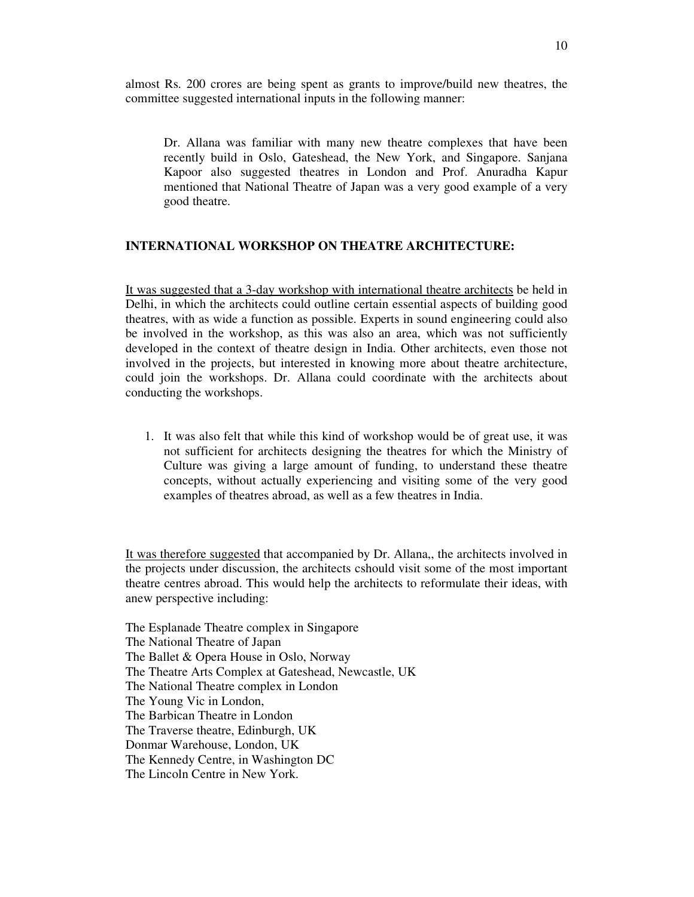almost Rs. 200 crores are being spent as grants to improve/build new theatres, the committee suggested international inputs in the following manner:

> Dr. Allana was familiar with many new theatre complexes that have been recently build in Oslo, Gateshead, the New York, and Singapore. Sanjana Kapoor also suggested theatres in London and Prof. Anuradha Kapur mentioned that National Theatre of Japan was a very good example of a very good theatre.

**INTERNATIONAL WORKSHOP ON THEATRE ARCHITECTURE:**

<u>It was suggested that a 3-day workshop with international theatre architects</u> be held in Delhi, in which the architects could outline certain essential aspects of building good theatres, with as wide a function as possible. Experts in sound engineering could also be involved in the workshop, as this was also an area, which was not sufficiently developed in the context of theatre design in India. Other architects, even those not involved in the projects, but interested in knowing more about theatre architecture, could join the workshops. Dr. Allana could coordinate with the architects about conducting the workshops.

1. It was also felt that while this kind of workshop would be of great use, it was not sufficient for architects designing the theatres for which the Ministry of Culture was giving a large amount of funding, to understand these theatre concepts, without actually experiencing and visiting some of the very good examples of theatres abroad, as well as a few theatres in India.

<u>It was therefore suggested</u> that accompanied by Dr. Allana,, the architects involved in the projects under discussion, the architects cshould visit some of the most important theatre centres abroad. This would help the architects to reformulate their ideas, with anew perspective including:

The Esplanade Theatre complex in Singapore  
The National Theatre of Japan  
The Ballet & Opera House in Oslo, Norway  
The Theatre Arts Complex at Gateshead, Newcastle, UK  
The National Theatre complex in London  
The Young Vic in London,  
The Barbican Theatre in London  
The Traverse theatre, Edinburgh, UK  
Donmar Warehouse, London, UK  
The Kennedy Centre, in Washington DC  
The Lincoln Centre in New York.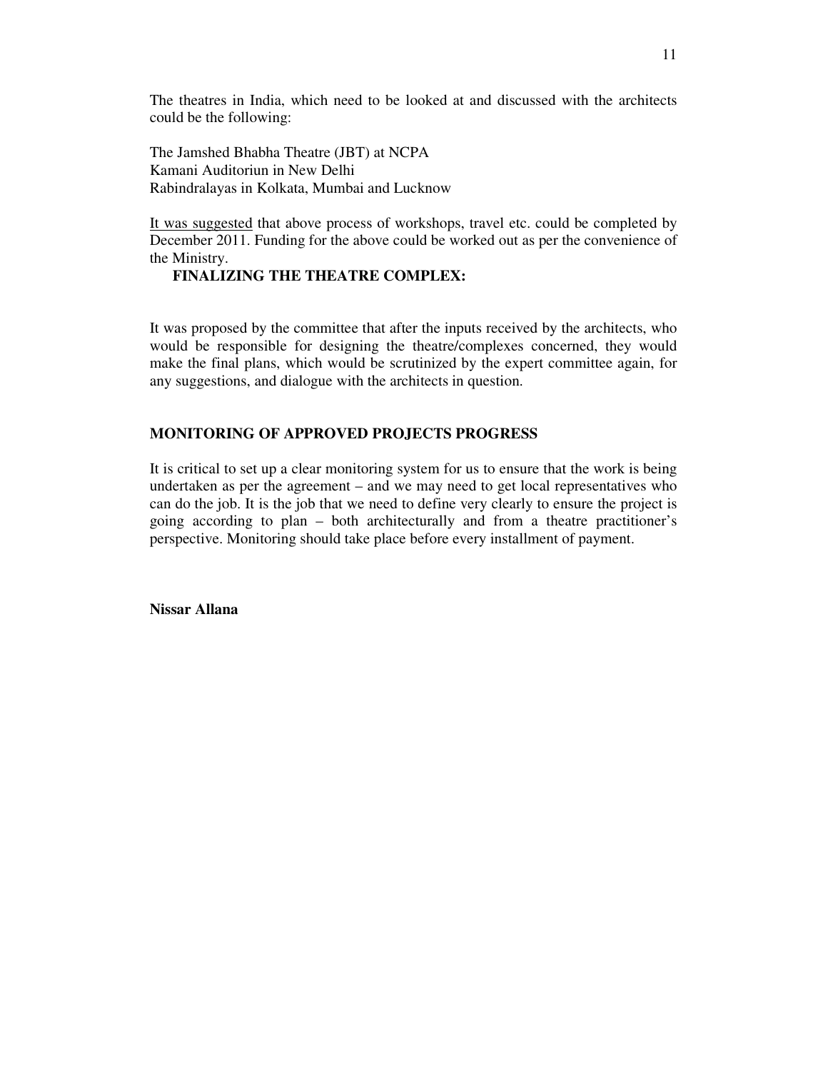The theatres in India, which need to be looked at and discussed with the architects could be the following:

The Jamshed Bhabha Theatre (JBT) at NCPA
Kamani Auditoriun in New Delhi
Rabindralayas in Kolkata, Mumbai and Lucknow

<u>It was suggested</u> that above process of workshops, travel etc. could be completed by December 2011. Funding for the above could be worked out as per the convenience of the Ministry.

**FINALIZING THE THEATRE COMPLEX:**

It was proposed by the committee that after the inputs received by the architects, who would be responsible for designing the theatre/complexes concerned, they would make the final plans, which would be scrutinized by the expert committee again, for any suggestions, and dialogue with the architects in question.

**MONITORING OF APPROVED PROJECTS PROGRESS**

It is critical to set up a clear monitoring system for us to ensure that the work is being undertaken as per the agreement – and we may need to get local representatives who can do the job. It is the job that we need to define very clearly to ensure the project is going according to plan – both architecturally and from a theatre practitioner's perspective. Monitoring should take place before every installment of payment.

**Nissar Allana**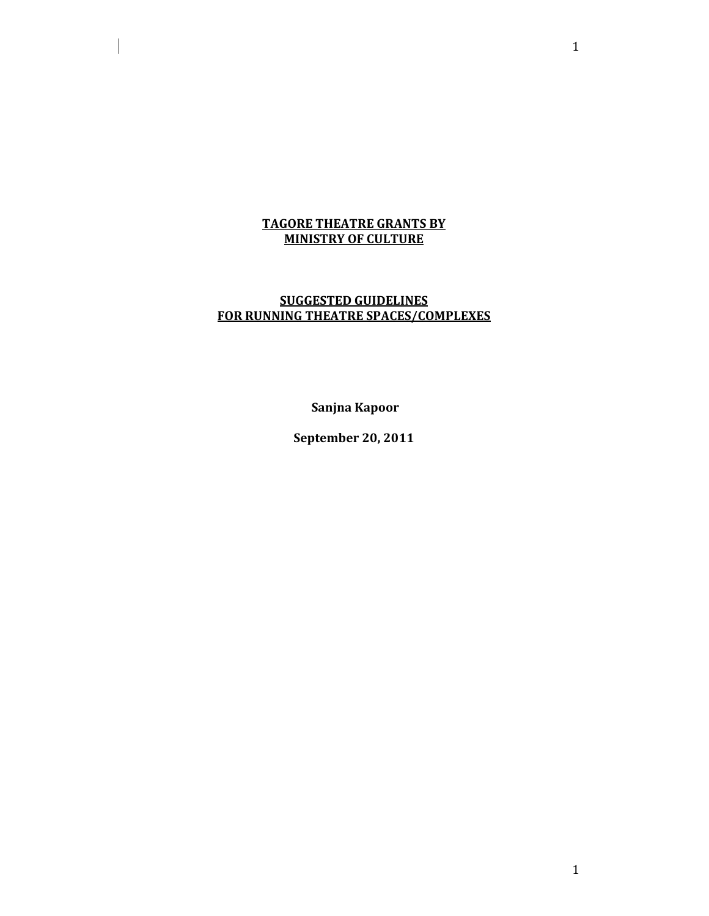**TAGORE THEATRE GRANTS BY**
**MINISTRY OF CULTURE**

**SUGGESTED GUIDELINES**
**FOR RUNNING THEATRE SPACES/COMPLEXES**

**Sanjna Kapoor**

**September 20, 2011**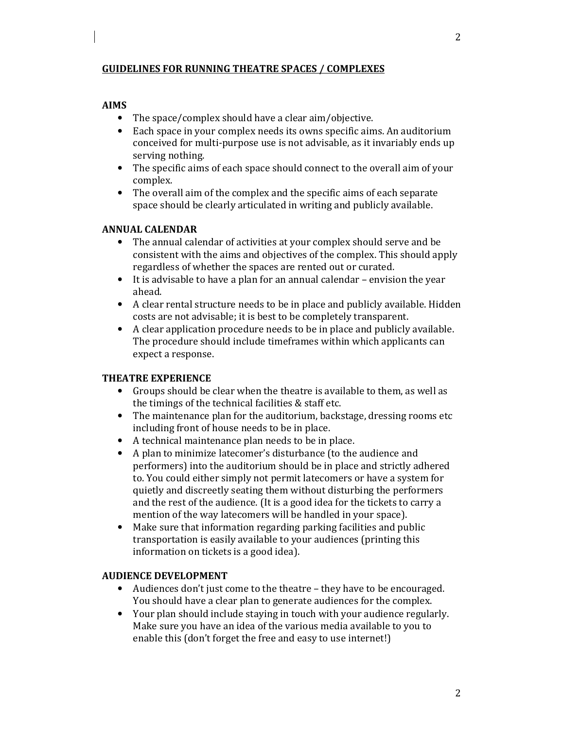## GUIDELINES FOR RUNNING THEATRE SPACES / COMPLEXES

### AIMS

- The space/complex should have a clear aim/objective.
- Each space in your complex needs its owns specific aims. An auditorium conceived for multi-purpose use is not advisable, as it invariably ends up serving nothing.
- The specific aims of each space should connect to the overall aim of your complex.
- The overall aim of the complex and the specific aims of each separate space should be clearly articulated in writing and publicly available.

### ANNUAL CALENDAR

- The annual calendar of activities at your complex should serve and be consistent with the aims and objectives of the complex. This should apply regardless of whether the spaces are rented out or curated.
- It is advisable to have a plan for an annual calendar – envision the year ahead.
- A clear rental structure needs to be in place and publicly available. Hidden costs are not advisable; it is best to be completely transparent.
- A clear application procedure needs to be in place and publicly available. The procedure should include timeframes within which applicants can expect a response.

### THEATRE EXPERIENCE

- Groups should be clear when the theatre is available to them, as well as the timings of the technical facilities & staff etc.
- The maintenance plan for the auditorium, backstage, dressing rooms etc including front of house needs to be in place.
- A technical maintenance plan needs to be in place.
- A plan to minimize latecomer's disturbance (to the audience and performers) into the auditorium should be in place and strictly adhered to. You could either simply not permit latecomers or have a system for quietly and discreetly seating them without disturbing the performers and the rest of the audience. (It is a good idea for the tickets to carry a mention of the way latecomers will be handled in your space).
- Make sure that information regarding parking facilities and public transportation is easily available to your audiences (printing this information on tickets is a good idea).

### AUDIENCE DEVELOPMENT

- Audiences don't just come to the theatre – they have to be encouraged. You should have a clear plan to generate audiences for the complex.
- Your plan should include staying in touch with your audience regularly. Make sure you have an idea of the various media available to you to enable this (don't forget the free and easy to use internet!)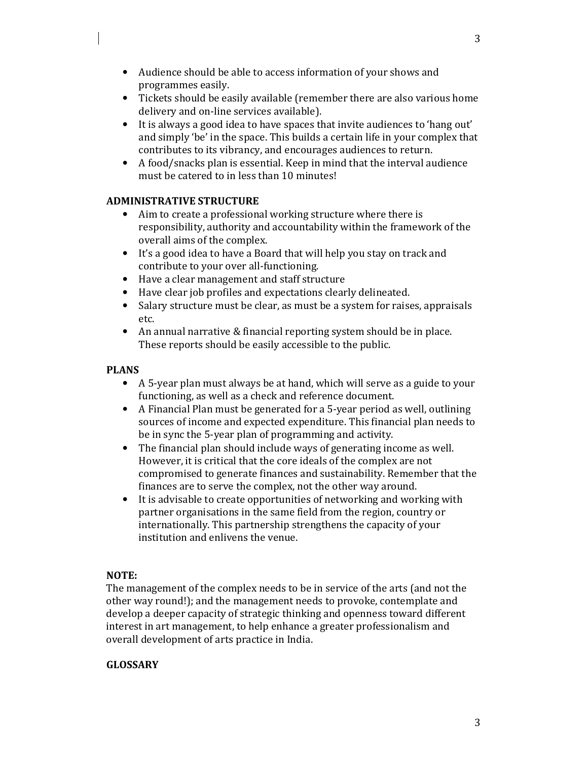- Audience should be able to access information of your shows and programmes easily.
- Tickets should be easily available (remember there are also various home delivery and on-line services available).
- It is always a good idea to have spaces that invite audiences to 'hang out' and simply 'be' in the space. This builds a certain life in your complex that contributes to its vibrancy, and encourages audiences to return.
- A food/snacks plan is essential. Keep in mind that the interval audience must be catered to in less than 10 minutes!

**ADMINISTRATIVE STRUCTURE**

- Aim to create a professional working structure where there is responsibility, authority and accountability within the framework of the overall aims of the complex.
- It's a good idea to have a Board that will help you stay on track and contribute to your over all-functioning.
- Have a clear management and staff structure
- Have clear job profiles and expectations clearly delineated.
- Salary structure must be clear, as must be a system for raises, appraisals etc.
- An annual narrative & financial reporting system should be in place. These reports should be easily accessible to the public.

**PLANS**

- A 5-year plan must always be at hand, which will serve as a guide to your functioning, as well as a check and reference document.
- A Financial Plan must be generated for a 5-year period as well, outlining sources of income and expected expenditure. This financial plan needs to be in sync the 5-year plan of programming and activity.
- The financial plan should include ways of generating income as well. However, it is critical that the core ideals of the complex are not compromised to generate finances and sustainability. Remember that the finances are to serve the complex, not the other way around.
- It is advisable to create opportunities of networking and working with partner organisations in the same field from the region, country or internationally. This partnership strengthens the capacity of your institution and enlivens the venue.

**NOTE:**

The management of the complex needs to be in service of the arts (and not the other way round!); and the management needs to provoke, contemplate and develop a deeper capacity of strategic thinking and openness toward different interest in art management, to help enhance a greater professionalism and overall development of arts practice in India.

**GLOSSARY**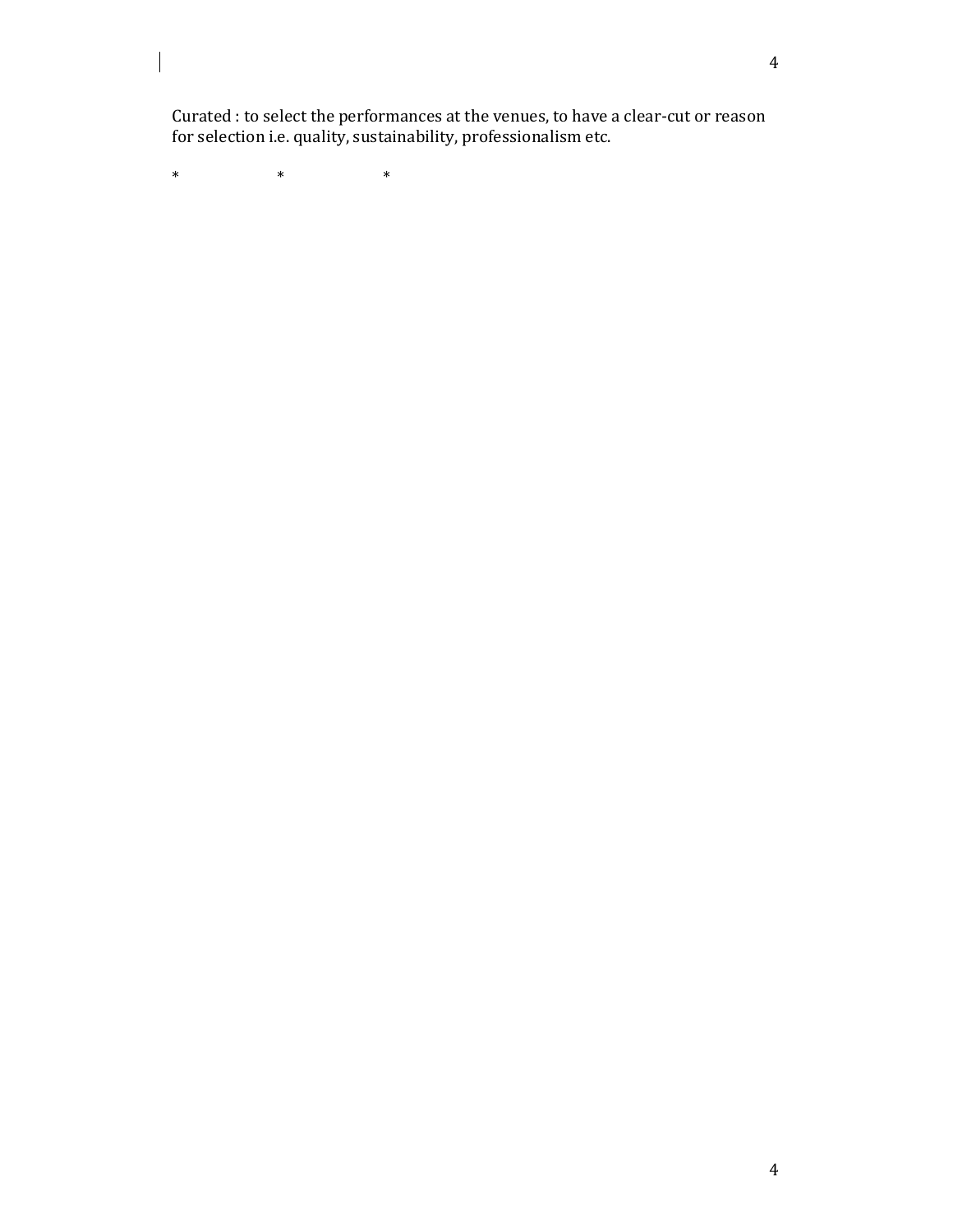Curated : to select the performances at the venues, to have a clear-cut or reason for selection i.e. quality, sustainability, professionalism etc.

*                    *                    *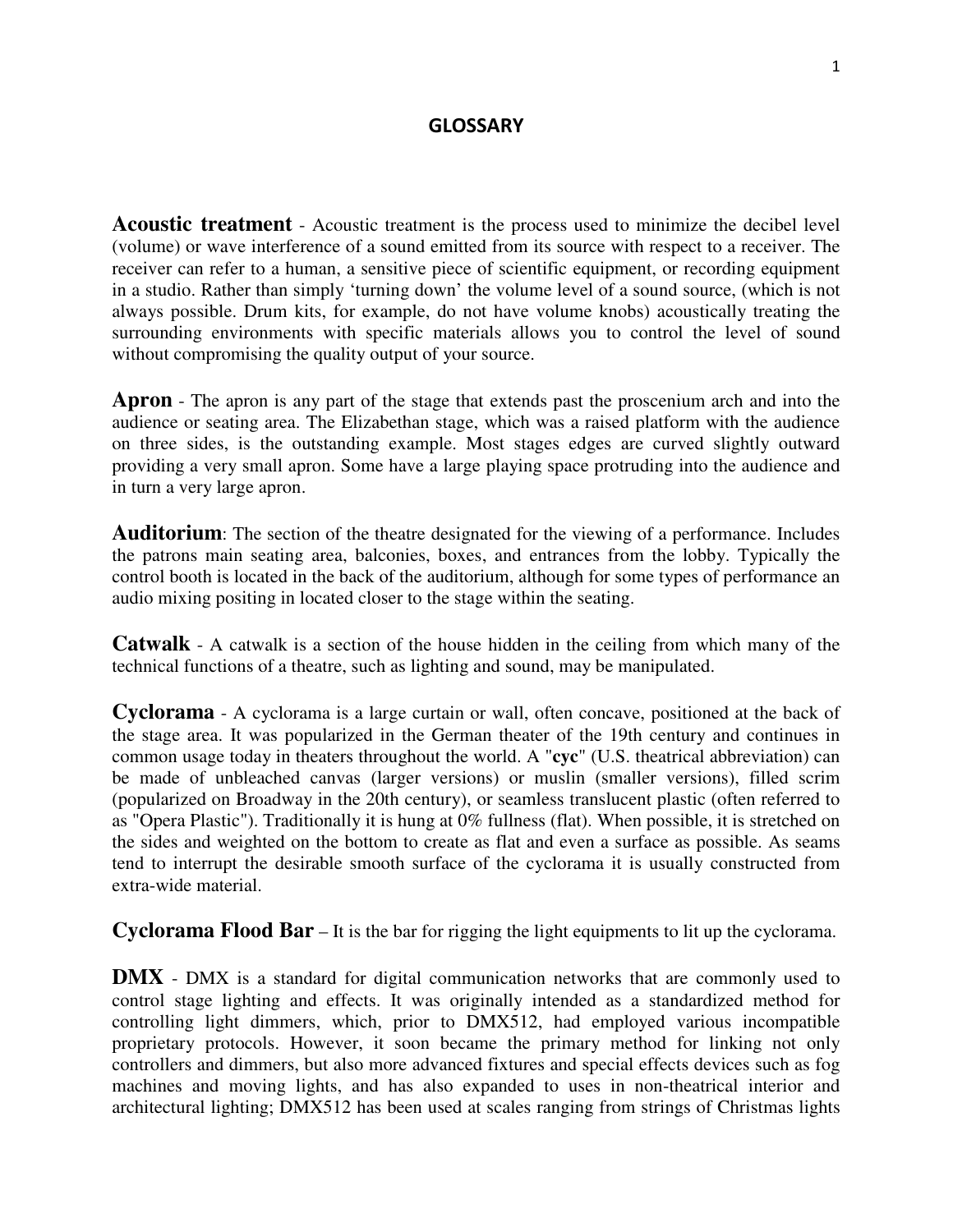## GLOSSARY

**Acoustic treatment** - Acoustic treatment is the process used to minimize the decibel level (volume) or wave interference of a sound emitted from its source with respect to a receiver. The receiver can refer to a human, a sensitive piece of scientific equipment, or recording equipment in a studio. Rather than simply 'turning down' the volume level of a sound source, (which is not always possible. Drum kits, for example, do not have volume knobs) acoustically treating the surrounding environments with specific materials allows you to control the level of sound without compromising the quality output of your source.

**Apron** - The apron is any part of the stage that extends past the proscenium arch and into the audience or seating area. The Elizabethan stage, which was a raised platform with the audience on three sides, is the outstanding example. Most stages edges are curved slightly outward providing a very small apron. Some have a large playing space protruding into the audience and in turn a very large apron.

**Auditorium**: The section of the theatre designated for the viewing of a performance. Includes the patrons main seating area, balconies, boxes, and entrances from the lobby. Typically the control booth is located in the back of the auditorium, although for some types of performance an audio mixing positing in located closer to the stage within the seating.

**Catwalk** - A catwalk is a section of the house hidden in the ceiling from which many of the technical functions of a theatre, such as lighting and sound, may be manipulated.

**Cyclorama** - A cyclorama is a large curtain or wall, often concave, positioned at the back of the stage area. It was popularized in the German theater of the 19th century and continues in common usage today in theaters throughout the world. A "**cyc**" (U.S. theatrical abbreviation) can be made of unbleached canvas (larger versions) or muslin (smaller versions), filled scrim (popularized on Broadway in the 20th century), or seamless translucent plastic (often referred to as "Opera Plastic"). Traditionally it is hung at 0% fullness (flat). When possible, it is stretched on the sides and weighted on the bottom to create as flat and even a surface as possible. As seams tend to interrupt the desirable smooth surface of the cyclorama it is usually constructed from extra-wide material.

**Cyclorama Flood Bar** – It is the bar for rigging the light equipments to lit up the cyclorama.

**DMX** - DMX is a standard for digital communication networks that are commonly used to control stage lighting and effects. It was originally intended as a standardized method for controlling light dimmers, which, prior to DMX512, had employed various incompatible proprietary protocols. However, it soon became the primary method for linking not only controllers and dimmers, but also more advanced fixtures and special effects devices such as fog machines and moving lights, and has also expanded to uses in non-theatrical interior and architectural lighting; DMX512 has been used at scales ranging from strings of Christmas lights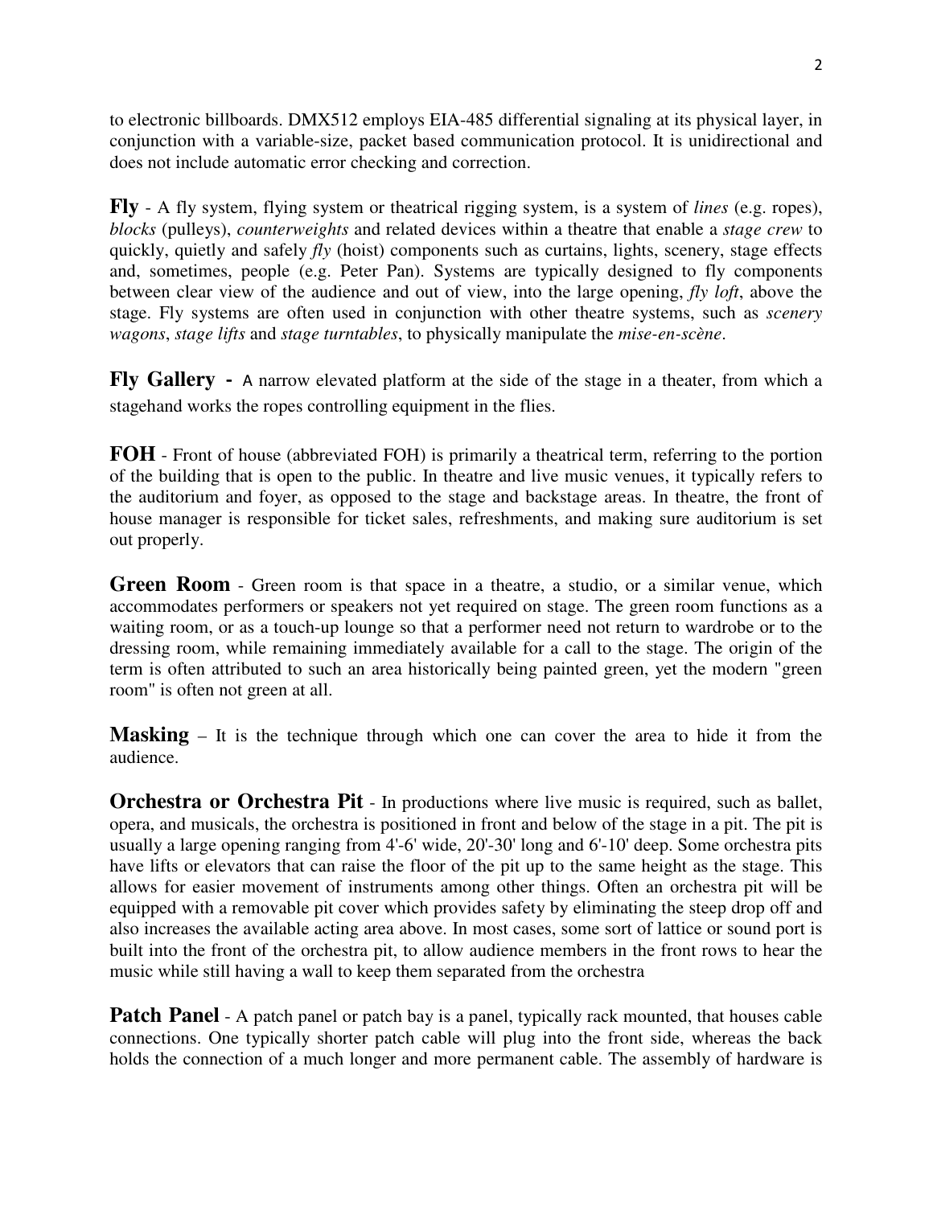to electronic billboards. DMX512 employs EIA-485 differential signaling at its physical layer, in conjunction with a variable-size, packet based communication protocol. It is unidirectional and does not include automatic error checking and correction.

**Fly** - A fly system, flying system or theatrical rigging system, is a system of *lines* (e.g. ropes), *blocks* (pulleys), *counterweights* and related devices within a theatre that enable a *stage crew* to quickly, quietly and safely *fly* (hoist) components such as curtains, lights, scenery, stage effects and, sometimes, people (e.g. Peter Pan). Systems are typically designed to fly components between clear view of the audience and out of view, into the large opening, *fly loft*, above the stage. Fly systems are often used in conjunction with other theatre systems, such as *scenery wagons*, *stage lifts* and *stage turntables*, to physically manipulate the *mise-en-scène*.

**Fly Gallery** - A narrow elevated platform at the side of the stage in a theater, from which a stagehand works the ropes controlling equipment in the flies.

**FOH** - Front of house (abbreviated FOH) is primarily a theatrical term, referring to the portion of the building that is open to the public. In theatre and live music venues, it typically refers to the auditorium and foyer, as opposed to the stage and backstage areas. In theatre, the front of house manager is responsible for ticket sales, refreshments, and making sure auditorium is set out properly.

**Green Room** - Green room is that space in a theatre, a studio, or a similar venue, which accommodates performers or speakers not yet required on stage. The green room functions as a waiting room, or as a touch-up lounge so that a performer need not return to wardrobe or to the dressing room, while remaining immediately available for a call to the stage. The origin of the term is often attributed to such an area historically being painted green, yet the modern "green room" is often not green at all.

**Masking** – It is the technique through which one can cover the area to hide it from the audience.

**Orchestra or Orchestra Pit** - In productions where live music is required, such as ballet, opera, and musicals, the orchestra is positioned in front and below of the stage in a pit. The pit is usually a large opening ranging from 4'-6' wide, 20'-30' long and 6'-10' deep. Some orchestra pits have lifts or elevators that can raise the floor of the pit up to the same height as the stage. This allows for easier movement of instruments among other things. Often an orchestra pit will be equipped with a removable pit cover which provides safety by eliminating the steep drop off and also increases the available acting area above. In most cases, some sort of lattice or sound port is built into the front of the orchestra pit, to allow audience members in the front rows to hear the music while still having a wall to keep them separated from the orchestra

**Patch Panel** - A patch panel or patch bay is a panel, typically rack mounted, that houses cable connections. One typically shorter patch cable will plug into the front side, whereas the back holds the connection of a much longer and more permanent cable. The assembly of hardware is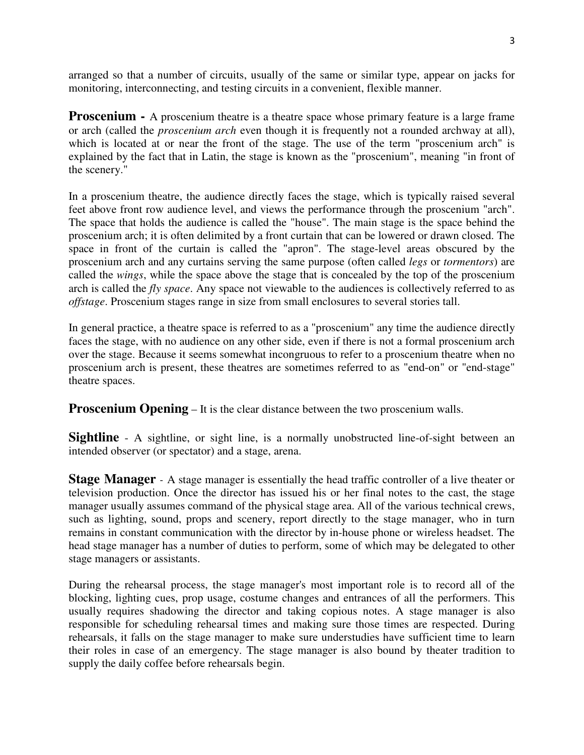arranged so that a number of circuits, usually of the same or similar type, appear on jacks for monitoring, interconnecting, and testing circuits in a convenient, flexible manner.

**Proscenium -** A proscenium theatre is a theatre space whose primary feature is a large frame or arch (called the *proscenium arch* even though it is frequently not a rounded archway at all), which is located at or near the front of the stage. The use of the term "proscenium arch" is explained by the fact that in Latin, the stage is known as the "proscenium", meaning "in front of the scenery."

In a proscenium theatre, the audience directly faces the stage, which is typically raised several feet above front row audience level, and views the performance through the proscenium "arch". The space that holds the audience is called the "house". The main stage is the space behind the proscenium arch; it is often delimited by a front curtain that can be lowered or drawn closed. The space in front of the curtain is called the "apron". The stage-level areas obscured by the proscenium arch and any curtains serving the same purpose (often called *legs* or *tormentors*) are called the *wings*, while the space above the stage that is concealed by the top of the proscenium arch is called the *fly space*. Any space not viewable to the audiences is collectively referred to as *offstage*. Proscenium stages range in size from small enclosures to several stories tall.

In general practice, a theatre space is referred to as a "proscenium" any time the audience directly faces the stage, with no audience on any other side, even if there is not a formal proscenium arch over the stage. Because it seems somewhat incongruous to refer to a proscenium theatre when no proscenium arch is present, these theatres are sometimes referred to as "end-on" or "end-stage" theatre spaces.

**Proscenium Opening** – It is the clear distance between the two proscenium walls.

**Sightline** - A sightline, or sight line, is a normally unobstructed line-of-sight between an intended observer (or spectator) and a stage, arena.

**Stage Manager** - A stage manager is essentially the head traffic controller of a live theater or television production. Once the director has issued his or her final notes to the cast, the stage manager usually assumes command of the physical stage area. All of the various technical crews, such as lighting, sound, props and scenery, report directly to the stage manager, who in turn remains in constant communication with the director by in-house phone or wireless headset. The head stage manager has a number of duties to perform, some of which may be delegated to other stage managers or assistants.

During the rehearsal process, the stage manager's most important role is to record all of the blocking, lighting cues, prop usage, costume changes and entrances of all the performers. This usually requires shadowing the director and taking copious notes. A stage manager is also responsible for scheduling rehearsal times and making sure those times are respected. During rehearsals, it falls on the stage manager to make sure understudies have sufficient time to learn their roles in case of an emergency. The stage manager is also bound by theater tradition to supply the daily coffee before rehearsals begin.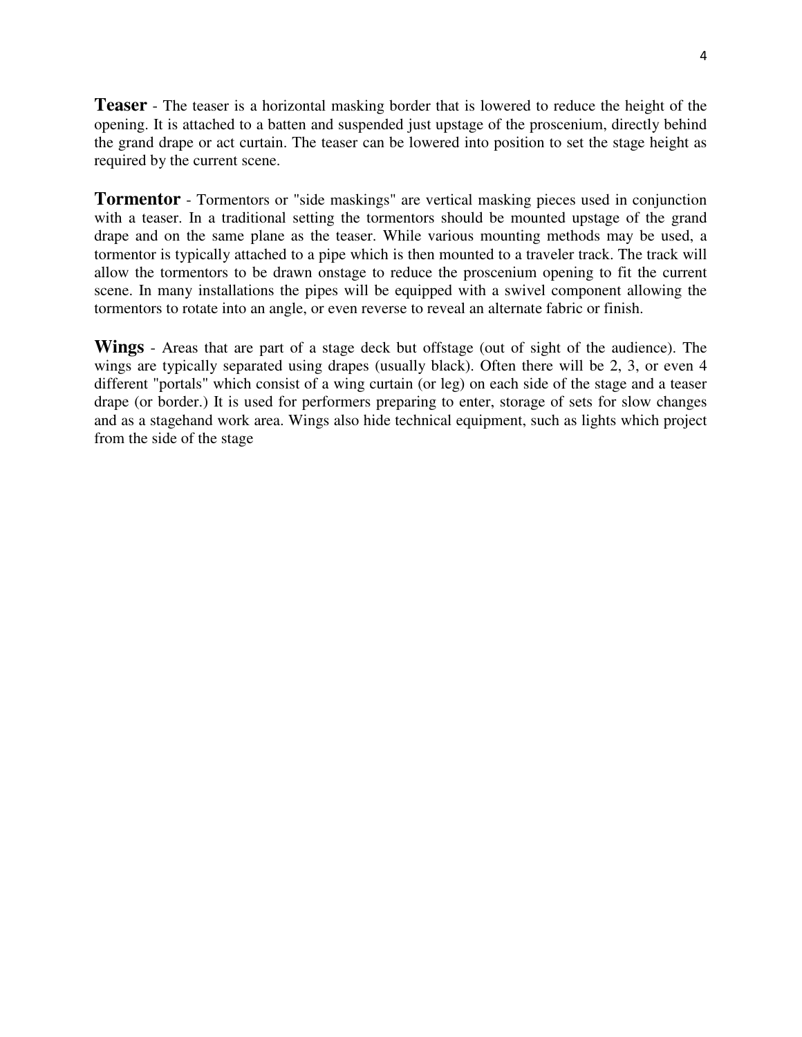**Teaser** - The teaser is a horizontal masking border that is lowered to reduce the height of the opening. It is attached to a batten and suspended just upstage of the proscenium, directly behind the grand drape or act curtain. The teaser can be lowered into position to set the stage height as required by the current scene.

**Tormentor** - Tormentors or "side maskings" are vertical masking pieces used in conjunction with a teaser. In a traditional setting the tormentors should be mounted upstage of the grand drape and on the same plane as the teaser. While various mounting methods may be used, a tormentor is typically attached to a pipe which is then mounted to a traveler track. The track will allow the tormentors to be drawn onstage to reduce the proscenium opening to fit the current scene. In many installations the pipes will be equipped with a swivel component allowing the tormentors to rotate into an angle, or even reverse to reveal an alternate fabric or finish.

**Wings** - Areas that are part of a stage deck but offstage (out of sight of the audience). The wings are typically separated using drapes (usually black). Often there will be 2, 3, or even 4 different "portals" which consist of a wing curtain (or leg) on each side of the stage and a teaser drape (or border.) It is used for performers preparing to enter, storage of sets for slow changes and as a stagehand work area. Wings also hide technical equipment, such as lights which project from the side of the stage